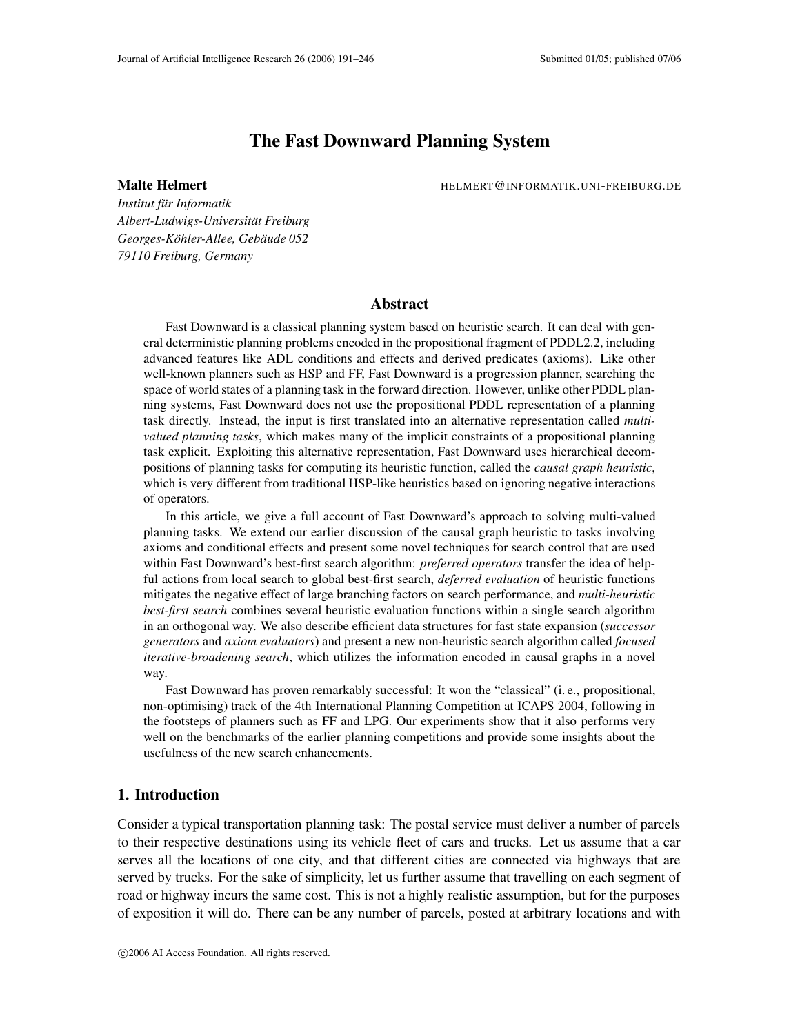# The Fast Downward Planning System

**Malte Helmert** HELMERT@INFORMATIK.UNI-FREIBURG.DE

*Institut für Informatik*
*Albert-Ludwigs-Universität Freiburg*
*Georges-Köhler-Allee, Gebäude 052*
*79110 Freiburg, Germany*

## Abstract

Fast Downward is a classical planning system based on heuristic search. It can deal with general deterministic planning problems encoded in the propositional fragment of PDDL2.2, including advanced features like ADL conditions and effects and derived predicates (axioms). Like other well-known planners such as HSP and FF, Fast Downward is a progression planner, searching the space of world states of a planning task in the forward direction. However, unlike other PDDL planning systems, Fast Downward does not use the propositional PDDL representation of a planning task directly. Instead, the input is first translated into an alternative representation called *multi-valued planning tasks*, which makes many of the implicit constraints of a propositional planning task explicit. Exploiting this alternative representation, Fast Downward uses hierarchical decompositions of planning tasks for computing its heuristic function, called the *causal graph heuristic*, which is very different from traditional HSP-like heuristics based on ignoring negative interactions of operators.

In this article, we give a full account of Fast Downward's approach to solving multi-valued planning tasks. We extend our earlier discussion of the causal graph heuristic to tasks involving axioms and conditional effects and present some novel techniques for search control that are used within Fast Downward's best-first search algorithm: *preferred operators* transfer the idea of helpful actions from local search to global best-first search, *deferred evaluation* of heuristic functions mitigates the negative effect of large branching factors on search performance, and *multi-heuristic best-first search* combines several heuristic evaluation functions within a single search algorithm in an orthogonal way. We also describe efficient data structures for fast state expansion (*successor generators* and *axiom evaluators*) and present a new non-heuristic search algorithm called *focused iterative-broadening search*, which utilizes the information encoded in causal graphs in a novel way.

Fast Downward has proven remarkably successful: It won the "classical" (i. e., propositional, non-optimising) track of the 4th International Planning Competition at ICAPS 2004, following in the footsteps of planners such as FF and LPG. Our experiments show that it also performs very well on the benchmarks of the earlier planning competitions and provide some insights about the usefulness of the new search enhancements.

## 1. Introduction

Consider a typical transportation planning task: The postal service must deliver a number of parcels to their respective destinations using its vehicle fleet of cars and trucks. Let us assume that a car serves all the locations of one city, and that different cities are connected via highways that are served by trucks. For the sake of simplicity, let us further assume that travelling on each segment of road or highway incurs the same cost. This is not a highly realistic assumption, but for the purposes of exposition it will do. There can be any number of parcels, posted at arbitrary locations and with

©2006 AI Access Foundation. All rights reserved.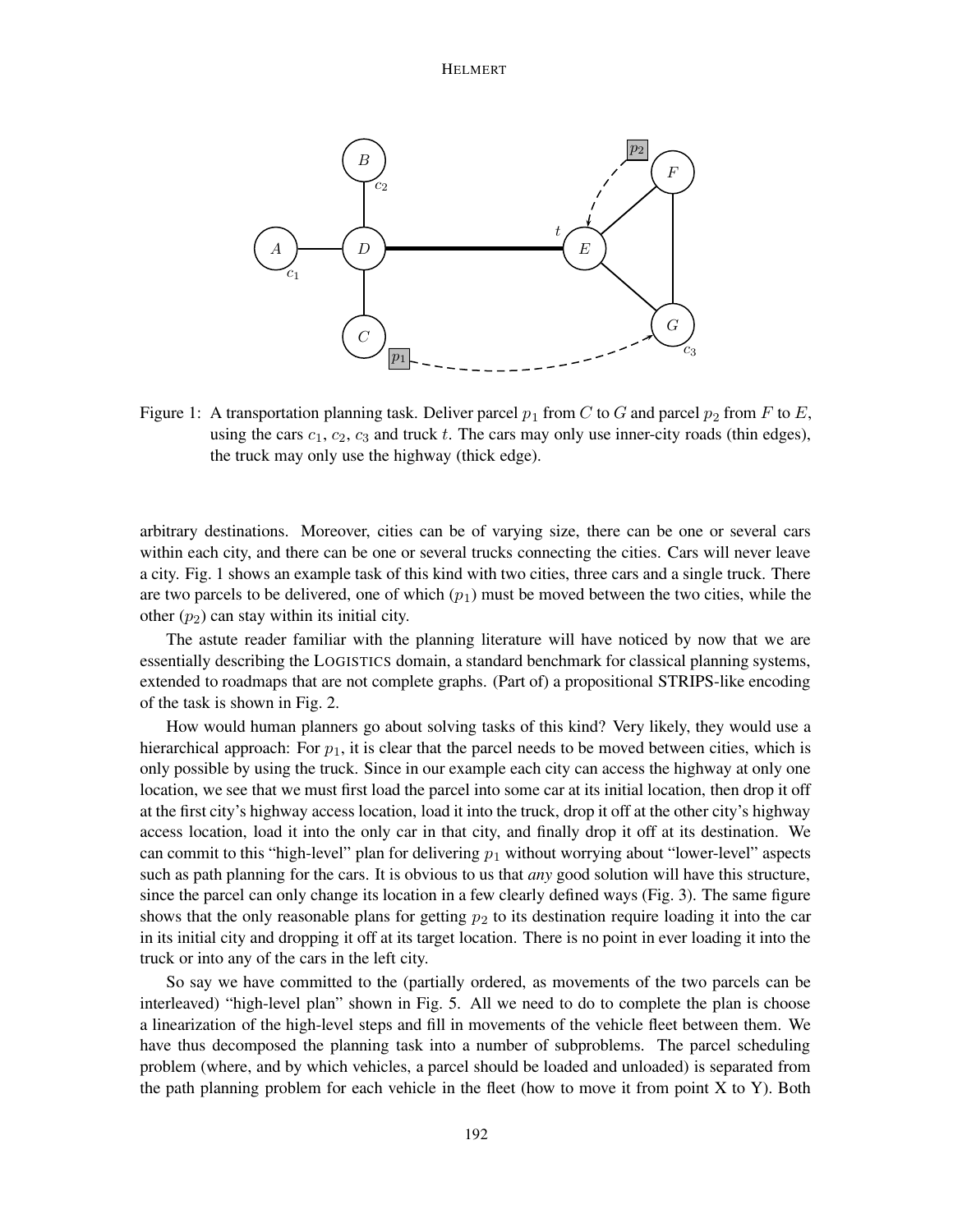Figure 1: A transportation planning task. Deliver parcel $p_1$ from $C$ to $G$ and parcel $p_2$ from $F$ to $E$, using the cars $c_1$, $c_2$, $c_3$ and truck $t$. The cars may only use inner-city roads (thin edges), the truck may only use the highway (thick edge).

arbitrary destinations. Moreover, cities can be of varying size, there can be one or several cars within each city, and there can be one or several trucks connecting the cities. Cars will never leave a city. Fig. 1 shows an example task of this kind with two cities, three cars and a single truck. There are two parcels to be delivered, one of which ($p_1$) must be moved between the two cities, while the other ($p_2$) can stay within its initial city.

The astute reader familiar with the planning literature will have noticed by now that we are essentially describing the LOGISTICS domain, a standard benchmark for classical planning systems, extended to roadmaps that are not complete graphs. (Part of) a propositional STRIPS-like encoding of the task is shown in Fig. 2.

How would human planners go about solving tasks of this kind? Very likely, they would use a hierarchical approach: For $p_1$, it is clear that the parcel needs to be moved between cities, which is only possible by using the truck. Since in our example each city can access the highway at only one location, we see that we must first load the parcel into some car at its initial location, then drop it off at the first city's highway access location, load it into the truck, drop it off at the other city's highway access location, load it into the only car in that city, and finally drop it off at its destination. We can commit to this "high-level" plan for delivering $p_1$ without worrying about "lower-level" aspects such as path planning for the cars. It is obvious to us that *any* good solution will have this structure, since the parcel can only change its location in a few clearly defined ways (Fig. 3). The same figure shows that the only reasonable plans for getting $p_2$ to its destination require loading it into the car in its initial city and dropping it off at its target location. There is no point in ever loading it into the truck or into any of the cars in the left city.

So say we have committed to the (partially ordered, as movements of the two parcels can be interleaved) "high-level plan" shown in Fig. 5. All we need to do to complete the plan is choose a linearization of the high-level steps and fill in movements of the vehicle fleet between them. We have thus decomposed the planning task into a number of subproblems. The parcel scheduling problem (where, and by which vehicles, a parcel should be loaded and unloaded) is separated from the path planning problem for each vehicle in the fleet (how to move it from point X to Y). Both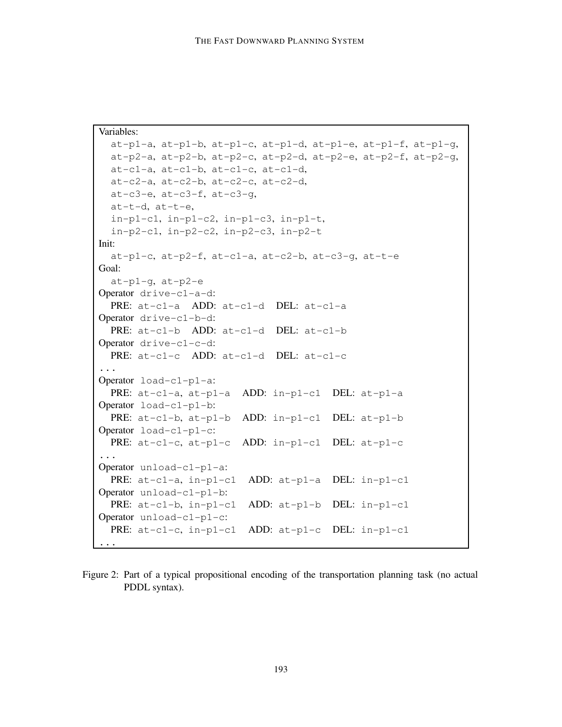```
Variables:
  at-p1-a, at-p1-b, at-p1-c, at-p1-d, at-p1-e, at-p1-f, at-p1-g,
  at-p2-a, at-p2-b, at-p2-c, at-p2-d, at-p2-e, at-p2-f, at-p2-g,
  at-c1-a, at-c1-b, at-c1-c, at-c1-d,
  at-c2-a, at-c2-b, at-c2-c, at-c2-d,
  at-c3-e, at-c3-f, at-c3-g,
  at-t-d, at-t-e,
  in-p1-c1, in-p1-c2, in-p1-c3, in-p1-t,
  in-p2-c1, in-p2-c2, in-p2-c3, in-p2-t
Init:
  at-p1-c, at-p2-f, at-c1-a, at-c2-b, at-c3-g, at-t-e
Goal:
  at-p1-g, at-p2-e
Operator drive-c1-a-d:
  PRE: at-c1-a  ADD: at-c1-d  DEL: at-c1-a
Operator drive-c1-b-d:
  PRE: at-c1-b  ADD: at-c1-d  DEL: at-c1-b
Operator drive-c1-c-d:
  PRE: at-c1-c  ADD: at-c1-d  DEL: at-c1-c
...
Operator load-c1-p1-a:
  PRE: at-c1-a, at-p1-a  ADD: in-p1-c1  DEL: at-p1-a
Operator load-c1-p1-b:
  PRE: at-c1-b, at-p1-b  ADD: in-p1-c1  DEL: at-p1-b
Operator load-c1-p1-c:
  PRE: at-c1-c, at-p1-c  ADD: in-p1-c1  DEL: at-p1-c
...
Operator unload-c1-p1-a:
  PRE: at-c1-a, in-p1-c1  ADD: at-p1-a  DEL: in-p1-c1
Operator unload-c1-p1-b:
  PRE: at-c1-b, in-p1-c1  ADD: at-p1-b  DEL: in-p1-c1
Operator unload-c1-p1-c:
  PRE: at-c1-c, in-p1-c1  ADD: at-p1-c  DEL: in-p1-c1
...
```

Figure 2: Part of a typical propositional encoding of the transportation planning task (no actual PDDL syntax).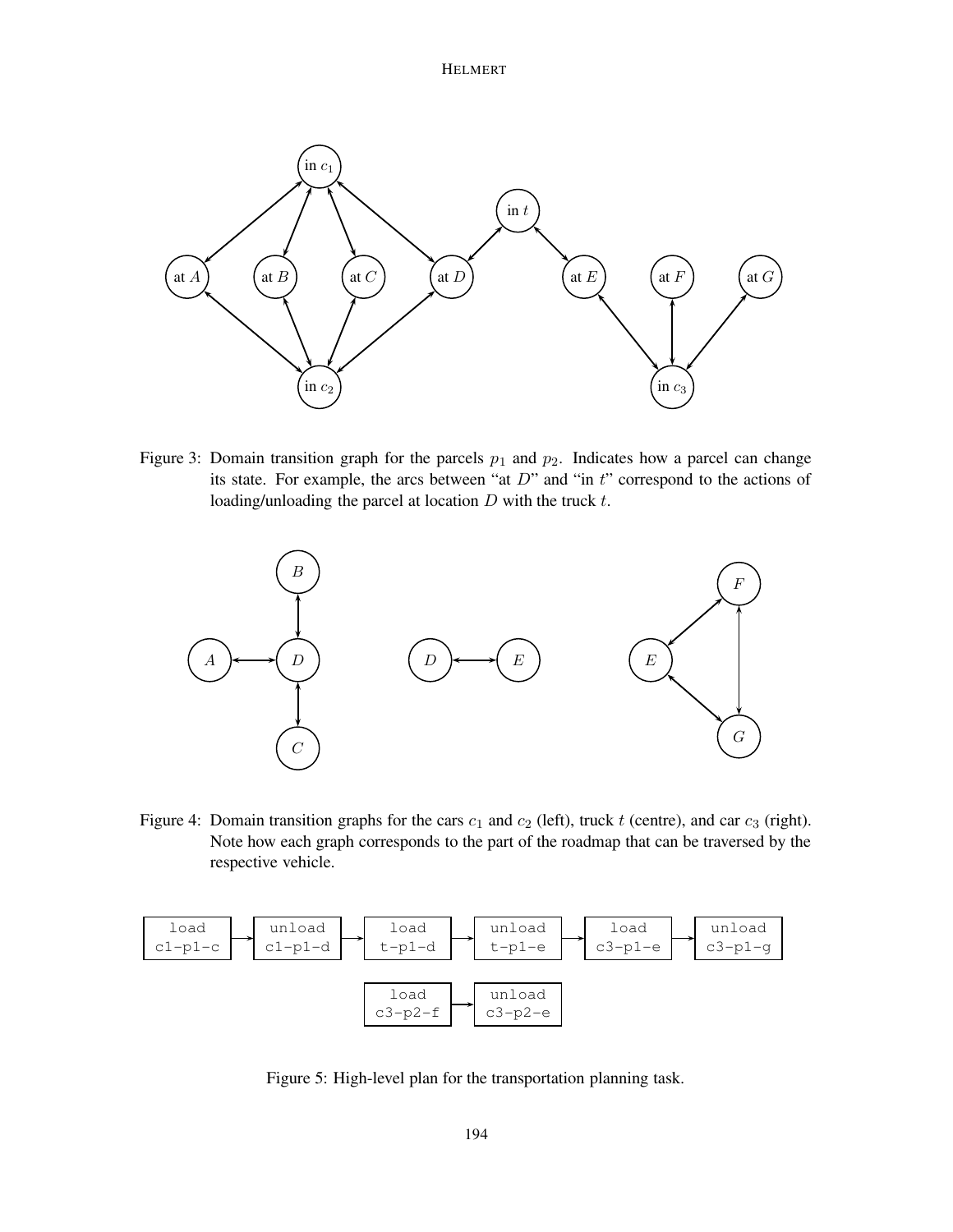Figure 3: Domain transition graph for the parcels $p_1$ and $p_2$. Indicates how a parcel can change its state. For example, the arcs between "at $D$" and "in $t$" correspond to the actions of loading/unloading the parcel at location $D$ with the truck $t$.

Figure 4: Domain transition graphs for the cars $c_1$ and $c_2$ (left), truck $t$ (centre), and car $c_3$ (right). Note how each graph corresponds to the part of the roadmap that can be traversed by the respective vehicle.

Figure 5: High-level plan for the transportation planning task.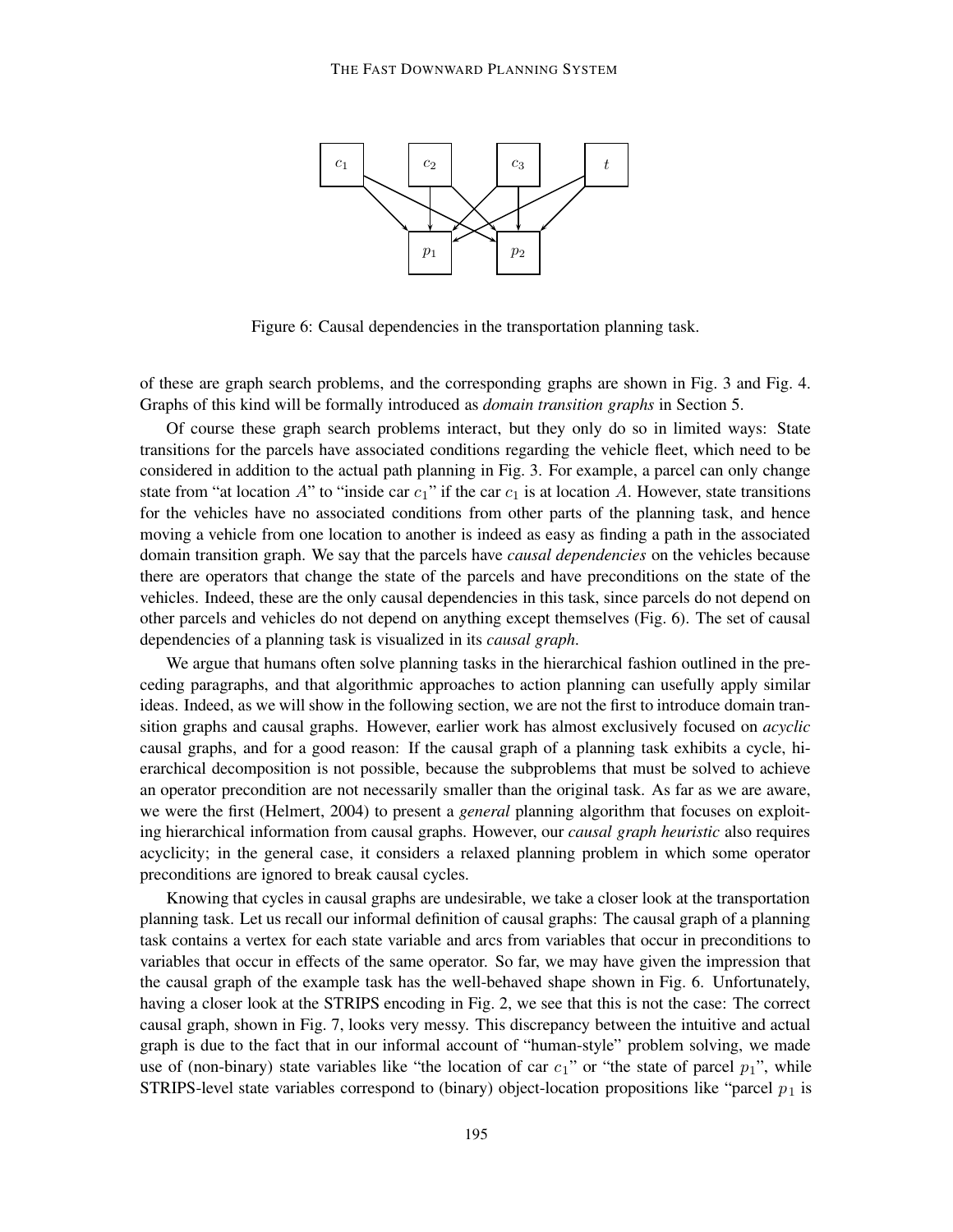Figure 6: Causal dependencies in the transportation planning task.

of these are graph search problems, and the corresponding graphs are shown in Fig. 3 and Fig. 4. Graphs of this kind will be formally introduced as *domain transition graphs* in Section 5.

Of course these graph search problems interact, but they only do so in limited ways: State transitions for the parcels have associated conditions regarding the vehicle fleet, which need to be considered in addition to the actual path planning in Fig. 3. For example, a parcel can only change state from "at location $A$" to "inside car $c_1$" if the car $c_1$ is at location $A$. However, state transitions for the vehicles have no associated conditions from other parts of the planning task, and hence moving a vehicle from one location to another is indeed as easy as finding a path in the associated domain transition graph. We say that the parcels have *causal dependencies* on the vehicles because there are operators that change the state of the parcels and have preconditions on the state of the vehicles. Indeed, these are the only causal dependencies in this task, since parcels do not depend on other parcels and vehicles do not depend on anything except themselves (Fig. 6). The set of causal dependencies of a planning task is visualized in its *causal graph*.

We argue that humans often solve planning tasks in the hierarchical fashion outlined in the preceding paragraphs, and that algorithmic approaches to action planning can usefully apply similar ideas. Indeed, as we will show in the following section, we are not the first to introduce domain transition graphs and causal graphs. However, earlier work has almost exclusively focused on *acyclic* causal graphs, and for a good reason: If the causal graph of a planning task exhibits a cycle, hierarchical decomposition is not possible, because the subproblems that must be solved to achieve an operator precondition are not necessarily smaller than the original task. As far as we are aware, we were the first (Helmert, 2004) to present a *general* planning algorithm that focuses on exploiting hierarchical information from causal graphs. However, our *causal graph heuristic* also requires acyclicity; in the general case, it considers a relaxed planning problem in which some operator preconditions are ignored to break causal cycles.

Knowing that cycles in causal graphs are undesirable, we take a closer look at the transportation planning task. Let us recall our informal definition of causal graphs: The causal graph of a planning task contains a vertex for each state variable and arcs from variables that occur in preconditions to variables that occur in effects of the same operator. So far, we may have given the impression that the causal graph of the example task has the well-behaved shape shown in Fig. 6. Unfortunately, having a closer look at the STRIPS encoding in Fig. 2, we see that this is not the case: The correct causal graph, shown in Fig. 7, looks very messy. This discrepancy between the intuitive and actual graph is due to the fact that in our informal account of "human-style" problem solving, we made use of (non-binary) state variables like "the location of car $c_1$" or "the state of parcel $p_1$", while STRIPS-level state variables correspond to (binary) object-location propositions like "parcel $p_1$ is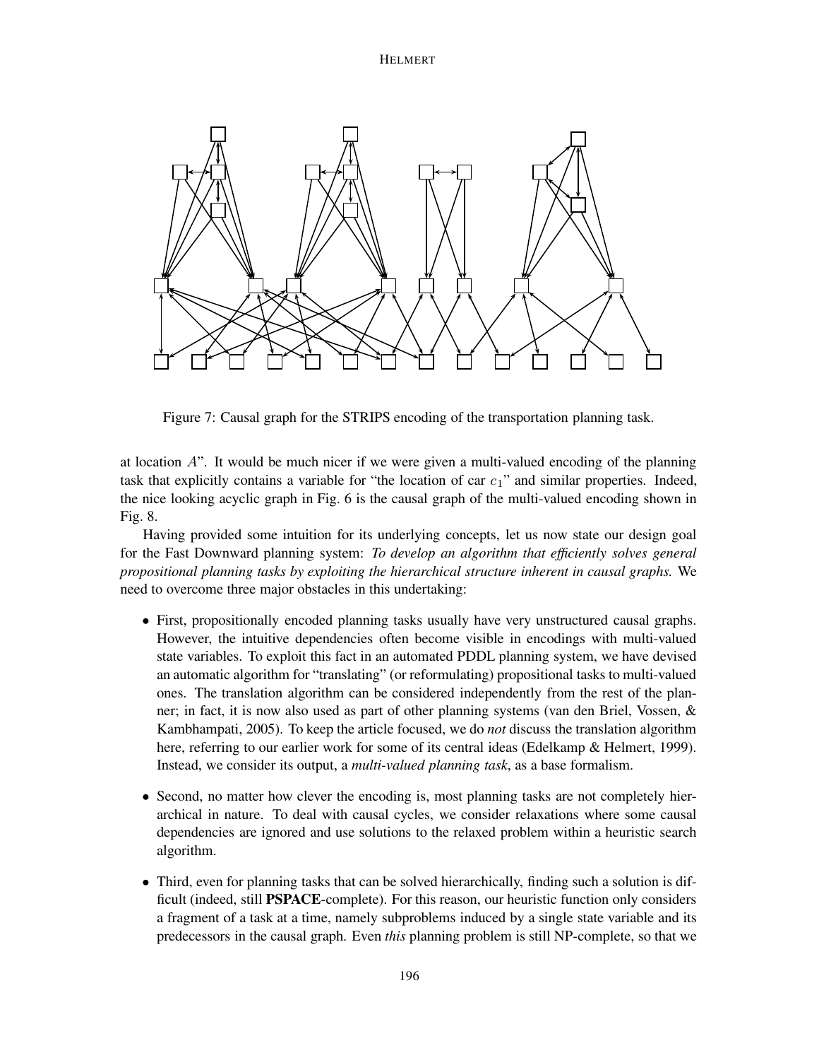Figure 7: Causal graph for the STRIPS encoding of the transportation planning task.

at location $A$". It would be much nicer if we were given a multi-valued encoding of the planning task that explicitly contains a variable for "the location of car $c_1$" and similar properties. Indeed, the nice looking acyclic graph in Fig. 6 is the causal graph of the multi-valued encoding shown in Fig. 8.

Having provided some intuition for its underlying concepts, let us now state our design goal for the Fast Downward planning system: *To develop an algorithm that efficiently solves general propositional planning tasks by exploiting the hierarchical structure inherent in causal graphs.* We need to overcome three major obstacles in this undertaking:

- First, propositionally encoded planning tasks usually have very unstructured causal graphs. However, the intuitive dependencies often become visible in encodings with multi-valued state variables. To exploit this fact in an automated PDDL planning system, we have devised an automatic algorithm for "translating" (or reformulating) propositional tasks to multi-valued ones. The translation algorithm can be considered independently from the rest of the planner; in fact, it is now also used as part of other planning systems (van den Briel, Vossen, & Kambhampati, 2005). To keep the article focused, we do *not* discuss the translation algorithm here, referring to our earlier work for some of its central ideas (Edelkamp & Helmert, 1999). Instead, we consider its output, a *multi-valued planning task*, as a base formalism.

- Second, no matter how clever the encoding is, most planning tasks are not completely hierarchical in nature. To deal with causal cycles, we consider relaxations where some causal dependencies are ignored and use solutions to the relaxed problem within a heuristic search algorithm.

- Third, even for planning tasks that can be solved hierarchically, finding such a solution is difficult (indeed, still **PSPACE**-complete). For this reason, our heuristic function only considers a fragment of a task at a time, namely subproblems induced by a single state variable and its predecessors in the causal graph. Even *this* planning problem is still NP-complete, so that we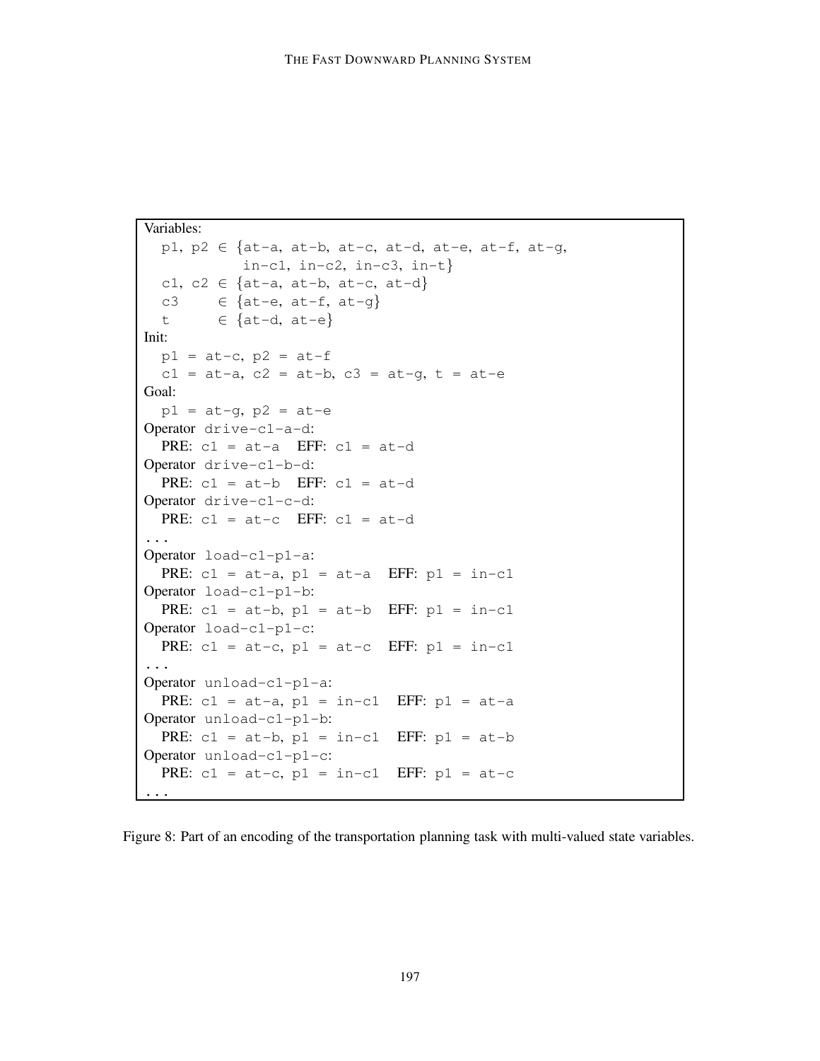```
Variables:
  p1, p2 ∈ {at-a, at-b, at-c, at-d, at-e, at-f, at-g,
            in-c1, in-c2, in-c3, in-t}
  c1, c2 ∈ {at-a, at-b, at-c, at-d}
  c3     ∈ {at-e, at-f, at-g}
  t      ∈ {at-d, at-e}
Init:
  p1 = at-c, p2 = at-f
  c1 = at-a, c2 = at-b, c3 = at-g, t = at-e
Goal:
  p1 = at-g, p2 = at-e
Operator drive-c1-a-d:
  PRE: c1 = at-a  EFF: c1 = at-d
Operator drive-c1-b-d:
  PRE: c1 = at-b  EFF: c1 = at-d
Operator drive-c1-c-d:
  PRE: c1 = at-c  EFF: c1 = at-d
...
Operator load-c1-p1-a:
  PRE: c1 = at-a, p1 = at-a  EFF: p1 = in-c1
Operator load-c1-p1-b:
  PRE: c1 = at-b, p1 = at-b  EFF: p1 = in-c1
Operator load-c1-p1-c:
  PRE: c1 = at-c, p1 = at-c  EFF: p1 = in-c1
...
Operator unload-c1-p1-a:
  PRE: c1 = at-a, p1 = in-c1  EFF: p1 = at-a
Operator unload-c1-p1-b:
  PRE: c1 = at-b, p1 = in-c1  EFF: p1 = at-b
Operator unload-c1-p1-c:
  PRE: c1 = at-c, p1 = in-c1  EFF: p1 = at-c
...
```

Figure 8: Part of an encoding of the transportation planning task with multi-valued state variables.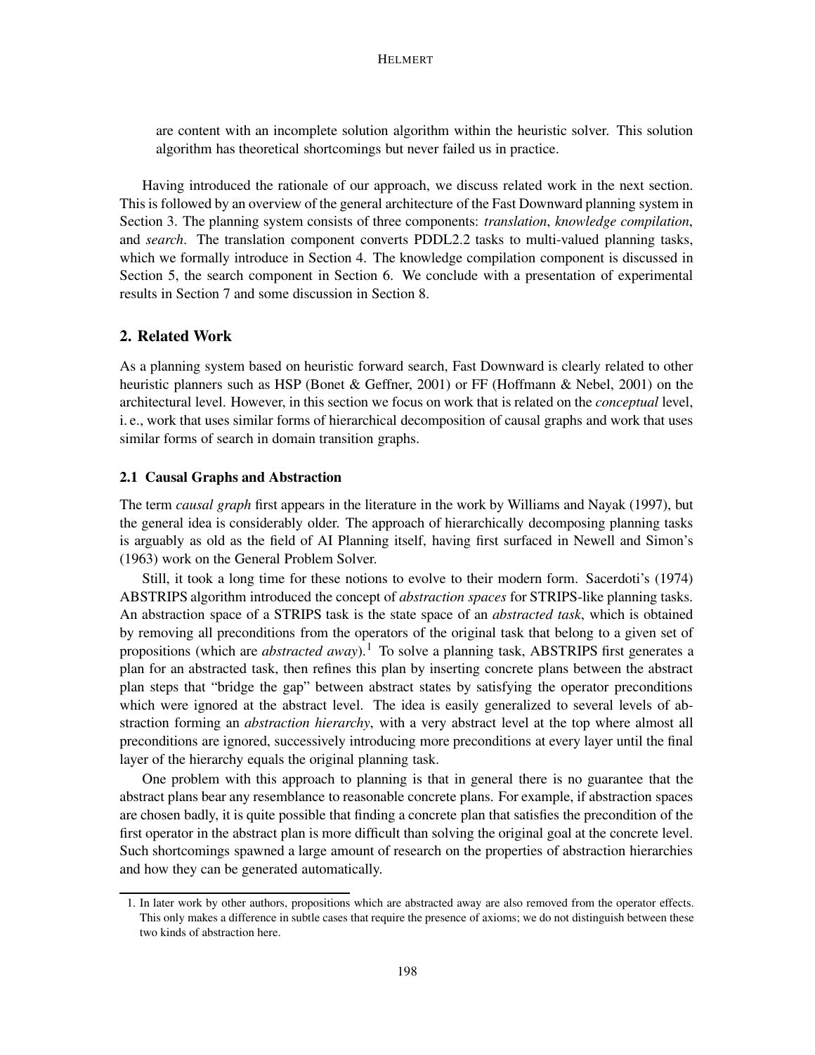are content with an incomplete solution algorithm within the heuristic solver. This solution algorithm has theoretical shortcomings but never failed us in practice.

Having introduced the rationale of our approach, we discuss related work in the next section. This is followed by an overview of the general architecture of the Fast Downward planning system in Section 3. The planning system consists of three components: *translation*, *knowledge compilation*, and *search*. The translation component converts PDDL2.2 tasks to multi-valued planning tasks, which we formally introduce in Section 4. The knowledge compilation component is discussed in Section 5, the search component in Section 6. We conclude with a presentation of experimental results in Section 7 and some discussion in Section 8.

## 2. Related Work

As a planning system based on heuristic forward search, Fast Downward is clearly related to other heuristic planners such as HSP (Bonet & Geffner, 2001) or FF (Hoffmann & Nebel, 2001) on the architectural level. However, in this section we focus on work that is related on the *conceptual* level, i. e., work that uses similar forms of hierarchical decomposition of causal graphs and work that uses similar forms of search in domain transition graphs.

### 2.1 Causal Graphs and Abstraction

The term *causal graph* first appears in the literature in the work by Williams and Nayak (1997), but the general idea is considerably older. The approach of hierarchically decomposing planning tasks is arguably as old as the field of AI Planning itself, having first surfaced in Newell and Simon's (1963) work on the General Problem Solver.

Still, it took a long time for these notions to evolve to their modern form. Sacerdoti's (1974) ABSTRIPS algorithm introduced the concept of *abstraction spaces* for STRIPS-like planning tasks. An abstraction space of a STRIPS task is the state space of an *abstracted task*, which is obtained by removing all preconditions from the operators of the original task that belong to a given set of propositions (which are *abstracted away*).[1] To solve a planning task, ABSTRIPS first generates a plan for an abstracted task, then refines this plan by inserting concrete plans between the abstract plan steps that "bridge the gap" between abstract states by satisfying the operator preconditions which were ignored at the abstract level. The idea is easily generalized to several levels of abstraction forming an *abstraction hierarchy*, with a very abstract level at the top where almost all preconditions are ignored, successively introducing more preconditions at every layer until the final layer of the hierarchy equals the original planning task.

One problem with this approach to planning is that in general there is no guarantee that the abstract plans bear any resemblance to reasonable concrete plans. For example, if abstraction spaces are chosen badly, it is quite possible that finding a concrete plan that satisfies the precondition of the first operator in the abstract plan is more difficult than solving the original goal at the concrete level. Such shortcomings spawned a large amount of research on the properties of abstraction hierarchies and how they can be generated automatically.

1. In later work by other authors, propositions which are abstracted away are also removed from the operator effects. This only makes a difference in subtle cases that require the presence of axioms; we do not distinguish between these two kinds of abstraction here.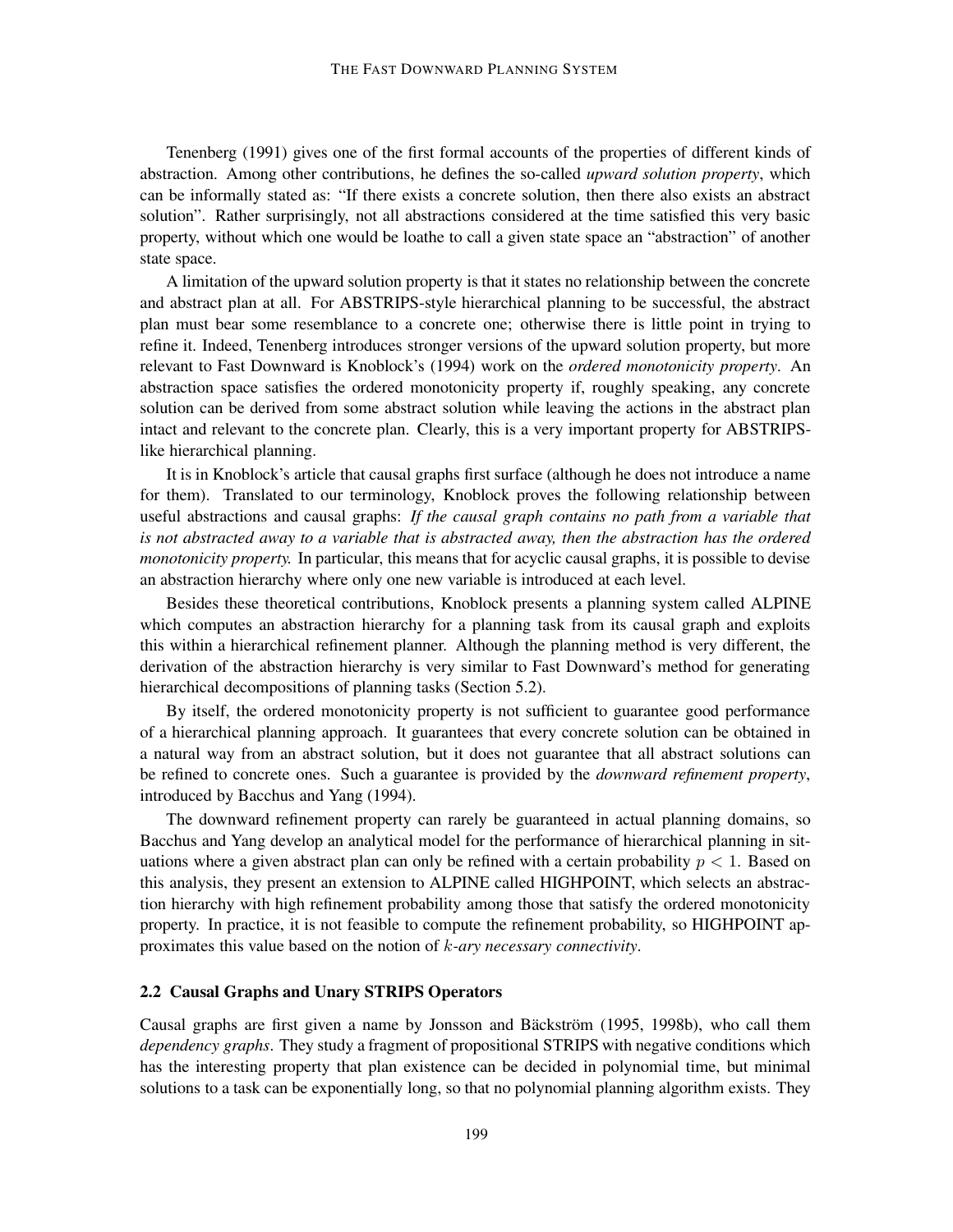Tenenberg (1991) gives one of the first formal accounts of the properties of different kinds of abstraction. Among other contributions, he defines the so-called *upward solution property*, which can be informally stated as: "If there exists a concrete solution, then there also exists an abstract solution". Rather surprisingly, not all abstractions considered at the time satisfied this very basic property, without which one would be loathe to call a given state space an "abstraction" of another state space.

A limitation of the upward solution property is that it states no relationship between the concrete and abstract plan at all. For ABSTRIPS-style hierarchical planning to be successful, the abstract plan must bear some resemblance to a concrete one; otherwise there is little point in trying to refine it. Indeed, Tenenberg introduces stronger versions of the upward solution property, but more relevant to Fast Downward is Knoblock's (1994) work on the *ordered monotonicity property*. An abstraction space satisfies the ordered monotonicity property if, roughly speaking, any concrete solution can be derived from some abstract solution while leaving the actions in the abstract plan intact and relevant to the concrete plan. Clearly, this is a very important property for ABSTRIPS-like hierarchical planning.

It is in Knoblock's article that causal graphs first surface (although he does not introduce a name for them). Translated to our terminology, Knoblock proves the following relationship between useful abstractions and causal graphs: *If the causal graph contains no path from a variable that is not abstracted away to a variable that is abstracted away, then the abstraction has the ordered monotonicity property.* In particular, this means that for acyclic causal graphs, it is possible to devise an abstraction hierarchy where only one new variable is introduced at each level.

Besides these theoretical contributions, Knoblock presents a planning system called ALPINE which computes an abstraction hierarchy for a planning task from its causal graph and exploits this within a hierarchical refinement planner. Although the planning method is very different, the derivation of the abstraction hierarchy is very similar to Fast Downward's method for generating hierarchical decompositions of planning tasks (Section 5.2).

By itself, the ordered monotonicity property is not sufficient to guarantee good performance of a hierarchical planning approach. It guarantees that every concrete solution can be obtained in a natural way from an abstract solution, but it does not guarantee that all abstract solutions can be refined to concrete ones. Such a guarantee is provided by the *downward refinement property*, introduced by Bacchus and Yang (1994).

The downward refinement property can rarely be guaranteed in actual planning domains, so Bacchus and Yang develop an analytical model for the performance of hierarchical planning in situations where a given abstract plan can only be refined with a certain probability $p < 1$. Based on this analysis, they present an extension to ALPINE called HIGHPOINT, which selects an abstraction hierarchy with high refinement probability among those that satisfy the ordered monotonicity property. In practice, it is not feasible to compute the refinement probability, so HIGHPOINT approximates this value based on the notion of *$k$-ary necessary connectivity*.

### 2.2 Causal Graphs and Unary STRIPS Operators

Causal graphs are first given a name by Jonsson and Bäckström (1995, 1998b), who call them *dependency graphs*. They study a fragment of propositional STRIPS with negative conditions which has the interesting property that plan existence can be decided in polynomial time, but minimal solutions to a task can be exponentially long, so that no polynomial planning algorithm exists. They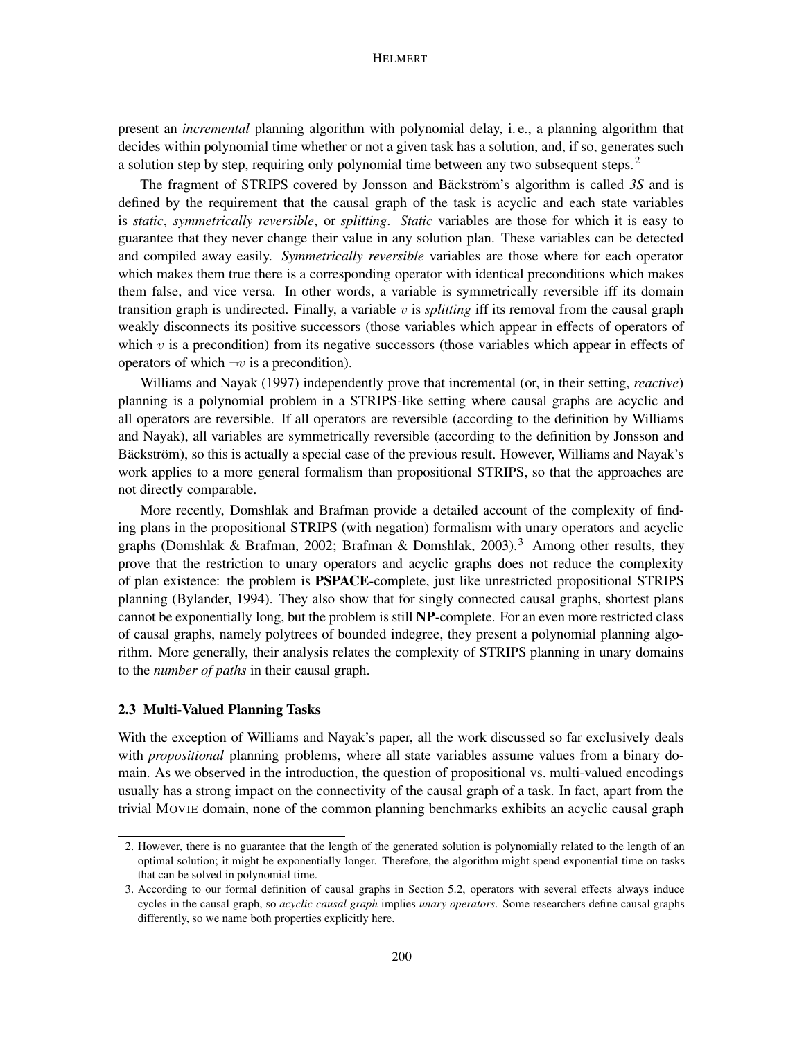present an *incremental* planning algorithm with polynomial delay, i. e., a planning algorithm that decides within polynomial time whether or not a given task has a solution, and, if so, generates such a solution step by step, requiring only polynomial time between any two subsequent steps.[2]

The fragment of STRIPS covered by Jonsson and Bäckström's algorithm is called *3S* and is defined by the requirement that the causal graph of the task is acyclic and each state variables is *static*, *symmetrically reversible*, or *splitting*. *Static* variables are those for which it is easy to guarantee that they never change their value in any solution plan. These variables can be detected and compiled away easily. *Symmetrically reversible* variables are those where for each operator which makes them true there is a corresponding operator with identical preconditions which makes them false, and vice versa. In other words, a variable is symmetrically reversible iff its domain transition graph is undirected. Finally, a variable $v$ is *splitting* iff its removal from the causal graph weakly disconnects its positive successors (those variables which appear in effects of operators of which $v$ is a precondition) from its negative successors (those variables which appear in effects of operators of which $\neg v$ is a precondition).

Williams and Nayak (1997) independently prove that incremental (or, in their setting, *reactive*) planning is a polynomial problem in a STRIPS-like setting where causal graphs are acyclic and all operators are reversible. If all operators are reversible (according to the definition by Williams and Nayak), all variables are symmetrically reversible (according to the definition by Jonsson and Bäckström), so this is actually a special case of the previous result. However, Williams and Nayak's work applies to a more general formalism than propositional STRIPS, so that the approaches are not directly comparable.

More recently, Domshlak and Brafman provide a detailed account of the complexity of finding plans in the propositional STRIPS (with negation) formalism with unary operators and acyclic graphs (Domshlak & Brafman, 2002; Brafman & Domshlak, 2003).[3] Among other results, they prove that the restriction to unary operators and acyclic graphs does not reduce the complexity of plan existence: the problem is **PSPACE**-complete, just like unrestricted propositional STRIPS planning (Bylander, 1994). They also show that for singly connected causal graphs, shortest plans cannot be exponentially long, but the problem is still **NP**-complete. For an even more restricted class of causal graphs, namely polytrees of bounded indegree, they present a polynomial planning algorithm. More generally, their analysis relates the complexity of STRIPS planning in unary domains to the *number of paths* in their causal graph.

### 2.3 Multi-Valued Planning Tasks

With the exception of Williams and Nayak's paper, all the work discussed so far exclusively deals with *propositional* planning problems, where all state variables assume values from a binary domain. As we observed in the introduction, the question of propositional vs. multi-valued encodings usually has a strong impact on the connectivity of the causal graph of a task. In fact, apart from the trivial MOVIE domain, none of the common planning benchmarks exhibits an acyclic causal graph

2. However, there is no guarantee that the length of the generated solution is polynomially related to the length of an optimal solution; it might be exponentially longer. Therefore, the algorithm might spend exponential time on tasks that can be solved in polynomial time.

3. According to our formal definition of causal graphs in Section 5.2, operators with several effects always induce cycles in the causal graph, so *acyclic causal graph* implies *unary operators*. Some researchers define causal graphs differently, so we name both properties explicitly here.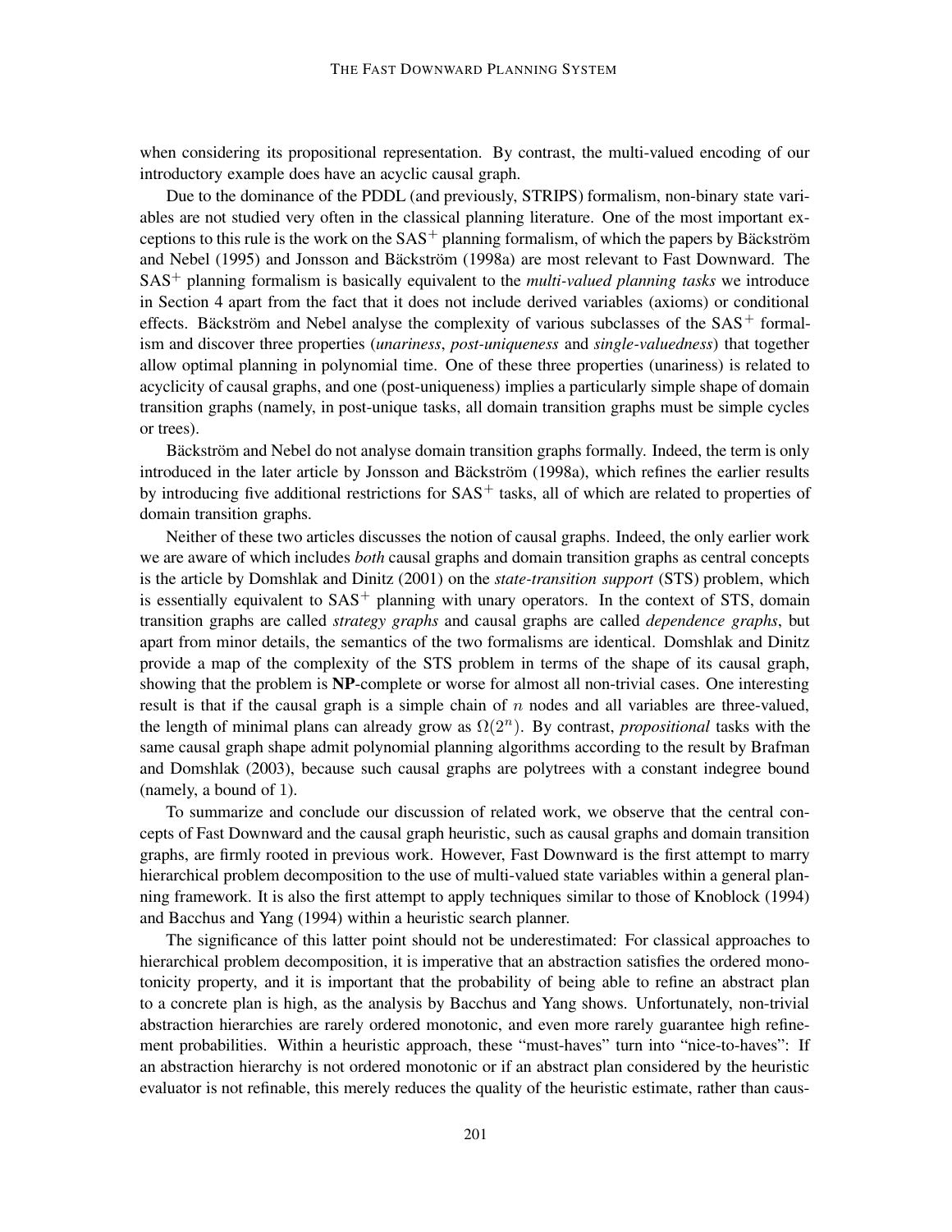when considering its propositional representation. By contrast, the multi-valued encoding of our introductory example does have an acyclic causal graph.

Due to the dominance of the PDDL (and previously, STRIPS) formalism, non-binary state variables are not studied very often in the classical planning literature. One of the most important exceptions to this rule is the work on the $\text{SAS}^+$ planning formalism, of which the papers by Bäckström and Nebel (1995) and Jonsson and Bäckström (1998a) are most relevant to Fast Downward. The $\text{SAS}^+$ planning formalism is basically equivalent to the *multi-valued planning tasks* we introduce in Section 4 apart from the fact that it does not include derived variables (axioms) or conditional effects. Bäckström and Nebel analyse the complexity of various subclasses of the $\text{SAS}^+$ formalism and discover three properties (*unariness*, *post-uniqueness* and *single-valuedness*) that together allow optimal planning in polynomial time. One of these three properties (unariness) is related to acyclicity of causal graphs, and one (post-uniqueness) implies a particularly simple shape of domain transition graphs (namely, in post-unique tasks, all domain transition graphs must be simple cycles or trees).

Bäckström and Nebel do not analyse domain transition graphs formally. Indeed, the term is only introduced in the later article by Jonsson and Bäckström (1998a), which refines the earlier results by introducing five additional restrictions for $\text{SAS}^+$ tasks, all of which are related to properties of domain transition graphs.

Neither of these two articles discusses the notion of causal graphs. Indeed, the only earlier work we are aware of which includes *both* causal graphs and domain transition graphs as central concepts is the article by Domshlak and Dinitz (2001) on the *state-transition support* (STS) problem, which is essentially equivalent to $\text{SAS}^+$ planning with unary operators. In the context of STS, domain transition graphs are called *strategy graphs* and causal graphs are called *dependence graphs*, but apart from minor details, the semantics of the two formalisms are identical. Domshlak and Dinitz provide a map of the complexity of the STS problem in terms of the shape of its causal graph, showing that the problem is **NP**-complete or worse for almost all non-trivial cases. One interesting result is that if the causal graph is a simple chain of $n$ nodes and all variables are three-valued, the length of minimal plans can already grow as $\Omega(2^n)$. By contrast, *propositional* tasks with the same causal graph shape admit polynomial planning algorithms according to the result by Brafman and Domshlak (2003), because such causal graphs are polytrees with a constant indegree bound (namely, a bound of 1).

To summarize and conclude our discussion of related work, we observe that the central concepts of Fast Downward and the causal graph heuristic, such as causal graphs and domain transition graphs, are firmly rooted in previous work. However, Fast Downward is the first attempt to marry hierarchical problem decomposition to the use of multi-valued state variables within a general planning framework. It is also the first attempt to apply techniques similar to those of Knoblock (1994) and Bacchus and Yang (1994) within a heuristic search planner.

The significance of this latter point should not be underestimated: For classical approaches to hierarchical problem decomposition, it is imperative that an abstraction satisfies the ordered monotonicity property, and it is important that the probability of being able to refine an abstract plan to a concrete plan is high, as the analysis by Bacchus and Yang shows. Unfortunately, non-trivial abstraction hierarchies are rarely ordered monotonic, and even more rarely guarantee high refinement probabilities. Within a heuristic approach, these "must-haves" turn into "nice-to-haves": If an abstraction hierarchy is not ordered monotonic or if an abstract plan considered by the heuristic evaluator is not refinable, this merely reduces the quality of the heuristic estimate, rather than caus-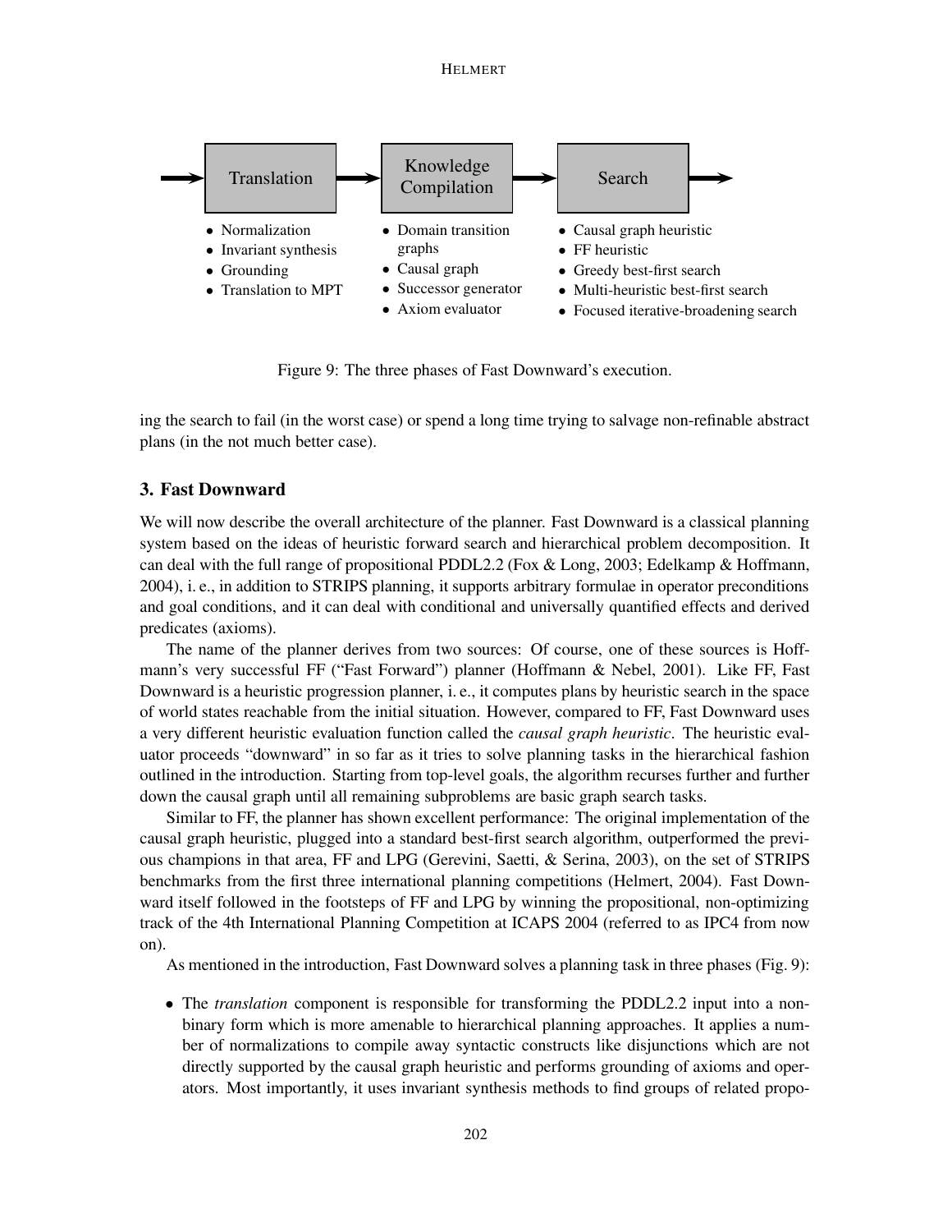Translation → Knowledge Compilation → Search

- Translation
  - Normalization
  - Invariant synthesis
  - Grounding
  - Translation to MPT
- Knowledge Compilation
  - Domain transition graphs
  - Causal graph
  - Successor generator
  - Axiom evaluator
- Search
  - Causal graph heuristic
  - FF heuristic
  - Greedy best-first search
  - Multi-heuristic best-first search
  - Focused iterative-broadening search

Figure 9: The three phases of Fast Downward's execution.

ing the search to fail (in the worst case) or spend a long time trying to salvage non-refinable abstract plans (in the not much better case).

## 3. Fast Downward

We will now describe the overall architecture of the planner. Fast Downward is a classical planning system based on the ideas of heuristic forward search and hierarchical problem decomposition. It can deal with the full range of propositional PDDL2.2 (Fox & Long, 2003; Edelkamp & Hoffmann, 2004), i. e., in addition to STRIPS planning, it supports arbitrary formulae in operator preconditions and goal conditions, and it can deal with conditional and universally quantified effects and derived predicates (axioms).

The name of the planner derives from two sources: Of course, one of these sources is Hoffmann's very successful FF ("Fast Forward") planner (Hoffmann & Nebel, 2001). Like FF, Fast Downward is a heuristic progression planner, i. e., it computes plans by heuristic search in the space of world states reachable from the initial situation. However, compared to FF, Fast Downward uses a very different heuristic evaluation function called the *causal graph heuristic*. The heuristic evaluator proceeds "downward" in so far as it tries to solve planning tasks in the hierarchical fashion outlined in the introduction. Starting from top-level goals, the algorithm recurses further and further down the causal graph until all remaining subproblems are basic graph search tasks.

Similar to FF, the planner has shown excellent performance: The original implementation of the causal graph heuristic, plugged into a standard best-first search algorithm, outperformed the previous champions in that area, FF and LPG (Gerevini, Saetti, & Serina, 2003), on the set of STRIPS benchmarks from the first three international planning competitions (Helmert, 2004). Fast Downward itself followed in the footsteps of FF and LPG by winning the propositional, non-optimizing track of the 4th International Planning Competition at ICAPS 2004 (referred to as IPC4 from now on).

As mentioned in the introduction, Fast Downward solves a planning task in three phases (Fig. 9):

- The *translation* component is responsible for transforming the PDDL2.2 input into a non-binary form which is more amenable to hierarchical planning approaches. It applies a number of normalizations to compile away syntactic constructs like disjunctions which are not directly supported by the causal graph heuristic and performs grounding of axioms and operators. Most importantly, it uses invariant synthesis methods to find groups of related propo-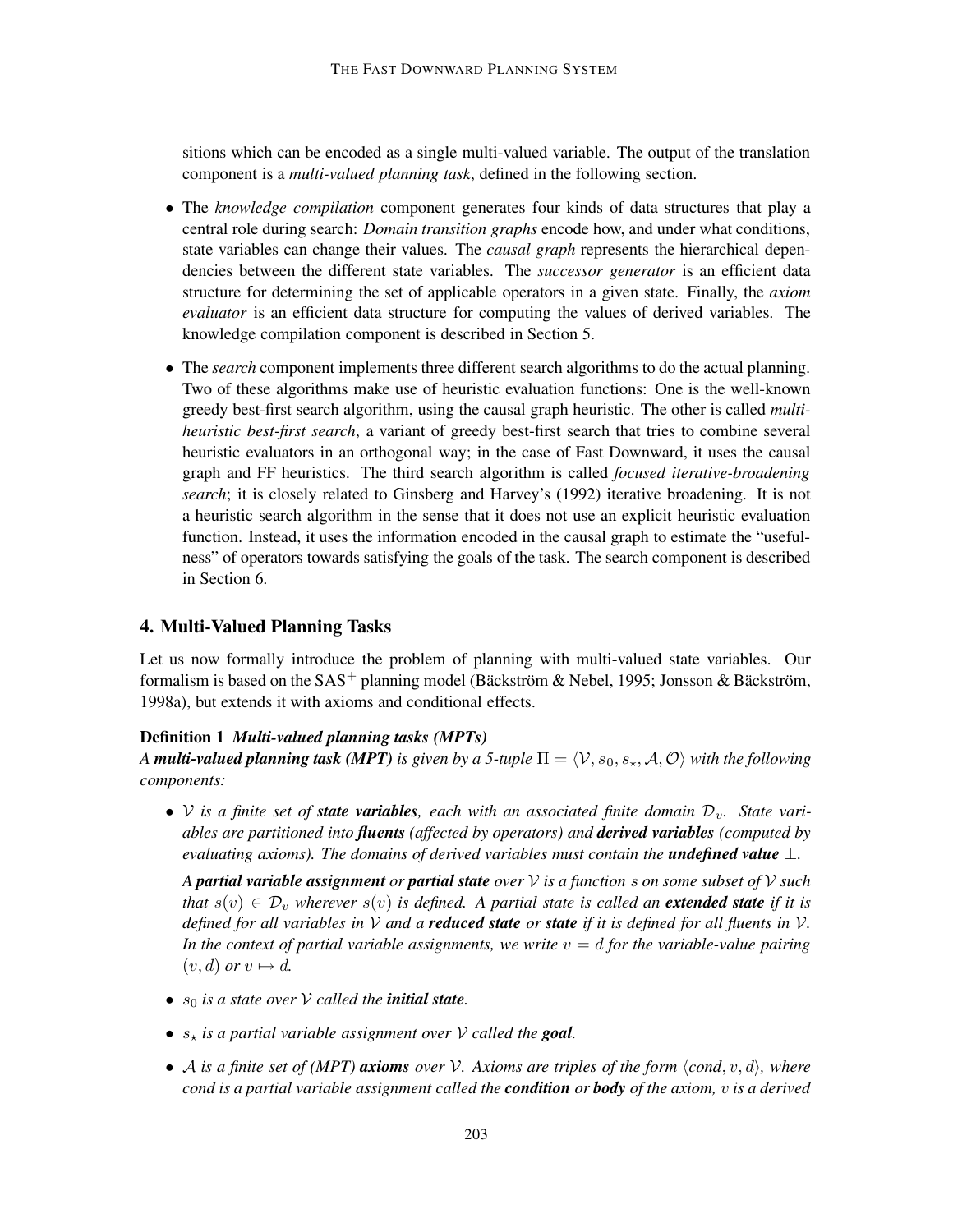sitions which can be encoded as a single multi-valued variable. The output of the translation component is a *multi-valued planning task*, defined in the following section.

- The *knowledge compilation* component generates four kinds of data structures that play a central role during search: *Domain transition graphs* encode how, and under what conditions, state variables can change their values. The *causal graph* represents the hierarchical dependencies between the different state variables. The *successor generator* is an efficient data structure for determining the set of applicable operators in a given state. Finally, the *axiom evaluator* is an efficient data structure for computing the values of derived variables. The knowledge compilation component is described in Section 5.
- The *search* component implements three different search algorithms to do the actual planning. Two of these algorithms make use of heuristic evaluation functions: One is the well-known greedy best-first search algorithm, using the causal graph heuristic. The other is called *multi-heuristic best-first search*, a variant of greedy best-first search that tries to combine several heuristic evaluators in an orthogonal way; in the case of Fast Downward, it uses the causal graph and FF heuristics. The third search algorithm is called *focused iterative-broadening search*; it is closely related to Ginsberg and Harvey's (1992) iterative broadening. It is not a heuristic search algorithm in the sense that it does not use an explicit heuristic evaluation function. Instead, it uses the information encoded in the causal graph to estimate the "usefulness" of operators towards satisfying the goals of the task. The search component is described in Section 6.

## 4. Multi-Valued Planning Tasks

Let us now formally introduce the problem of planning with multi-valued state variables. Our formalism is based on the $\text{SAS}^+$ planning model (Bäckström & Nebel, 1995; Jonsson & Bäckström, 1998a), but extends it with axioms and conditional effects.

**Definition 1** ***Multi-valued planning tasks (MPTs)***
*A **multi-valued planning task (MPT)** is given by a 5-tuple $\Pi = \langle \mathcal{V}, s_0, s_\star, \mathcal{A}, \mathcal{O} \rangle$ with the following components:*

- *$\mathcal{V}$ is a finite set of **state variables**, each with an associated finite domain $\mathcal{D}_v$. State variables are partitioned into **fluents** (affected by operators) and **derived variables** (computed by evaluating axioms). The domains of derived variables must contain the **undefined value** $\bot$.*

  *A **partial variable assignment** or **partial state** over $\mathcal{V}$ is a function $s$ on some subset of $\mathcal{V}$ such that $s(v) \in \mathcal{D}_v$ wherever $s(v)$ is defined. A partial state is called an **extended state** if it is defined for all variables in $\mathcal{V}$ and a **reduced state** or **state** if it is defined for all fluents in $\mathcal{V}$. In the context of partial variable assignments, we write $v = d$ for the variable-value pairing $(v, d)$ or $v \mapsto d$.*

- *$s_0$ is a state over $\mathcal{V}$ called the **initial state**.*
- *$s_\star$ is a partial variable assignment over $\mathcal{V}$ called the **goal**.*
- *$\mathcal{A}$ is a finite set of (MPT) **axioms** over $\mathcal{V}$. Axioms are triples of the form $\langle cond, v, d \rangle$, where cond is a partial variable assignment called the **condition** or **body** of the axiom, $v$ is a derived*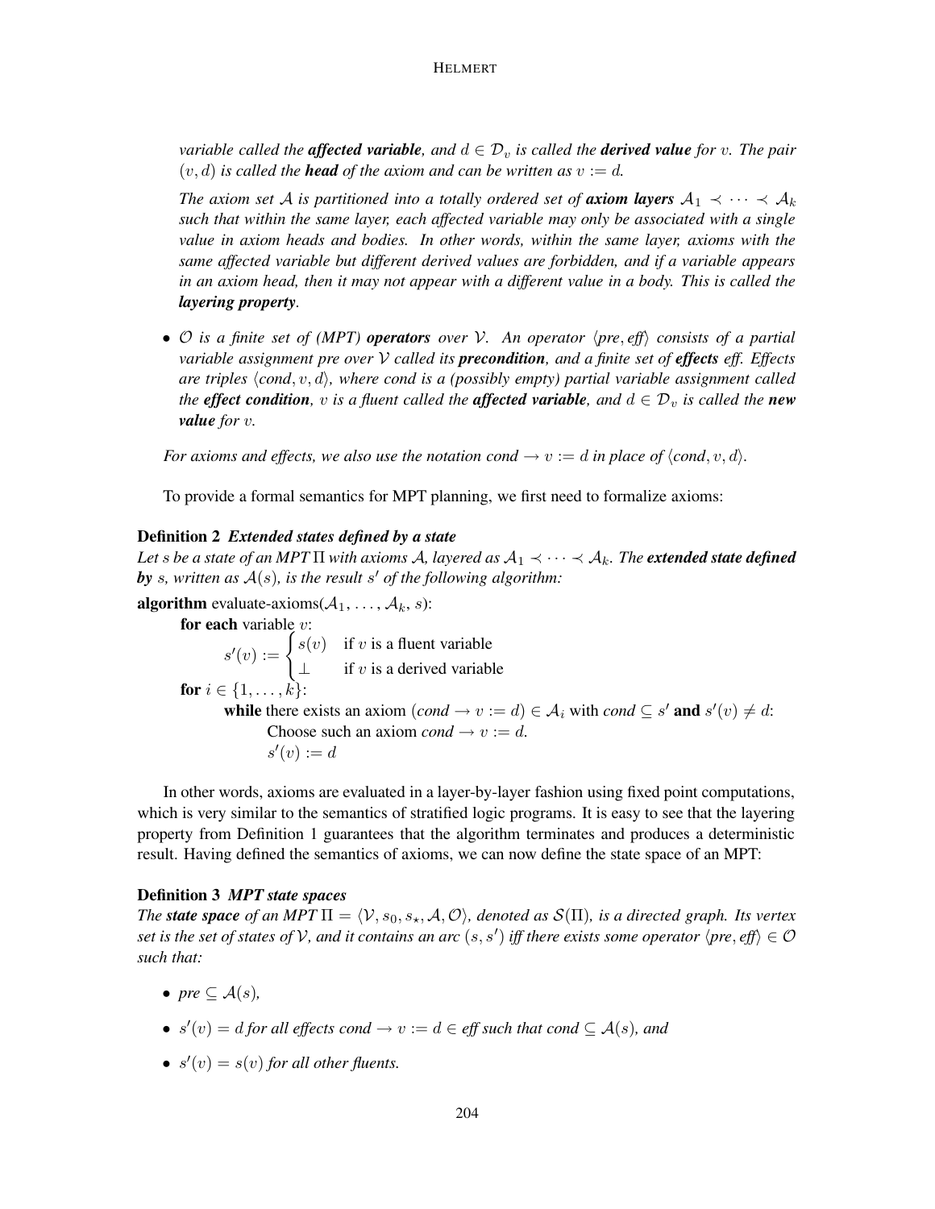*variable called the **affected variable**, and $d \in \mathcal{D}_v$ is called the **derived value** for $v$. The pair $(v, d)$ is called the **head** of the axiom and can be written as $v := d$.*

*The axiom set $\mathcal{A}$ is partitioned into a totally ordered set of **axiom layers** $\mathcal{A}_1 \prec \cdots \prec \mathcal{A}_k$ such that within the same layer, each affected variable may only be associated with a single value in axiom heads and bodies. In other words, within the same layer, axioms with the same affected variable but different derived values are forbidden, and if a variable appears in an axiom head, then it may not appear with a different value in a body. This is called the **layering property**.*

- *$\mathcal{O}$ is a finite set of (MPT) **operators** over $\mathcal{V}$. An operator $\langle pre, eff \rangle$ consists of a partial variable assignment pre over $\mathcal{V}$ called its **precondition**, and a finite set of **effects** eff. Effects are triples $\langle cond, v, d \rangle$, where cond is a (possibly empty) partial variable assignment called the **effect condition**, $v$ is a fluent called the **affected variable**, and $d \in \mathcal{D}_v$ is called the **new value** for $v$.*

*For axioms and effects, we also use the notation $cond \rightarrow v := d$ in place of $\langle cond, v, d \rangle$.*

To provide a formal semantics for MPT planning, we first need to formalize axioms:

**Definition 2** ***Extended states defined by a state***
*Let $s$ be a state of an MPT $\Pi$ with axioms $\mathcal{A}$, layered as $\mathcal{A}_1 \prec \cdots \prec \mathcal{A}_k$. The **extended state defined by** $s$, written as $\mathcal{A}(s)$, is the result $s'$ of the following algorithm:*

**algorithm** evaluate-axioms($\mathcal{A}_1, \ldots, \mathcal{A}_k, s$):
  **for each** variable $v$:
    $s'(v) := \begin{cases} s(v) & \text{if } v \text{ is a fluent variable} \\ \bot & \text{if } v \text{ is a derived variable} \end{cases}$
  **for** $i \in \{1, \ldots, k\}$:
    **while** there exists an axiom $(cond \rightarrow v := d) \in \mathcal{A}_i$ with $cond \subseteq s'$ **and** $s'(v) \neq d$:
      Choose such an axiom $cond \rightarrow v := d$.
      $s'(v) := d$

In other words, axioms are evaluated in a layer-by-layer fashion using fixed point computations, which is very similar to the semantics of stratified logic programs. It is easy to see that the layering property from Definition 1 guarantees that the algorithm terminates and produces a deterministic result. Having defined the semantics of axioms, we can now define the state space of an MPT:

**Definition 3** ***MPT state spaces***
*The **state space** of an MPT $\Pi = \langle \mathcal{V}, s_0, s_\star, \mathcal{A}, \mathcal{O} \rangle$, denoted as $\mathcal{S}(\Pi)$, is a directed graph. Its vertex set is the set of states of $\mathcal{V}$, and it contains an arc $(s, s')$ iff there exists some operator $\langle pre, eff \rangle \in \mathcal{O}$ such that:*

- *$pre \subseteq \mathcal{A}(s)$,*
- *$s'(v) = d$ for all effects $cond \rightarrow v := d \in eff$ such that $cond \subseteq \mathcal{A}(s)$, and*
- *$s'(v) = s(v)$ for all other fluents.*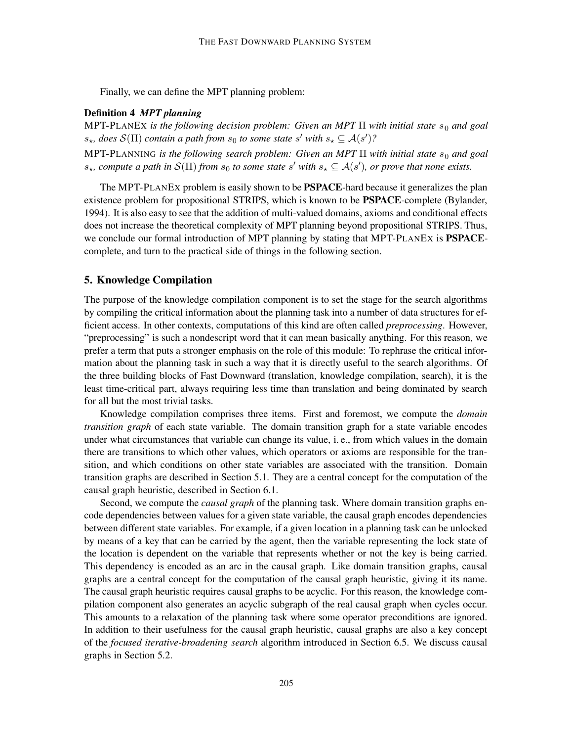Finally, we can define the MPT planning problem:

**Definition 4** ***MPT planning***

MPT-PLANEX *is the following decision problem: Given an MPT* $\Pi$ *with initial state* $s_0$ *and goal* $s_\star$*, does* $\mathcal{S}(\Pi)$ *contain a path from* $s_0$ *to some state* $s'$ *with* $s_\star \subseteq \mathcal{A}(s')$*?*

MPT-PLANNING *is the following search problem: Given an MPT* $\Pi$ *with initial state* $s_0$ *and goal* $s_\star$*, compute a path in* $\mathcal{S}(\Pi)$ *from* $s_0$ *to some state* $s'$ *with* $s_\star \subseteq \mathcal{A}(s')$*, or prove that none exists.*

The MPT-PLANEX problem is easily shown to be **PSPACE**-hard because it generalizes the plan existence problem for propositional STRIPS, which is known to be **PSPACE**-complete (Bylander, 1994). It is also easy to see that the addition of multi-valued domains, axioms and conditional effects does not increase the theoretical complexity of MPT planning beyond propositional STRIPS. Thus, we conclude our formal introduction of MPT planning by stating that MPT-PLANEX is **PSPACE**-complete, and turn to the practical side of things in the following section.

## 5. Knowledge Compilation

The purpose of the knowledge compilation component is to set the stage for the search algorithms by compiling the critical information about the planning task into a number of data structures for efficient access. In other contexts, computations of this kind are often called *preprocessing*. However, "preprocessing" is such a nondescript word that it can mean basically anything. For this reason, we prefer a term that puts a stronger emphasis on the role of this module: To rephrase the critical information about the planning task in such a way that it is directly useful to the search algorithms. Of the three building blocks of Fast Downward (translation, knowledge compilation, search), it is the least time-critical part, always requiring less time than translation and being dominated by search for all but the most trivial tasks.

Knowledge compilation comprises three items. First and foremost, we compute the *domain transition graph* of each state variable. The domain transition graph for a state variable encodes under what circumstances that variable can change its value, i. e., from which values in the domain there are transitions to which other values, which operators or axioms are responsible for the transition, and which conditions on other state variables are associated with the transition. Domain transition graphs are described in Section 5.1. They are a central concept for the computation of the causal graph heuristic, described in Section 6.1.

Second, we compute the *causal graph* of the planning task. Where domain transition graphs encode dependencies between values for a given state variable, the causal graph encodes dependencies between different state variables. For example, if a given location in a planning task can be unlocked by means of a key that can be carried by the agent, then the variable representing the lock state of the location is dependent on the variable that represents whether or not the key is being carried. This dependency is encoded as an arc in the causal graph. Like domain transition graphs, causal graphs are a central concept for the computation of the causal graph heuristic, giving it its name. The causal graph heuristic requires causal graphs to be acyclic. For this reason, the knowledge compilation component also generates an acyclic subgraph of the real causal graph when cycles occur. This amounts to a relaxation of the planning task where some operator preconditions are ignored. In addition to their usefulness for the causal graph heuristic, causal graphs are also a key concept of the *focused iterative-broadening search* algorithm introduced in Section 6.5. We discuss causal graphs in Section 5.2.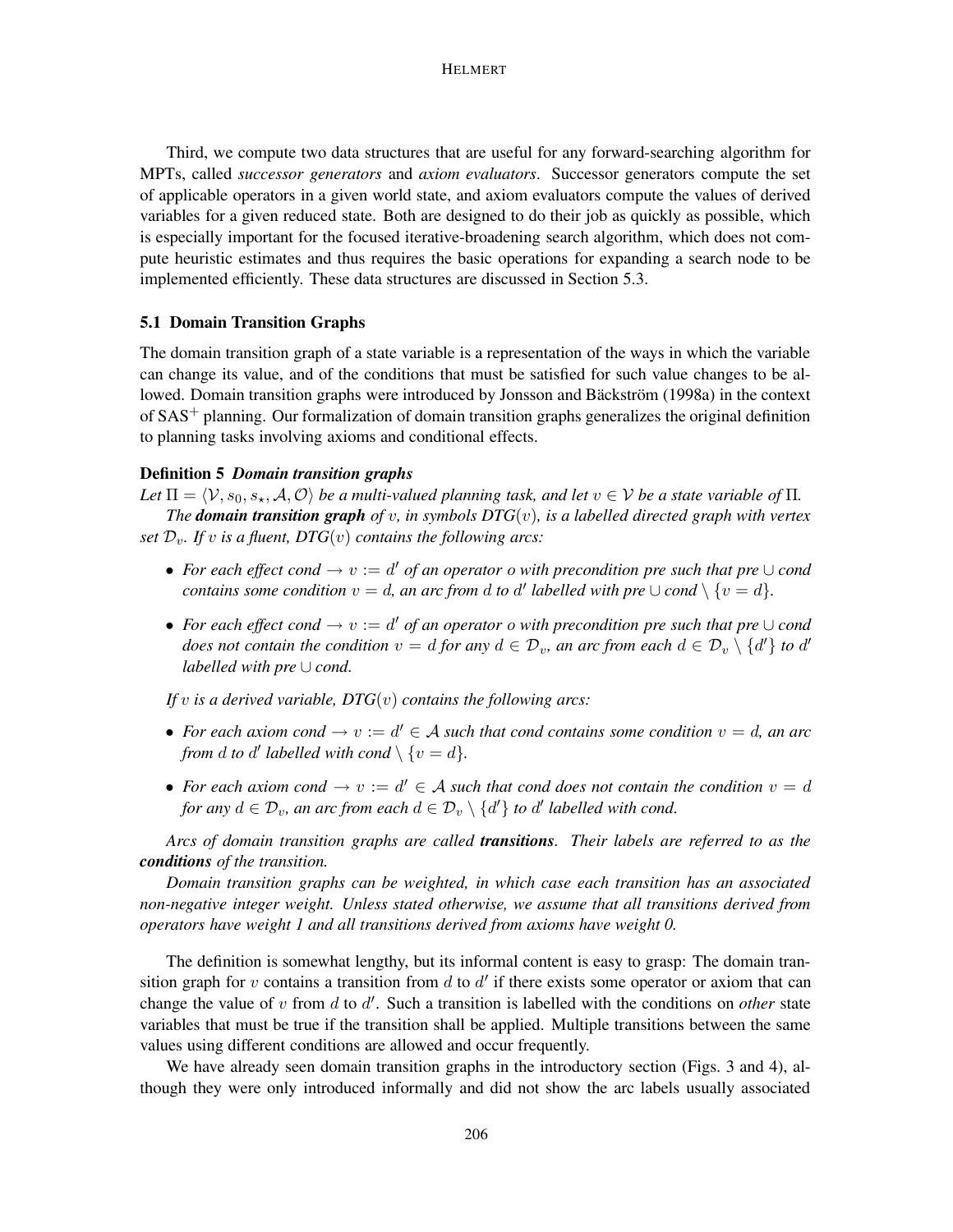Third, we compute two data structures that are useful for any forward-searching algorithm for MPTs, called *successor generators* and *axiom evaluators*. Successor generators compute the set of applicable operators in a given world state, and axiom evaluators compute the values of derived variables for a given reduced state. Both are designed to do their job as quickly as possible, which is especially important for the focused iterative-broadening search algorithm, which does not compute heuristic estimates and thus requires the basic operations for expanding a search node to be implemented efficiently. These data structures are discussed in Section 5.3.

### 5.1 Domain Transition Graphs

The domain transition graph of a state variable is a representation of the ways in which the variable can change its value, and of the conditions that must be satisfied for such value changes to be allowed. Domain transition graphs were introduced by Jonsson and Bäckström (1998a) in the context of $\mathrm{SAS}^+$ planning. Our formalization of domain transition graphs generalizes the original definition to planning tasks involving axioms and conditional effects.

**Definition 5** ***Domain transition graphs***
*Let $\Pi = \langle \mathcal{V}, s_0, s_\star, \mathcal{A}, \mathcal{O} \rangle$ be a multi-valued planning task, and let $v \in \mathcal{V}$ be a state variable of $\Pi$.*

*The* ***domain transition graph*** *of $v$, in symbols $DTG(v)$, is a labelled directed graph with vertex set $\mathcal{D}_v$. If $v$ is a fluent, $DTG(v)$ contains the following arcs:*

- *For each effect $cond \to v := d'$ of an operator $o$ with precondition $pre$ such that $pre \cup cond$ contains some condition $v = d$, an arc from $d$ to $d'$ labelled with $pre \cup cond \setminus \{v = d\}$.*
- *For each effect $cond \to v := d'$ of an operator $o$ with precondition $pre$ such that $pre \cup cond$ does not contain the condition $v = d$ for any $d \in \mathcal{D}_v$, an arc from each $d \in \mathcal{D}_v \setminus \{d'\}$ to $d'$ labelled with $pre \cup cond$.*

*If $v$ is a derived variable, $DTG(v)$ contains the following arcs:*

- *For each axiom $cond \to v := d' \in \mathcal{A}$ such that $cond$ contains some condition $v = d$, an arc from $d$ to $d'$ labelled with $cond \setminus \{v = d\}$.*
- *For each axiom $cond \to v := d' \in \mathcal{A}$ such that $cond$ does not contain the condition $v = d$ for any $d \in \mathcal{D}_v$, an arc from each $d \in \mathcal{D}_v \setminus \{d'\}$ to $d'$ labelled with $cond$.*

*Arcs of domain transition graphs are called* ***transitions***. *Their labels are referred to as the* ***conditions*** *of the transition.*

*Domain transition graphs can be weighted, in which case each transition has an associated non-negative integer weight. Unless stated otherwise, we assume that all transitions derived from operators have weight 1 and all transitions derived from axioms have weight 0.*

The definition is somewhat lengthy, but its informal content is easy to grasp: The domain transition graph for $v$ contains a transition from $d$ to $d'$ if there exists some operator or axiom that can change the value of $v$ from $d$ to $d'$. Such a transition is labelled with the conditions on *other* state variables that must be true if the transition shall be applied. Multiple transitions between the same values using different conditions are allowed and occur frequently.

We have already seen domain transition graphs in the introductory section (Figs. 3 and 4), although they were only introduced informally and did not show the arc labels usually associated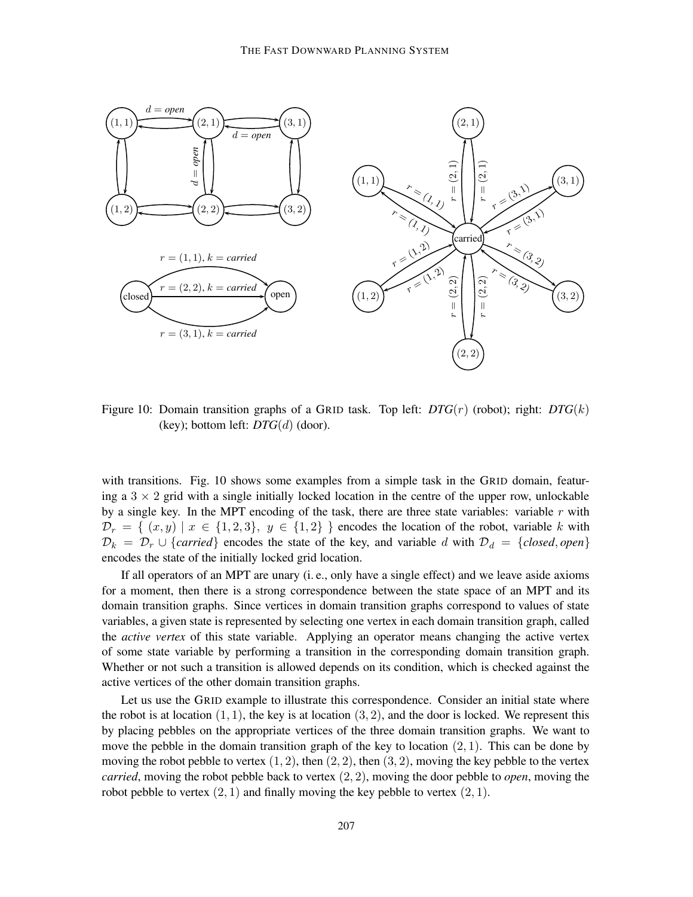Figure 10: Domain transition graphs of a GRID task. Top left: $DTG(r)$ (robot); right: $DTG(k)$ (key); bottom left: $DTG(d)$ (door).

with transitions. Fig. 10 shows some examples from a simple task in the GRID domain, featuring a $3 \times 2$ grid with a single initially locked location in the centre of the upper row, unlockable by a single key. In the MPT encoding of the task, there are three state variables: variable $r$ with $\mathcal{D}_r = \{ (x, y) \mid x \in \{1, 2, 3\},\ y \in \{1, 2\} \}$ encodes the location of the robot, variable $k$ with $\mathcal{D}_k = \mathcal{D}_r \cup \{\textit{carried}\}$ encodes the state of the key, and variable $d$ with $\mathcal{D}_d = \{\textit{closed}, \textit{open}\}$ encodes the state of the initially locked grid location.

If all operators of an MPT are unary (i. e., only have a single effect) and we leave aside axioms for a moment, then there is a strong correspondence between the state space of an MPT and its domain transition graphs. Since vertices in domain transition graphs correspond to values of state variables, a given state is represented by selecting one vertex in each domain transition graph, called the *active vertex* of this state variable. Applying an operator means changing the active vertex of some state variable by performing a transition in the corresponding domain transition graph. Whether or not such a transition is allowed depends on its condition, which is checked against the active vertices of the other domain transition graphs.

Let us use the GRID example to illustrate this correspondence. Consider an initial state where the robot is at location $(1, 1)$, the key is at location $(3, 2)$, and the door is locked. We represent this by placing pebbles on the appropriate vertices of the three domain transition graphs. We want to move the pebble in the domain transition graph of the key to location $(2, 1)$. This can be done by moving the robot pebble to vertex $(1, 2)$, then $(2, 2)$, then $(3, 2)$, moving the key pebble to the vertex *carried*, moving the robot pebble back to vertex $(2, 2)$, moving the door pebble to *open*, moving the robot pebble to vertex $(2, 1)$ and finally moving the key pebble to vertex $(2, 1)$.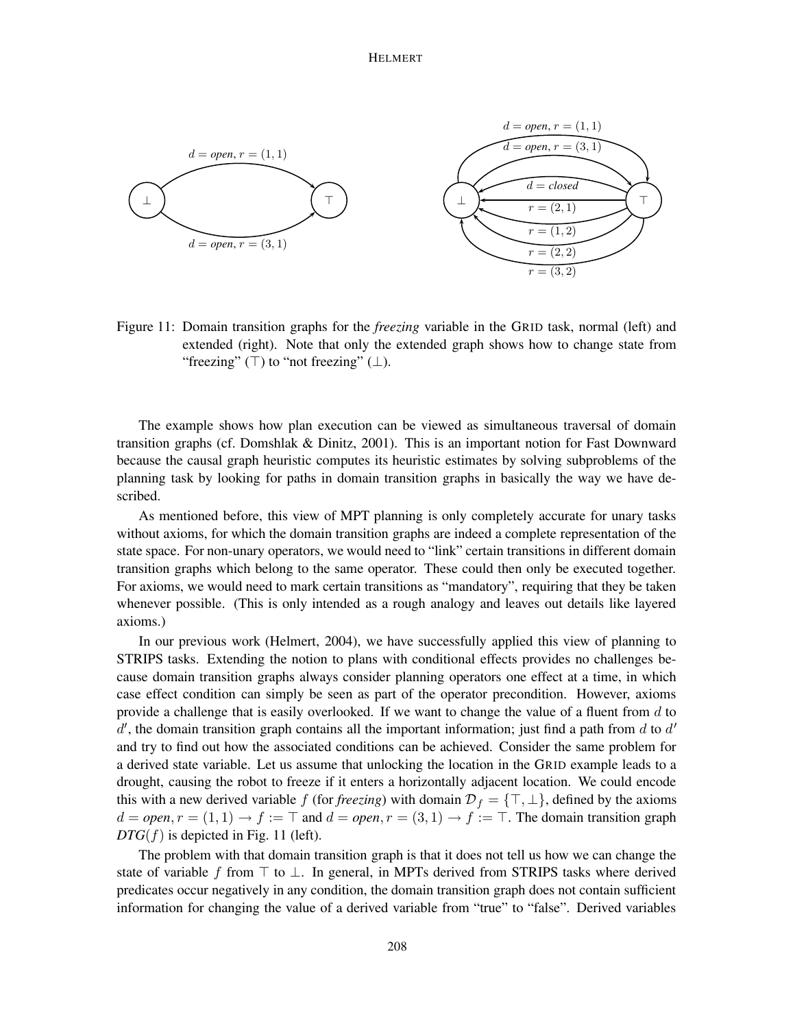Figure 11: Domain transition graphs for the *freezing* variable in the GRID task, normal (left) and extended (right). Note that only the extended graph shows how to change state from "freezing" ($\top$) to "not freezing" ($\bot$).

The example shows how plan execution can be viewed as simultaneous traversal of domain transition graphs (cf. Domshlak & Dinitz, 2001). This is an important notion for Fast Downward because the causal graph heuristic computes its heuristic estimates by solving subproblems of the planning task by looking for paths in domain transition graphs in basically the way we have described.

As mentioned before, this view of MPT planning is only completely accurate for unary tasks without axioms, for which the domain transition graphs are indeed a complete representation of the state space. For non-unary operators, we would need to "link" certain transitions in different domain transition graphs which belong to the same operator. These could then only be executed together. For axioms, we would need to mark certain transitions as "mandatory", requiring that they be taken whenever possible. (This is only intended as a rough analogy and leaves out details like layered axioms.)

In our previous work (Helmert, 2004), we have successfully applied this view of planning to STRIPS tasks. Extending the notion to plans with conditional effects provides no challenges because domain transition graphs always consider planning operators one effect at a time, in which case effect condition can simply be seen as part of the operator precondition. However, axioms provide a challenge that is easily overlooked. If we want to change the value of a fluent from $d$ to $d'$, the domain transition graph contains all the important information; just find a path from $d$ to $d'$ and try to find out how the associated conditions can be achieved. Consider the same problem for a derived state variable. Let us assume that unlocking the location in the GRID example leads to a drought, causing the robot to freeze if it enters a horizontally adjacent location. We could encode this with a new derived variable $f$ (for *freezing*) with domain $\mathcal{D}_f = \{\top, \bot\}$, defined by the axioms $d = \textit{open}, r = (1,1) \rightarrow f := \top$ and $d = \textit{open}, r = (3,1) \rightarrow f := \top$. The domain transition graph $\textit{DTG}(f)$ is depicted in Fig. 11 (left).

The problem with that domain transition graph is that it does not tell us how we can change the state of variable $f$ from $\top$ to $\bot$. In general, in MPTs derived from STRIPS tasks where derived predicates occur negatively in any condition, the domain transition graph does not contain sufficient information for changing the value of a derived variable from "true" to "false". Derived variables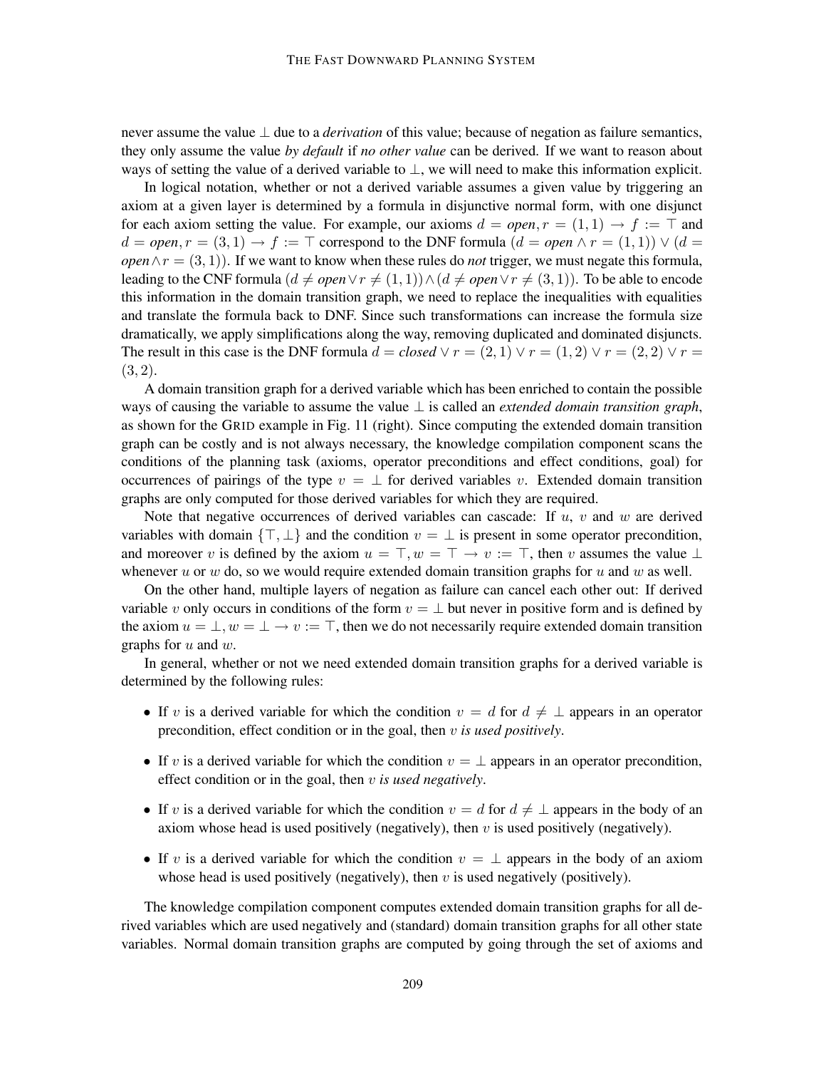never assume the value $\bot$ due to a *derivation* of this value; because of negation as failure semantics, they only assume the value *by default* if *no other value* can be derived. If we want to reason about ways of setting the value of a derived variable to $\bot$, we will need to make this information explicit.

In logical notation, whether or not a derived variable assumes a given value by triggering an axiom at a given layer is determined by a formula in disjunctive normal form, with one disjunct for each axiom setting the value. For example, our axioms $d = \textit{open}, r = (1, 1) \to f := \top$ and $d = \textit{open}, r = (3, 1) \to f := \top$ correspond to the DNF formula $(d = \textit{open} \land r = (1, 1)) \lor (d = \textit{open} \land r = (3, 1))$. If we want to know when these rules do *not* trigger, we must negate this formula, leading to the CNF formula $(d \neq \textit{open} \lor r \neq (1, 1)) \land (d \neq \textit{open} \lor r \neq (3, 1))$. To be able to encode this information in the domain transition graph, we need to replace the inequalities with equalities and translate the formula back to DNF. Since such transformations can increase the formula size dramatically, we apply simplifications along the way, removing duplicated and dominated disjuncts. The result in this case is the DNF formula $d = \textit{closed} \lor r = (2, 1) \lor r = (1, 2) \lor r = (2, 2) \lor r = (3, 2)$.

A domain transition graph for a derived variable which has been enriched to contain the possible ways of causing the variable to assume the value $\bot$ is called an *extended domain transition graph*, as shown for the GRID example in Fig. 11 (right). Since computing the extended domain transition graph can be costly and is not always necessary, the knowledge compilation component scans the conditions of the planning task (axioms, operator preconditions and effect conditions, goal) for occurrences of pairings of the type $v = \bot$ for derived variables $v$. Extended domain transition graphs are only computed for those derived variables for which they are required.

Note that negative occurrences of derived variables can cascade: If $u$, $v$ and $w$ are derived variables with domain $\{\top, \bot\}$ and the condition $v = \bot$ is present in some operator precondition, and moreover $v$ is defined by the axiom $u = \top, w = \top \to v := \top$, then $v$ assumes the value $\bot$ whenever $u$ or $w$ do, so we would require extended domain transition graphs for $u$ and $w$ as well.

On the other hand, multiple layers of negation as failure can cancel each other out: If derived variable $v$ only occurs in conditions of the form $v = \bot$ but never in positive form and is defined by the axiom $u = \bot, w = \bot \to v := \top$, then we do not necessarily require extended domain transition graphs for $u$ and $w$.

In general, whether or not we need extended domain transition graphs for a derived variable is determined by the following rules:

- If $v$ is a derived variable for which the condition $v = d$ for $d \neq \bot$ appears in an operator precondition, effect condition or in the goal, then $v$ *is used positively*.
- If $v$ is a derived variable for which the condition $v = \bot$ appears in an operator precondition, effect condition or in the goal, then $v$ *is used negatively*.
- If $v$ is a derived variable for which the condition $v = d$ for $d \neq \bot$ appears in the body of an axiom whose head is used positively (negatively), then $v$ is used positively (negatively).
- If $v$ is a derived variable for which the condition $v = \bot$ appears in the body of an axiom whose head is used positively (negatively), then $v$ is used negatively (positively).

The knowledge compilation component computes extended domain transition graphs for all derived variables which are used negatively and (standard) domain transition graphs for all other state variables. Normal domain transition graphs are computed by going through the set of axioms and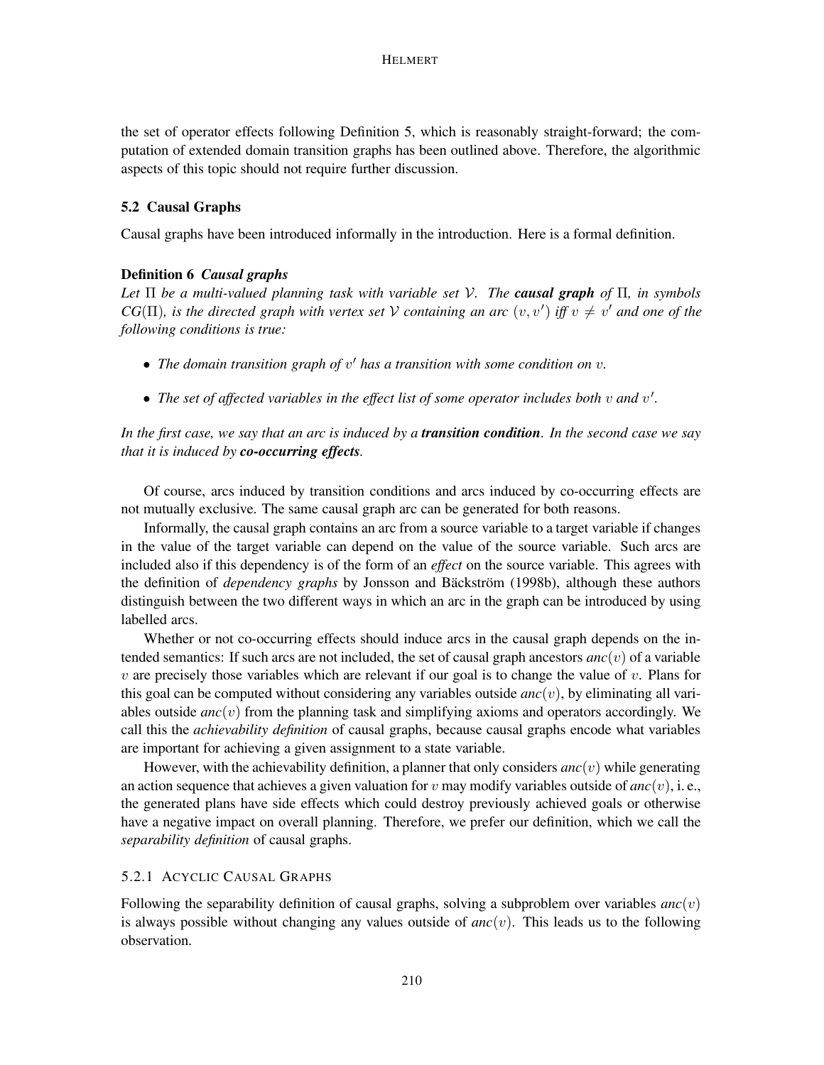the set of operator effects following Definition 5, which is reasonably straight-forward; the computation of extended domain transition graphs has been outlined above. Therefore, the algorithmic aspects of this topic should not require further discussion.

### 5.2 Causal Graphs

Causal graphs have been introduced informally in the introduction. Here is a formal definition.

**Definition 6** ***Causal graphs***
*Let $\Pi$ be a multi-valued planning task with variable set $\mathcal{V}$. The* ***causal graph*** *of $\Pi$, in symbols $CG(\Pi)$, is the directed graph with vertex set $\mathcal{V}$ containing an arc $(v, v')$ iff $v \neq v'$ and one of the following conditions is true:*

- *The domain transition graph of $v'$ has a transition with some condition on $v$.*
- *The set of affected variables in the effect list of some operator includes both $v$ and $v'$.*

*In the first case, we say that an arc is induced by a* ***transition condition****. In the second case we say that it is induced by* ***co-occurring effects****.*

Of course, arcs induced by transition conditions and arcs induced by co-occurring effects are not mutually exclusive. The same causal graph arc can be generated for both reasons.

Informally, the causal graph contains an arc from a source variable to a target variable if changes in the value of the target variable can depend on the value of the source variable. Such arcs are included also if this dependency is of the form of an *effect* on the source variable. This agrees with the definition of *dependency graphs* by Jonsson and Bäckström (1998b), although these authors distinguish between the two different ways in which an arc in the graph can be introduced by using labelled arcs.

Whether or not co-occurring effects should induce arcs in the causal graph depends on the intended semantics: If such arcs are not included, the set of causal graph ancestors $anc(v)$ of a variable $v$ are precisely those variables which are relevant if our goal is to change the value of $v$. Plans for this goal can be computed without considering any variables outside $anc(v)$, by eliminating all variables outside $anc(v)$ from the planning task and simplifying axioms and operators accordingly. We call this the *achievability definition* of causal graphs, because causal graphs encode what variables are important for achieving a given assignment to a state variable.

However, with the achievability definition, a planner that only considers $anc(v)$ while generating an action sequence that achieves a given valuation for $v$ may modify variables outside of $anc(v)$, i. e., the generated plans have side effects which could destroy previously achieved goals or otherwise have a negative impact on overall planning. Therefore, we prefer our definition, which we call the *separability definition* of causal graphs.

#### 5.2.1 Acyclic Causal Graphs

Following the separability definition of causal graphs, solving a subproblem over variables $anc(v)$ is always possible without changing any values outside of $anc(v)$. This leads us to the following observation.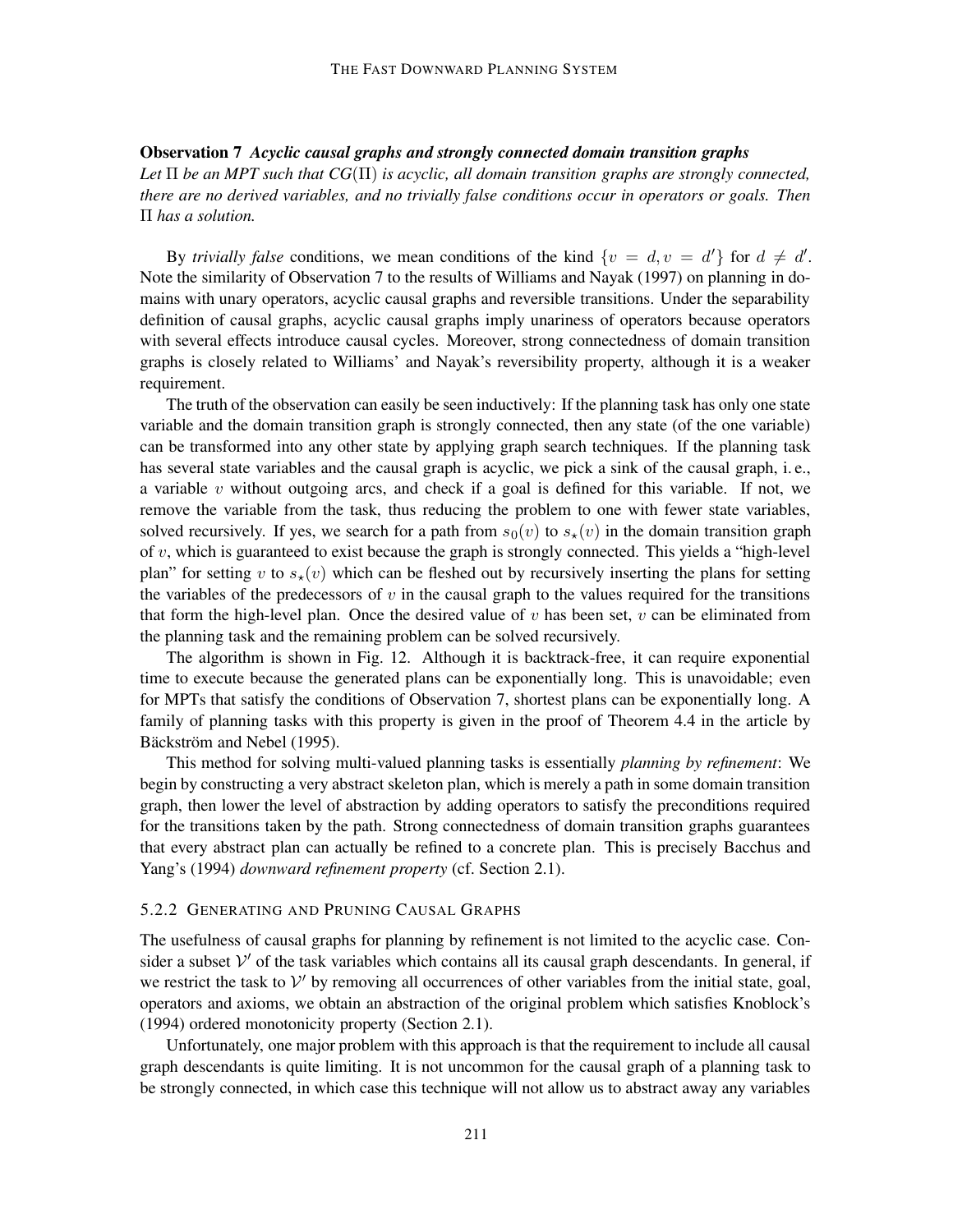**Observation 7** ***Acyclic causal graphs and strongly connected domain transition graphs***
*Let $\Pi$ be an MPT such that $CG(\Pi)$ is acyclic, all domain transition graphs are strongly connected, there are no derived variables, and no trivially false conditions occur in operators or goals. Then $\Pi$ has a solution.*

By *trivially false* conditions, we mean conditions of the kind $\{v = d, v = d'\}$ for $d \neq d'$. Note the similarity of Observation 7 to the results of Williams and Nayak (1997) on planning in domains with unary operators, acyclic causal graphs and reversible transitions. Under the separability definition of causal graphs, acyclic causal graphs imply unariness of operators because operators with several effects introduce causal cycles. Moreover, strong connectedness of domain transition graphs is closely related to Williams' and Nayak's reversibility property, although it is a weaker requirement.

The truth of the observation can easily be seen inductively: If the planning task has only one state variable and the domain transition graph is strongly connected, then any state (of the one variable) can be transformed into any other state by applying graph search techniques. If the planning task has several state variables and the causal graph is acyclic, we pick a sink of the causal graph, i. e., a variable $v$ without outgoing arcs, and check if a goal is defined for this variable. If not, we remove the variable from the task, thus reducing the problem to one with fewer state variables, solved recursively. If yes, we search for a path from $s_0(v)$ to $s_\star(v)$ in the domain transition graph of $v$, which is guaranteed to exist because the graph is strongly connected. This yields a "high-level plan" for setting $v$ to $s_\star(v)$ which can be fleshed out by recursively inserting the plans for setting the variables of the predecessors of $v$ in the causal graph to the values required for the transitions that form the high-level plan. Once the desired value of $v$ has been set, $v$ can be eliminated from the planning task and the remaining problem can be solved recursively.

The algorithm is shown in Fig. 12. Although it is backtrack-free, it can require exponential time to execute because the generated plans can be exponentially long. This is unavoidable; even for MPTs that satisfy the conditions of Observation 7, shortest plans can be exponentially long. A family of planning tasks with this property is given in the proof of Theorem 4.4 in the article by Bäckström and Nebel (1995).

This method for solving multi-valued planning tasks is essentially *planning by refinement*: We begin by constructing a very abstract skeleton plan, which is merely a path in some domain transition graph, then lower the level of abstraction by adding operators to satisfy the preconditions required for the transitions taken by the path. Strong connectedness of domain transition graphs guarantees that every abstract plan can actually be refined to a concrete plan. This is precisely Bacchus and Yang's (1994) *downward refinement property* (cf. Section 2.1).

### 5.2.2 Generating and Pruning Causal Graphs

The usefulness of causal graphs for planning by refinement is not limited to the acyclic case. Consider a subset $\mathcal{V}'$ of the task variables which contains all its causal graph descendants. In general, if we restrict the task to $\mathcal{V}'$ by removing all occurrences of other variables from the initial state, goal, operators and axioms, we obtain an abstraction of the original problem which satisfies Knoblock's (1994) ordered monotonicity property (Section 2.1).

Unfortunately, one major problem with this approach is that the requirement to include all causal graph descendants is quite limiting. It is not uncommon for the causal graph of a planning task to be strongly connected, in which case this technique will not allow us to abstract away any variables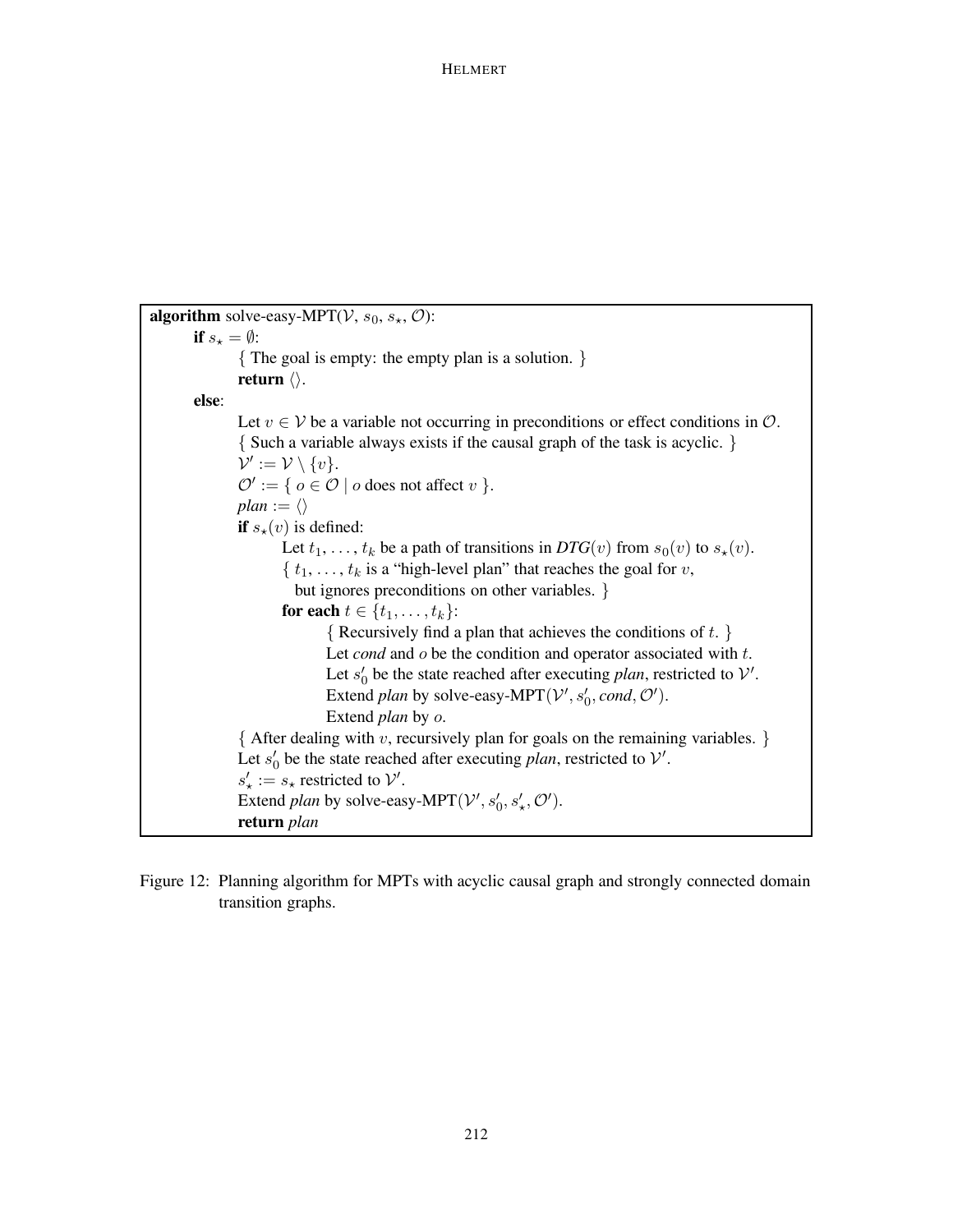```
algorithm solve-easy-MPT(𝒱, s₀, s⋆, 𝒪):
    if s⋆ = ∅:
        { The goal is empty: the empty plan is a solution. }
        return ⟨⟩.
    else:
        Let v ∈ 𝒱 be a variable not occurring in preconditions or effect conditions in 𝒪.
        { Such a variable always exists if the causal graph of the task is acyclic. }
        𝒱′ := 𝒱 \ {v}.
        𝒪′ := { o ∈ 𝒪 | o does not affect v }.
        plan := ⟨⟩
        if s⋆(v) is defined:
            Let t₁, …, tₖ be a path of transitions in DTG(v) from s₀(v) to s⋆(v).
            { t₁, …, tₖ is a "high-level plan" that reaches the goal for v,
              but ignores preconditions on other variables. }
            for each t ∈ {t₁, …, tₖ}:
                { Recursively find a plan that achieves the conditions of t. }
                Let cond and o be the condition and operator associated with t.
                Let s′₀ be the state reached after executing plan, restricted to 𝒱′.
                Extend plan by solve-easy-MPT(𝒱′, s′₀, cond, 𝒪′).
                Extend plan by o.
        { After dealing with v, recursively plan for goals on the remaining variables. }
        Let s′₀ be the state reached after executing plan, restricted to 𝒱′.
        s′⋆ := s⋆ restricted to 𝒱′.
        Extend plan by solve-easy-MPT(𝒱′, s′₀, s′⋆, 𝒪′).
        return plan
```

Figure 12: Planning algorithm for MPTs with acyclic causal graph and strongly connected domain transition graphs.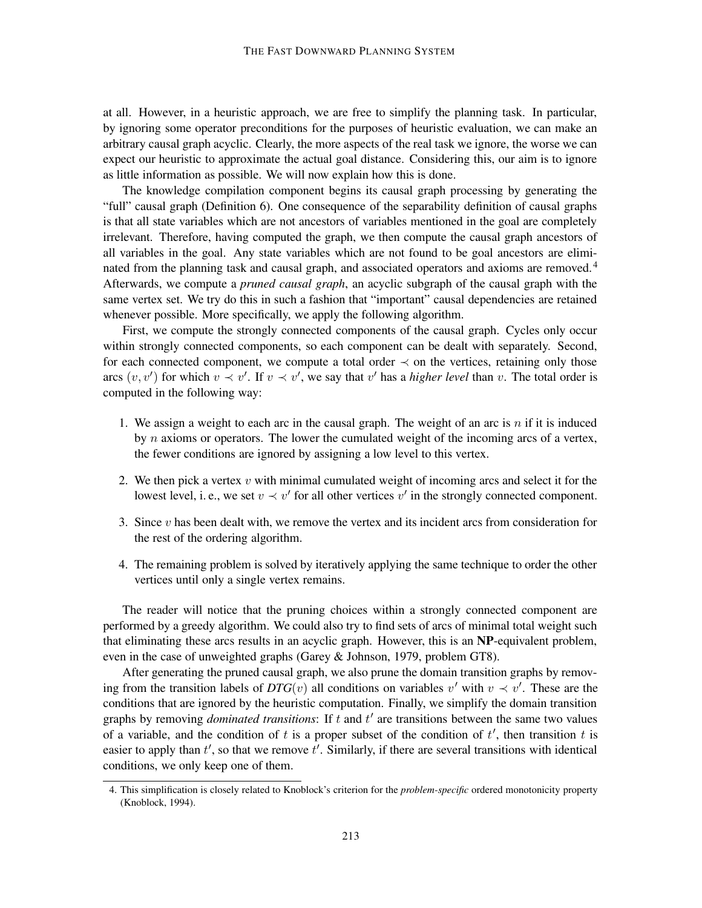at all. However, in a heuristic approach, we are free to simplify the planning task. In particular, by ignoring some operator preconditions for the purposes of heuristic evaluation, we can make an arbitrary causal graph acyclic. Clearly, the more aspects of the real task we ignore, the worse we can expect our heuristic to approximate the actual goal distance. Considering this, our aim is to ignore as little information as possible. We will now explain how this is done.

The knowledge compilation component begins its causal graph processing by generating the "full" causal graph (Definition 6). One consequence of the separability definition of causal graphs is that all state variables which are not ancestors of variables mentioned in the goal are completely irrelevant. Therefore, having computed the graph, we then compute the causal graph ancestors of all variables in the goal. Any state variables which are not found to be goal ancestors are eliminated from the planning task and causal graph, and associated operators and axioms are removed.[4] Afterwards, we compute a *pruned causal graph*, an acyclic subgraph of the causal graph with the same vertex set. We try do this in such a fashion that "important" causal dependencies are retained whenever possible. More specifically, we apply the following algorithm.

First, we compute the strongly connected components of the causal graph. Cycles only occur within strongly connected components, so each component can be dealt with separately. Second, for each connected component, we compute a total order $\prec$ on the vertices, retaining only those arcs $(v, v')$ for which $v \prec v'$. If $v \prec v'$, we say that $v'$ has a *higher level* than $v$. The total order is computed in the following way:

1. We assign a weight to each arc in the causal graph. The weight of an arc is $n$ if it is induced by $n$ axioms or operators. The lower the cumulated weight of the incoming arcs of a vertex, the fewer conditions are ignored by assigning a low level to this vertex.
2. We then pick a vertex $v$ with minimal cumulated weight of incoming arcs and select it for the lowest level, i. e., we set $v \prec v'$ for all other vertices $v'$ in the strongly connected component.
3. Since $v$ has been dealt with, we remove the vertex and its incident arcs from consideration for the rest of the ordering algorithm.
4. The remaining problem is solved by iteratively applying the same technique to order the other vertices until only a single vertex remains.

The reader will notice that the pruning choices within a strongly connected component are performed by a greedy algorithm. We could also try to find sets of arcs of minimal total weight such that eliminating these arcs results in an acyclic graph. However, this is an **NP**-equivalent problem, even in the case of unweighted graphs (Garey & Johnson, 1979, problem GT8).

After generating the pruned causal graph, we also prune the domain transition graphs by removing from the transition labels of *DTG*$(v)$ all conditions on variables $v'$ with $v \prec v'$. These are the conditions that are ignored by the heuristic computation. Finally, we simplify the domain transition graphs by removing *dominated transitions*: If $t$ and $t'$ are transitions between the same two values of a variable, and the condition of $t$ is a proper subset of the condition of $t'$, then transition $t$ is easier to apply than $t'$, so that we remove $t'$. Similarly, if there are several transitions with identical conditions, we only keep one of them.

4. This simplification is closely related to Knoblock's criterion for the *problem-specific* ordered monotonicity property (Knoblock, 1994).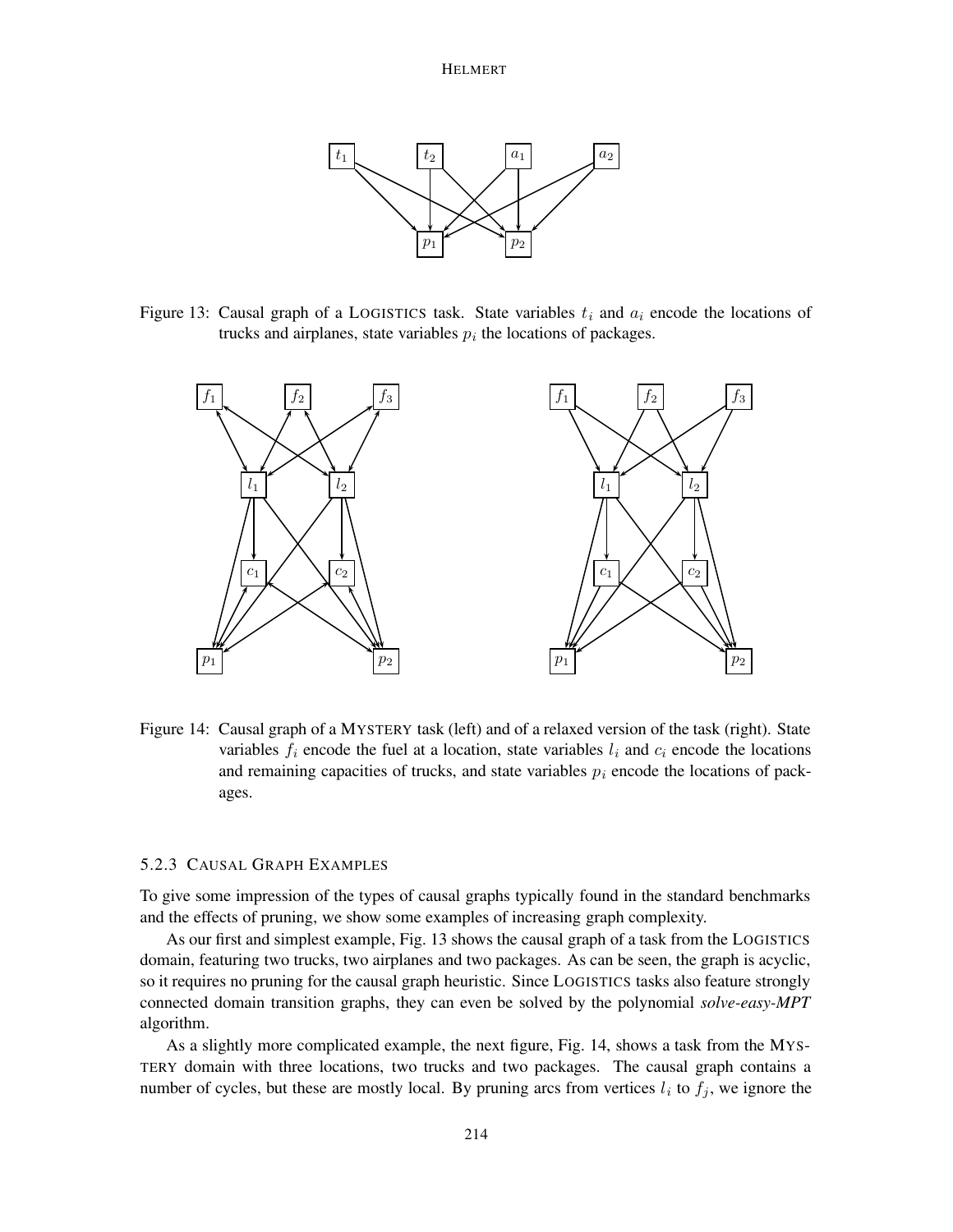Figure 13: Causal graph of a LOGISTICS task. State variables $t_i$ and $a_i$ encode the locations of trucks and airplanes, state variables $p_i$ the locations of packages.

Figure 14: Causal graph of a MYSTERY task (left) and of a relaxed version of the task (right). State variables $f_i$ encode the fuel at a location, state variables $l_i$ and $c_i$ encode the locations and remaining capacities of trucks, and state variables $p_i$ encode the locations of packages.

#### 5.2.3 CAUSAL GRAPH EXAMPLES

To give some impression of the types of causal graphs typically found in the standard benchmarks and the effects of pruning, we show some examples of increasing graph complexity.

As our first and simplest example, Fig. 13 shows the causal graph of a task from the LOGISTICS domain, featuring two trucks, two airplanes and two packages. As can be seen, the graph is acyclic, so it requires no pruning for the causal graph heuristic. Since LOGISTICS tasks also feature strongly connected domain transition graphs, they can even be solved by the polynomial ***solve-easy-MPT*** algorithm.

As a slightly more complicated example, the next figure, Fig. 14, shows a task from the MYSTERY domain with three locations, two trucks and two packages. The causal graph contains a number of cycles, but these are mostly local. By pruning arcs from vertices $l_i$ to $f_j$, we ignore the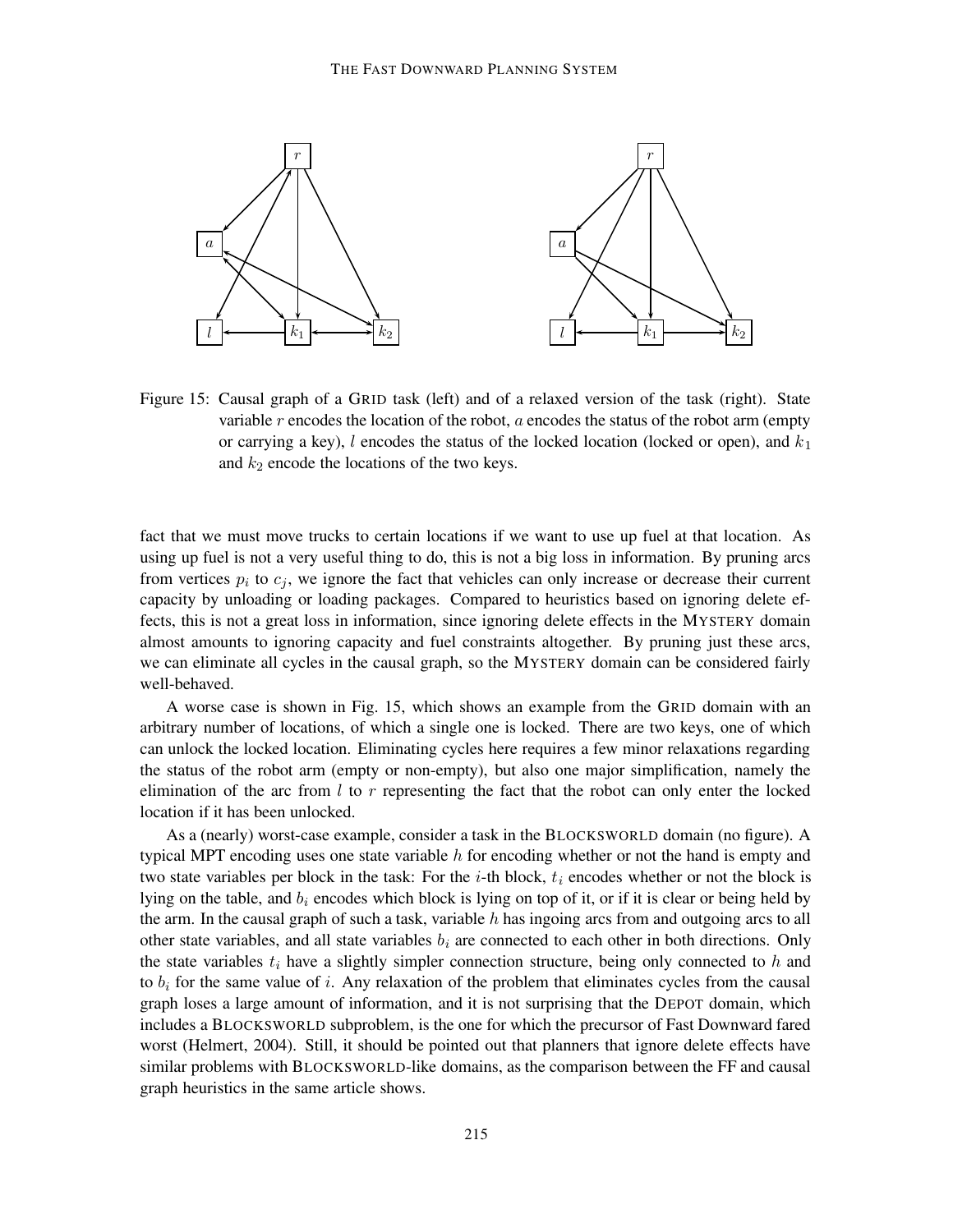r

a

l

$k_1$

$k_2$

r

a

l

$k_1$

$k_2$

Figure 15: Causal graph of a GRID task (left) and of a relaxed version of the task (right). State variable $r$ encodes the location of the robot, $a$ encodes the status of the robot arm (empty or carrying a key), $l$ encodes the status of the locked location (locked or open), and $k_1$ and $k_2$ encode the locations of the two keys.

fact that we must move trucks to certain locations if we want to use up fuel at that location. As using up fuel is not a very useful thing to do, this is not a big loss in information. By pruning arcs from vertices $p_i$ to $c_j$, we ignore the fact that vehicles can only increase or decrease their current capacity by unloading or loading packages. Compared to heuristics based on ignoring delete effects, this is not a great loss in information, since ignoring delete effects in the MYSTERY domain almost amounts to ignoring capacity and fuel constraints altogether. By pruning just these arcs, we can eliminate all cycles in the causal graph, so the MYSTERY domain can be considered fairly well-behaved.

A worse case is shown in Fig. 15, which shows an example from the GRID domain with an arbitrary number of locations, of which a single one is locked. There are two keys, one of which can unlock the locked location. Eliminating cycles here requires a few minor relaxations regarding the status of the robot arm (empty or non-empty), but also one major simplification, namely the elimination of the arc from $l$ to $r$ representing the fact that the robot can only enter the locked location if it has been unlocked.

As a (nearly) worst-case example, consider a task in the BLOCKSWORLD domain (no figure). A typical MPT encoding uses one state variable $h$ for encoding whether or not the hand is empty and two state variables per block in the task: For the $i$-th block, $t_i$ encodes whether or not the block is lying on the table, and $b_i$ encodes which block is lying on top of it, or if it is clear or being held by the arm. In the causal graph of such a task, variable $h$ has ingoing arcs from and outgoing arcs to all other state variables, and all state variables $b_i$ are connected to each other in both directions. Only the state variables $t_i$ have a slightly simpler connection structure, being only connected to $h$ and to $b_i$ for the same value of $i$. Any relaxation of the problem that eliminates cycles from the causal graph loses a large amount of information, and it is not surprising that the DEPOT domain, which includes a BLOCKSWORLD subproblem, is the one for which the precursor of Fast Downward fared worst (Helmert, 2004). Still, it should be pointed out that planners that ignore delete effects have similar problems with BLOCKSWORLD-like domains, as the comparison between the FF and causal graph heuristics in the same article shows.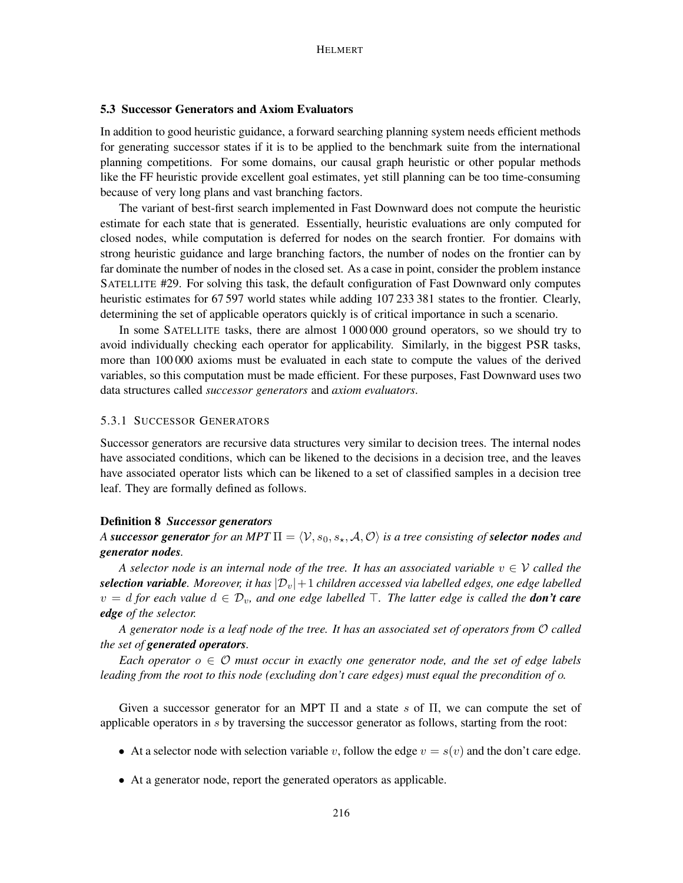### 5.3 Successor Generators and Axiom Evaluators

In addition to good heuristic guidance, a forward searching planning system needs efficient methods for generating successor states if it is to be applied to the benchmark suite from the international planning competitions. For some domains, our causal graph heuristic or other popular methods like the FF heuristic provide excellent goal estimates, yet still planning can be too time-consuming because of very long plans and vast branching factors.

The variant of best-first search implemented in Fast Downward does not compute the heuristic estimate for each state that is generated. Essentially, heuristic evaluations are only computed for closed nodes, while computation is deferred for nodes on the search frontier. For domains with strong heuristic guidance and large branching factors, the number of nodes on the frontier can by far dominate the number of nodes in the closed set. As a case in point, consider the problem instance SATELLITE #29. For solving this task, the default configuration of Fast Downward only computes heuristic estimates for 67 597 world states while adding 107 233 381 states to the frontier. Clearly, determining the set of applicable operators quickly is of critical importance in such a scenario.

In some SATELLITE tasks, there are almost 1 000 000 ground operators, so we should try to avoid individually checking each operator for applicability. Similarly, in the biggest PSR tasks, more than 100 000 axioms must be evaluated in each state to compute the values of the derived variables, so this computation must be made efficient. For these purposes, Fast Downward uses two data structures called *successor generators* and *axiom evaluators*.

#### 5.3.1 Successor Generators

Successor generators are recursive data structures very similar to decision trees. The internal nodes have associated conditions, which can be likened to the decisions in a decision tree, and the leaves have associated operator lists which can be likened to a set of classified samples in a decision tree leaf. They are formally defined as follows.

**Definition 8** ***Successor generators***

*A **successor generator** for an MPT $\Pi = \langle \mathcal{V}, s_0, s_\star, \mathcal{A}, \mathcal{O} \rangle$ is a tree consisting of **selector nodes** and **generator nodes**.*

*A selector node is an internal node of the tree. It has an associated variable $v \in \mathcal{V}$ called the **selection variable**. Moreover, it has $|\mathcal{D}_v|+1$ children accessed via labelled edges, one edge labelled $v = d$ for each value $d \in \mathcal{D}_v$, and one edge labelled $\top$. The latter edge is called the **don't care edge** of the selector.*

*A generator node is a leaf node of the tree. It has an associated set of operators from $\mathcal{O}$ called the set of **generated operators**.*

*Each operator $o \in \mathcal{O}$ must occur in exactly one generator node, and the set of edge labels leading from the root to this node (excluding don't care edges) must equal the precondition of $o$.*

Given a successor generator for an MPT $\Pi$ and a state $s$ of $\Pi$, we can compute the set of applicable operators in $s$ by traversing the successor generator as follows, starting from the root:

- At a selector node with selection variable $v$, follow the edge $v = s(v)$ and the don't care edge.
- At a generator node, report the generated operators as applicable.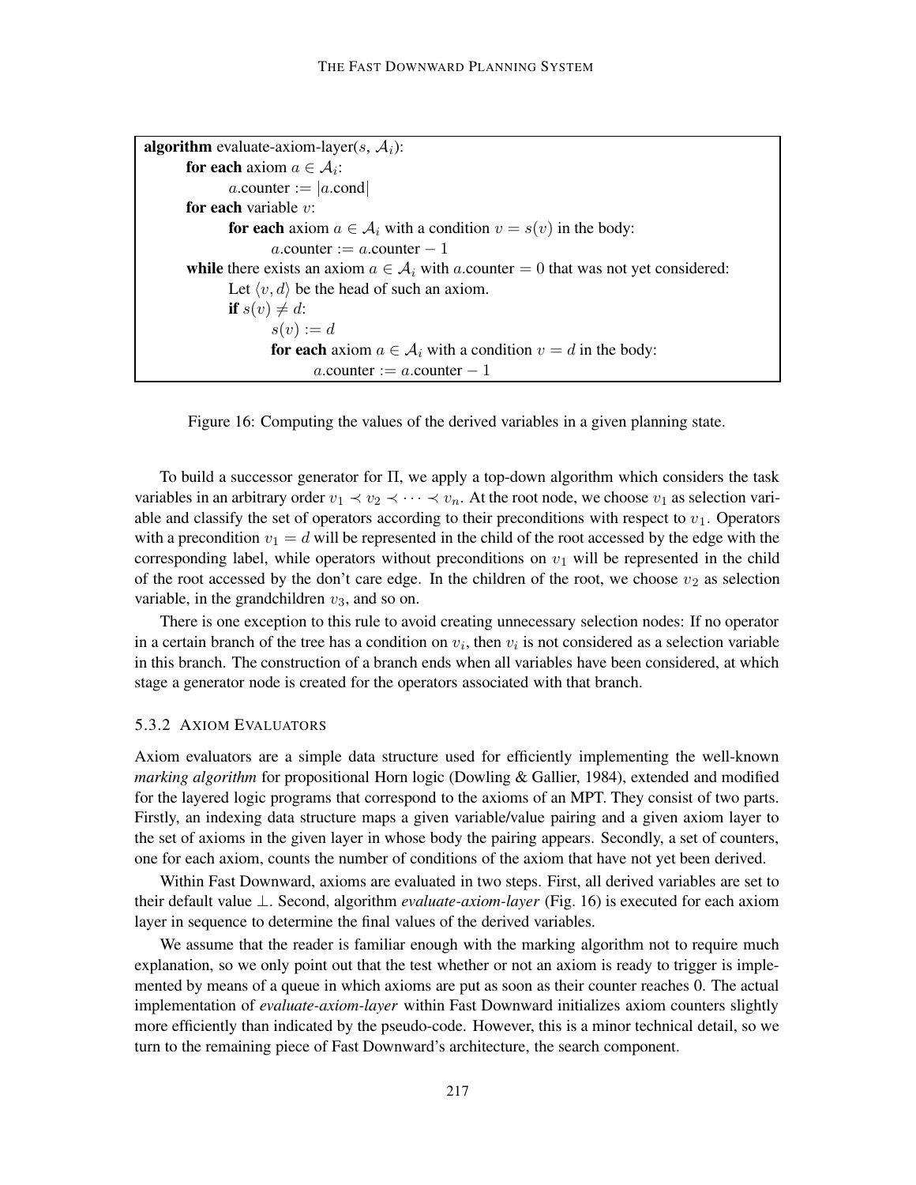```
algorithm evaluate-axiom-layer(s, A_i):
    for each axiom a ∈ A_i:
        a.counter := |a.cond|
    for each variable v:
        for each axiom a ∈ A_i with a condition v = s(v) in the body:
            a.counter := a.counter − 1
    while there exists an axiom a ∈ A_i with a.counter = 0 that was not yet considered:
        Let ⟨v, d⟩ be the head of such an axiom.
        if s(v) ≠ d:
            s(v) := d
            for each axiom a ∈ A_i with a condition v = d in the body:
                a.counter := a.counter − 1
```

Figure 16: Computing the values of the derived variables in a given planning state.

To build a successor generator for $\Pi$, we apply a top-down algorithm which considers the task variables in an arbitrary order $v_1 \prec v_2 \prec \cdots \prec v_n$. At the root node, we choose $v_1$ as selection variable and classify the set of operators according to their preconditions with respect to $v_1$. Operators with a precondition $v_1 = d$ will be represented in the child of the root accessed by the edge with the corresponding label, while operators without preconditions on $v_1$ will be represented in the child of the root accessed by the don't care edge. In the children of the root, we choose $v_2$ as selection variable, in the grandchildren $v_3$, and so on.

There is one exception to this rule to avoid creating unnecessary selection nodes: If no operator in a certain branch of the tree has a condition on $v_i$, then $v_i$ is not considered as a selection variable in this branch. The construction of a branch ends when all variables have been considered, at which stage a generator node is created for the operators associated with that branch.

### 5.3.2 Axiom Evaluators

Axiom evaluators are a simple data structure used for efficiently implementing the well-known *marking algorithm* for propositional Horn logic (Dowling & Gallier, 1984), extended and modified for the layered logic programs that correspond to the axioms of an MPT. They consist of two parts. Firstly, an indexing data structure maps a given variable/value pairing and a given axiom layer to the set of axioms in the given layer in whose body the pairing appears. Secondly, a set of counters, one for each axiom, counts the number of conditions of the axiom that have not yet been derived.

Within Fast Downward, axioms are evaluated in two steps. First, all derived variables are set to their default value $\bot$. Second, algorithm *evaluate-axiom-layer* (Fig. 16) is executed for each axiom layer in sequence to determine the final values of the derived variables.

We assume that the reader is familiar enough with the marking algorithm not to require much explanation, so we only point out that the test whether or not an axiom is ready to trigger is implemented by means of a queue in which axioms are put as soon as their counter reaches 0. The actual implementation of *evaluate-axiom-layer* within Fast Downward initializes axiom counters slightly more efficiently than indicated by the pseudo-code. However, this is a minor technical detail, so we turn to the remaining piece of Fast Downward's architecture, the search component.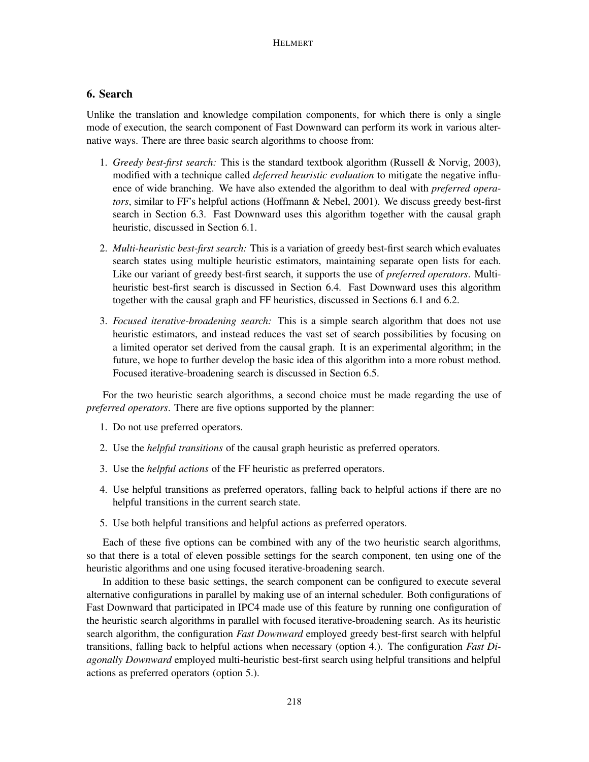## 6. Search

Unlike the translation and knowledge compilation components, for which there is only a single mode of execution, the search component of Fast Downward can perform its work in various alternative ways. There are three basic search algorithms to choose from:

1. *Greedy best-first search:* This is the standard textbook algorithm (Russell & Norvig, 2003), modified with a technique called *deferred heuristic evaluation* to mitigate the negative influence of wide branching. We have also extended the algorithm to deal with *preferred operators*, similar to FF's helpful actions (Hoffmann & Nebel, 2001). We discuss greedy best-first search in Section 6.3. Fast Downward uses this algorithm together with the causal graph heuristic, discussed in Section 6.1.

2. *Multi-heuristic best-first search:* This is a variation of greedy best-first search which evaluates search states using multiple heuristic estimators, maintaining separate open lists for each. Like our variant of greedy best-first search, it supports the use of *preferred operators*. Multi-heuristic best-first search is discussed in Section 6.4. Fast Downward uses this algorithm together with the causal graph and FF heuristics, discussed in Sections 6.1 and 6.2.

3. *Focused iterative-broadening search:* This is a simple search algorithm that does not use heuristic estimators, and instead reduces the vast set of search possibilities by focusing on a limited operator set derived from the causal graph. It is an experimental algorithm; in the future, we hope to further develop the basic idea of this algorithm into a more robust method. Focused iterative-broadening search is discussed in Section 6.5.

For the two heuristic search algorithms, a second choice must be made regarding the use of *preferred operators*. There are five options supported by the planner:

1. Do not use preferred operators.

2. Use the *helpful transitions* of the causal graph heuristic as preferred operators.

3. Use the *helpful actions* of the FF heuristic as preferred operators.

4. Use helpful transitions as preferred operators, falling back to helpful actions if there are no helpful transitions in the current search state.

5. Use both helpful transitions and helpful actions as preferred operators.

Each of these five options can be combined with any of the two heuristic search algorithms, so that there is a total of eleven possible settings for the search component, ten using one of the heuristic algorithms and one using focused iterative-broadening search.

In addition to these basic settings, the search component can be configured to execute several alternative configurations in parallel by making use of an internal scheduler. Both configurations of Fast Downward that participated in IPC4 made use of this feature by running one configuration of the heuristic search algorithms in parallel with focused iterative-broadening search. As its heuristic search algorithm, the configuration *Fast Downward* employed greedy best-first search with helpful transitions, falling back to helpful actions when necessary (option 4.). The configuration *Fast Diagonally Downward* employed multi-heuristic best-first search using helpful transitions and helpful actions as preferred operators (option 5.).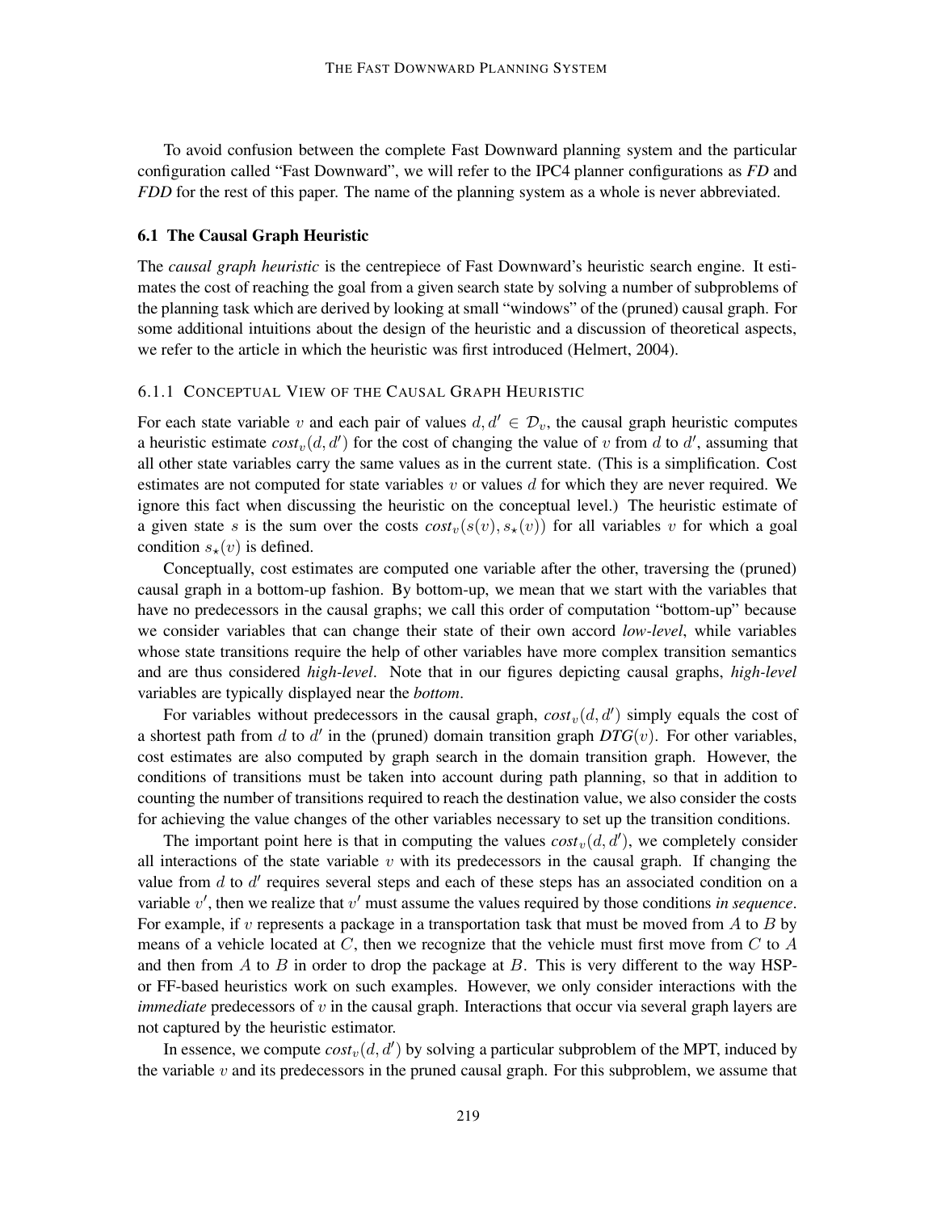To avoid confusion between the complete Fast Downward planning system and the particular configuration called "Fast Downward", we will refer to the IPC4 planner configurations as *FD* and *FDD* for the rest of this paper. The name of the planning system as a whole is never abbreviated.

## 6.1 The Causal Graph Heuristic

The *causal graph heuristic* is the centrepiece of Fast Downward's heuristic search engine. It estimates the cost of reaching the goal from a given search state by solving a number of subproblems of the planning task which are derived by looking at small "windows" of the (pruned) causal graph. For some additional intuitions about the design of the heuristic and a discussion of theoretical aspects, we refer to the article in which the heuristic was first introduced (Helmert, 2004).

### 6.1.1 Conceptual View of the Causal Graph Heuristic

For each state variable $v$ and each pair of values $d, d' \in \mathcal{D}_v$, the causal graph heuristic computes a heuristic estimate $cost_v(d, d')$ for the cost of changing the value of $v$ from $d$ to $d'$, assuming that all other state variables carry the same values as in the current state. (This is a simplification. Cost estimates are not computed for state variables $v$ or values $d$ for which they are never required. We ignore this fact when discussing the heuristic on the conceptual level.) The heuristic estimate of a given state $s$ is the sum over the costs $cost_v(s(v), s_\star(v))$ for all variables $v$ for which a goal condition $s_\star(v)$ is defined.

Conceptually, cost estimates are computed one variable after the other, traversing the (pruned) causal graph in a bottom-up fashion. By bottom-up, we mean that we start with the variables that have no predecessors in the causal graphs; we call this order of computation "bottom-up" because we consider variables that can change their state of their own accord *low-level*, while variables whose state transitions require the help of other variables have more complex transition semantics and are thus considered *high-level*. Note that in our figures depicting causal graphs, *high-level* variables are typically displayed near the *bottom*.

For variables without predecessors in the causal graph, $cost_v(d, d')$ simply equals the cost of a shortest path from $d$ to $d'$ in the (pruned) domain transition graph $DTG(v)$. For other variables, cost estimates are also computed by graph search in the domain transition graph. However, the conditions of transitions must be taken into account during path planning, so that in addition to counting the number of transitions required to reach the destination value, we also consider the costs for achieving the value changes of the other variables necessary to set up the transition conditions.

The important point here is that in computing the values $cost_v(d, d')$, we completely consider all interactions of the state variable $v$ with its predecessors in the causal graph. If changing the value from $d$ to $d'$ requires several steps and each of these steps has an associated condition on a variable $v'$, then we realize that $v'$ must assume the values required by those conditions *in sequence*. For example, if $v$ represents a package in a transportation task that must be moved from $A$ to $B$ by means of a vehicle located at $C$, then we recognize that the vehicle must first move from $C$ to $A$ and then from $A$ to $B$ in order to drop the package at $B$. This is very different to the way HSP- or FF-based heuristics work on such examples. However, we only consider interactions with the *immediate* predecessors of $v$ in the causal graph. Interactions that occur via several graph layers are not captured by the heuristic estimator.

In essence, we compute $cost_v(d, d')$ by solving a particular subproblem of the MPT, induced by the variable $v$ and its predecessors in the pruned causal graph. For this subproblem, we assume that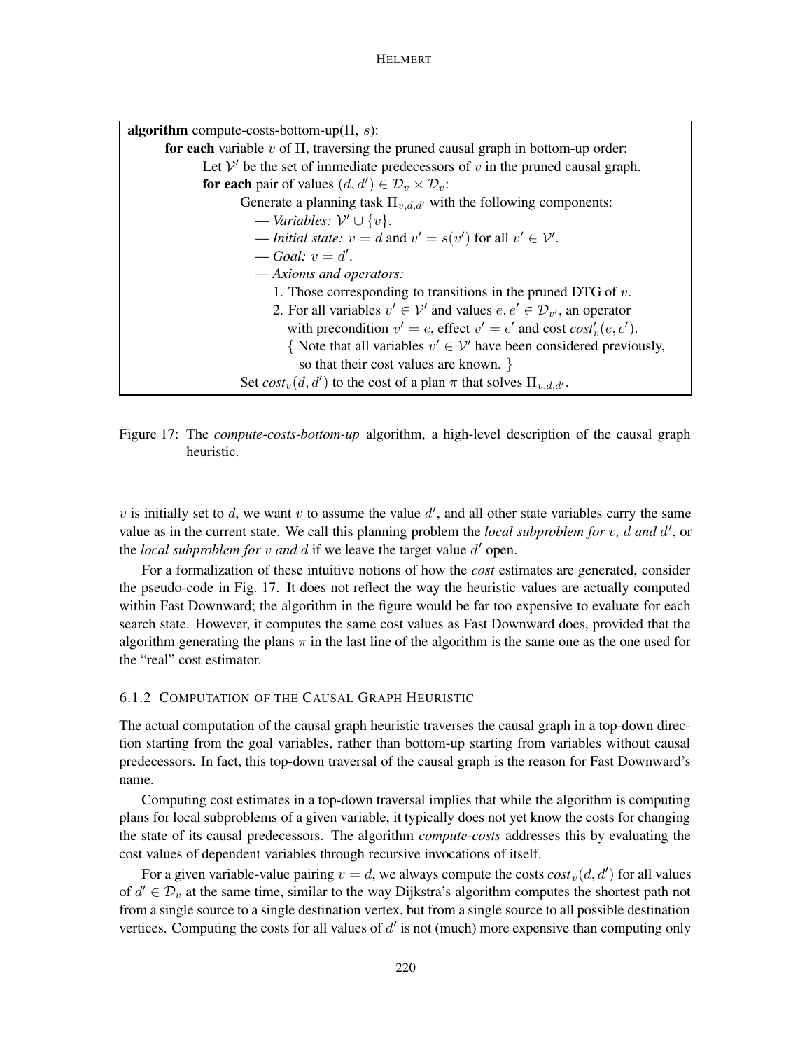```
algorithm compute-costs-bottom-up(Π, s):
    for each variable v of Π, traversing the pruned causal graph in bottom-up order:
        Let V' be the set of immediate predecessors of v in the pruned causal graph.
        for each pair of values (d, d') ∈ D_v × D_v:
            Generate a planning task Π_{v,d,d'} with the following components:
              — Variables: V' ∪ {v}.
              — Initial state: v = d and v' = s(v') for all v' ∈ V'.
              — Goal: v = d'.
              — Axioms and operators:
                 1. Those corresponding to transitions in the pruned DTG of v.
                 2. For all variables v' ∈ V' and values e, e' ∈ D_{v'}, an operator
                    with precondition v' = e, effect v' = e' and cost cost'_v(e, e').
                    { Note that all variables v' ∈ V' have been considered previously,
                      so that their cost values are known. }
            Set cost_v(d, d') to the cost of a plan π that solves Π_{v,d,d'}.
```

Figure 17: The *compute-costs-bottom-up* algorithm, a high-level description of the causal graph heuristic.

$v$ is initially set to $d$, we want $v$ to assume the value $d'$, and all other state variables carry the same value as in the current state. We call this planning problem the *local subproblem for* $v$, $d$ *and* $d'$, or the *local subproblem for* $v$ *and* $d$ if we leave the target value $d'$ open.

For a formalization of these intuitive notions of how the *cost* estimates are generated, consider the pseudo-code in Fig. 17. It does not reflect the way the heuristic values are actually computed within Fast Downward; the algorithm in the figure would be far too expensive to evaluate for each search state. However, it computes the same cost values as Fast Downward does, provided that the algorithm generating the plans $\pi$ in the last line of the algorithm is the same one as the one used for the "real" cost estimator.

### 6.1.2 Computation of the Causal Graph Heuristic

The actual computation of the causal graph heuristic traverses the causal graph in a top-down direction starting from the goal variables, rather than bottom-up starting from variables without causal predecessors. In fact, this top-down traversal of the causal graph is the reason for Fast Downward's name.

Computing cost estimates in a top-down traversal implies that while the algorithm is computing plans for local subproblems of a given variable, it typically does not yet know the costs for changing the state of its causal predecessors. The algorithm *compute-costs* addresses this by evaluating the cost values of dependent variables through recursive invocations of itself.

For a given variable-value pairing $v = d$, we always compute the costs $cost_v(d, d')$ for all values of $d' \in \mathcal{D}_v$ at the same time, similar to the way Dijkstra's algorithm computes the shortest path not from a single source to a single destination vertex, but from a single source to all possible destination vertices. Computing the costs for all values of $d'$ is not (much) more expensive than computing only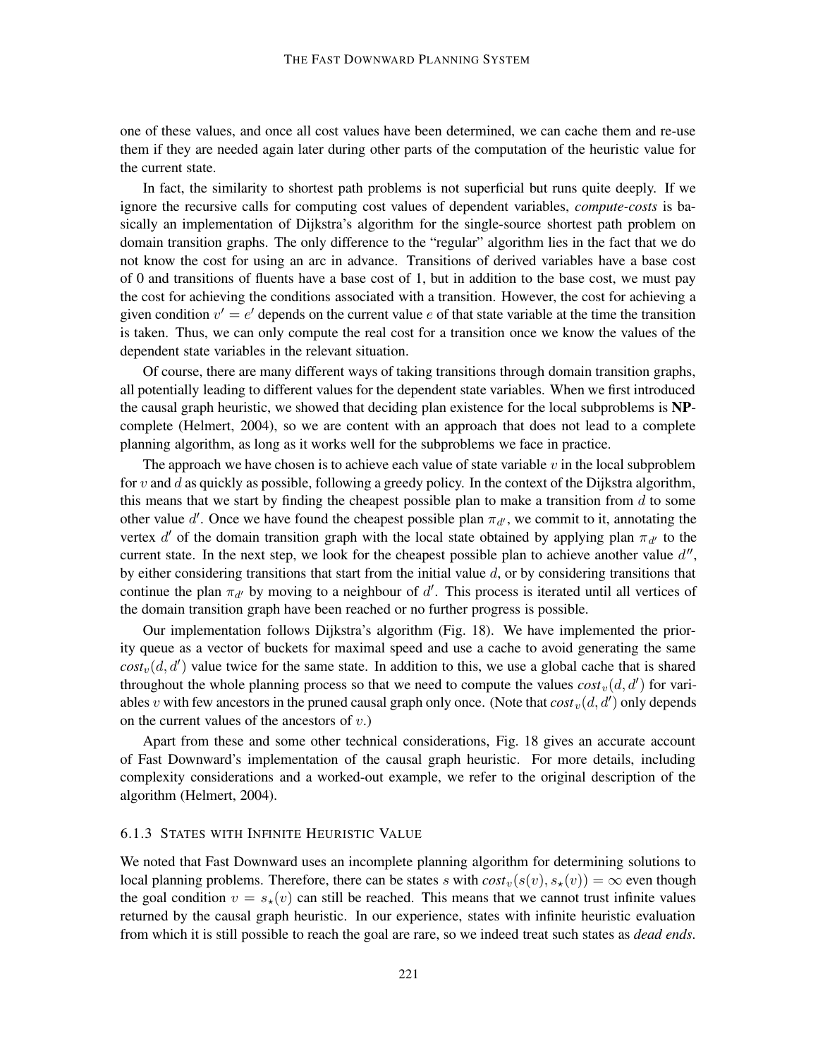one of these values, and once all cost values have been determined, we can cache them and re-use them if they are needed again later during other parts of the computation of the heuristic value for the current state.

In fact, the similarity to shortest path problems is not superficial but runs quite deeply. If we ignore the recursive calls for computing cost values of dependent variables, *compute-costs* is basically an implementation of Dijkstra's algorithm for the single-source shortest path problem on domain transition graphs. The only difference to the "regular" algorithm lies in the fact that we do not know the cost for using an arc in advance. Transitions of derived variables have a base cost of 0 and transitions of fluents have a base cost of 1, but in addition to the base cost, we must pay the cost for achieving the conditions associated with a transition. However, the cost for achieving a given condition $v' = e'$ depends on the current value $e$ of that state variable at the time the transition is taken. Thus, we can only compute the real cost for a transition once we know the values of the dependent state variables in the relevant situation.

Of course, there are many different ways of taking transitions through domain transition graphs, all potentially leading to different values for the dependent state variables. When we first introduced the causal graph heuristic, we showed that deciding plan existence for the local subproblems is **NP**-complete (Helmert, 2004), so we are content with an approach that does not lead to a complete planning algorithm, as long as it works well for the subproblems we face in practice.

The approach we have chosen is to achieve each value of state variable $v$ in the local subproblem for $v$ and $d$ as quickly as possible, following a greedy policy. In the context of the Dijkstra algorithm, this means that we start by finding the cheapest possible plan to make a transition from $d$ to some other value $d'$. Once we have found the cheapest possible plan $\pi_{d'}$, we commit to it, annotating the vertex $d'$ of the domain transition graph with the local state obtained by applying plan $\pi_{d'}$ to the current state. In the next step, we look for the cheapest possible plan to achieve another value $d''$, by either considering transitions that start from the initial value $d$, or by considering transitions that continue the plan $\pi_{d'}$ by moving to a neighbour of $d'$. This process is iterated until all vertices of the domain transition graph have been reached or no further progress is possible.

Our implementation follows Dijkstra's algorithm (Fig. 18). We have implemented the priority queue as a vector of buckets for maximal speed and use a cache to avoid generating the same $cost_v(d, d')$ value twice for the same state. In addition to this, we use a global cache that is shared throughout the whole planning process so that we need to compute the values $cost_v(d, d')$ for variables $v$ with few ancestors in the pruned causal graph only once. (Note that $cost_v(d, d')$ only depends on the current values of the ancestors of $v$.)

Apart from these and some other technical considerations, Fig. 18 gives an accurate account of Fast Downward's implementation of the causal graph heuristic. For more details, including complexity considerations and a worked-out example, we refer to the original description of the algorithm (Helmert, 2004).

### 6.1.3 States with Infinite Heuristic Value

We noted that Fast Downward uses an incomplete planning algorithm for determining solutions to local planning problems. Therefore, there can be states $s$ with $cost_v(s(v), s_\star(v)) = \infty$ even though the goal condition $v = s_\star(v)$ can still be reached. This means that we cannot trust infinite values returned by the causal graph heuristic. In our experience, states with infinite heuristic evaluation from which it is still possible to reach the goal are rare, so we indeed treat such states as *dead ends*.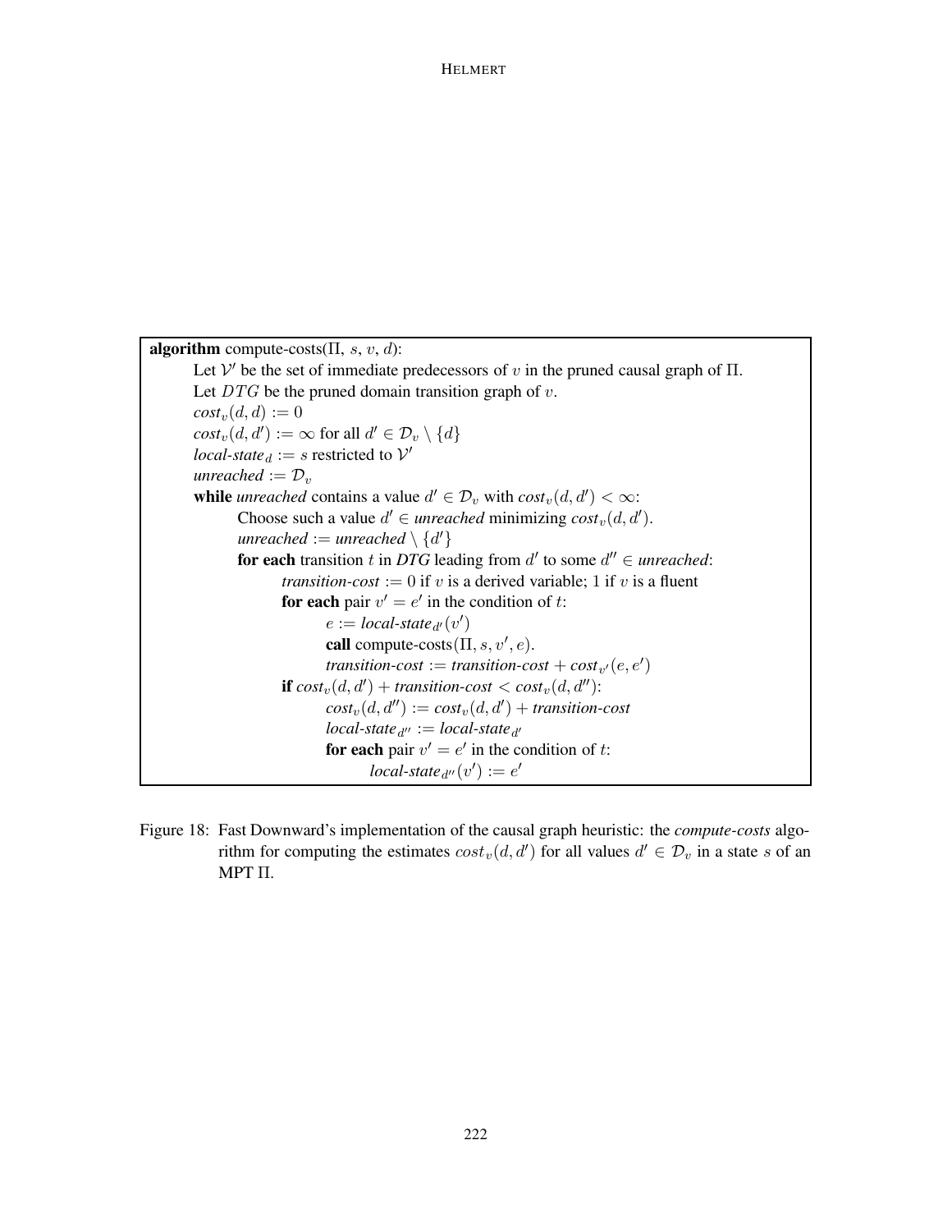```
algorithm compute-costs(Π, s, v, d):
    Let V' be the set of immediate predecessors of v in the pruned causal graph of Π.
    Let DTG be the pruned domain transition graph of v.
    cost_v(d, d) := 0
    cost_v(d, d') := ∞ for all d' ∈ D_v \ {d}
    local-state_d := s restricted to V'
    unreached := D_v
    while unreached contains a value d' ∈ D_v with cost_v(d, d') < ∞:
        Choose such a value d' ∈ unreached minimizing cost_v(d, d').
        unreached := unreached \ {d'}
        for each transition t in DTG leading from d' to some d'' ∈ unreached:
            transition-cost := 0 if v is a derived variable; 1 if v is a fluent
            for each pair v' = e' in the condition of t:
                e := local-state_d'(v')
                call compute-costs(Π, s, v', e).
                transition-cost := transition-cost + cost_v'(e, e')
            if cost_v(d, d') + transition-cost < cost_v(d, d''):
                cost_v(d, d'') := cost_v(d, d') + transition-cost
                local-state_d'' := local-state_d'
                for each pair v' = e' in the condition of t:
                    local-state_d''(v') := e'
```

Figure 18: Fast Downward's implementation of the causal graph heuristic: the *compute-costs* algorithm for computing the estimates $cost_v(d, d')$ for all values $d' \in \mathcal{D}_v$ in a state $s$ of an MPT $\Pi$.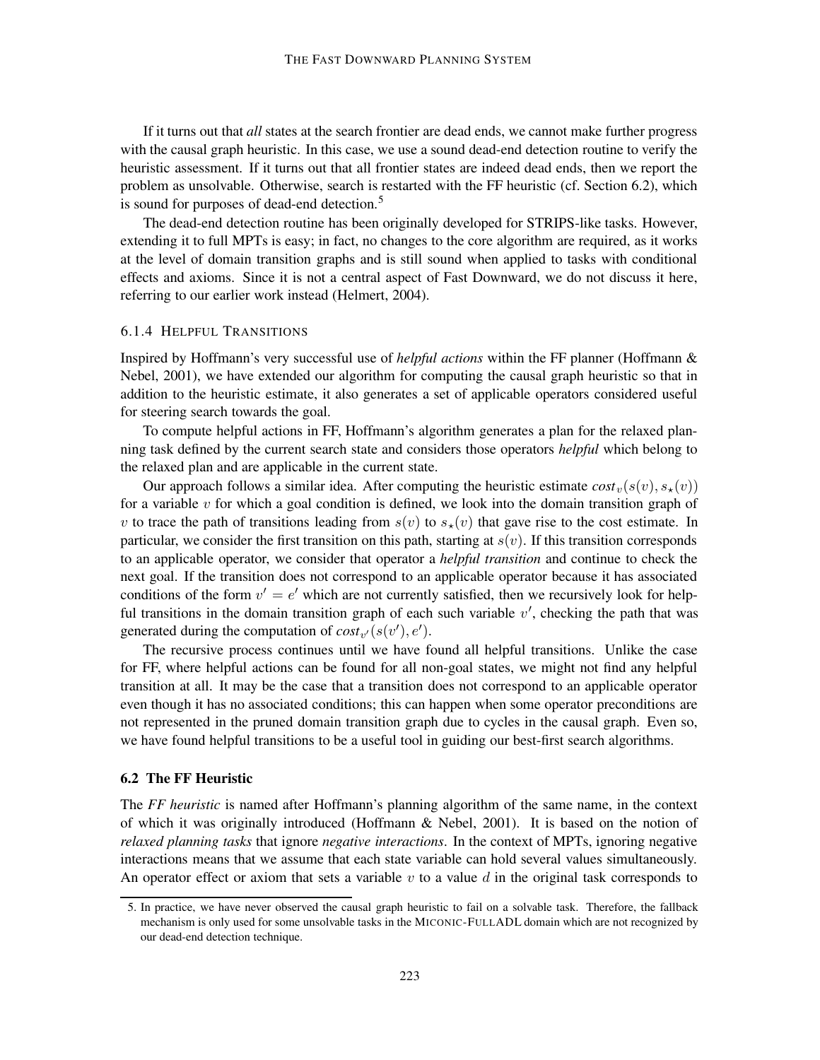If it turns out that *all* states at the search frontier are dead ends, we cannot make further progress with the causal graph heuristic. In this case, we use a sound dead-end detection routine to verify the heuristic assessment. If it turns out that all frontier states are indeed dead ends, then we report the problem as unsolvable. Otherwise, search is restarted with the FF heuristic (cf. Section 6.2), which is sound for purposes of dead-end detection.[5]

The dead-end detection routine has been originally developed for STRIPS-like tasks. However, extending it to full MPTs is easy; in fact, no changes to the core algorithm are required, as it works at the level of domain transition graphs and is still sound when applied to tasks with conditional effects and axioms. Since it is not a central aspect of Fast Downward, we do not discuss it here, referring to our earlier work instead (Helmert, 2004).

#### 6.1.4 Helpful Transitions

Inspired by Hoffmann's very successful use of *helpful actions* within the FF planner (Hoffmann & Nebel, 2001), we have extended our algorithm for computing the causal graph heuristic so that in addition to the heuristic estimate, it also generates a set of applicable operators considered useful for steering search towards the goal.

To compute helpful actions in FF, Hoffmann's algorithm generates a plan for the relaxed planning task defined by the current search state and considers those operators *helpful* which belong to the relaxed plan and are applicable in the current state.

Our approach follows a similar idea. After computing the heuristic estimate $cost_v(s(v), s_\star(v))$ for a variable $v$ for which a goal condition is defined, we look into the domain transition graph of $v$ to trace the path of transitions leading from $s(v)$ to $s_\star(v)$ that gave rise to the cost estimate. In particular, we consider the first transition on this path, starting at $s(v)$. If this transition corresponds to an applicable operator, we consider that operator a *helpful transition* and continue to check the next goal. If the transition does not correspond to an applicable operator because it has associated conditions of the form $v' = e'$ which are not currently satisfied, then we recursively look for helpful transitions in the domain transition graph of each such variable $v'$, checking the path that was generated during the computation of $cost_{v'}(s(v'), e')$.

The recursive process continues until we have found all helpful transitions. Unlike the case for FF, where helpful actions can be found for all non-goal states, we might not find any helpful transition at all. It may be the case that a transition does not correspond to an applicable operator even though it has no associated conditions; this can happen when some operator preconditions are not represented in the pruned domain transition graph due to cycles in the causal graph. Even so, we have found helpful transitions to be a useful tool in guiding our best-first search algorithms.

### 6.2 The FF Heuristic

The *FF heuristic* is named after Hoffmann's planning algorithm of the same name, in the context of which it was originally introduced (Hoffmann & Nebel, 2001). It is based on the notion of *relaxed planning tasks* that ignore *negative interactions*. In the context of MPTs, ignoring negative interactions means that we assume that each state variable can hold several values simultaneously. An operator effect or axiom that sets a variable $v$ to a value $d$ in the original task corresponds to

5. In practice, we have never observed the causal graph heuristic to fail on a solvable task. Therefore, the fallback mechanism is only used for some unsolvable tasks in the MICONIC-FULLADL domain which are not recognized by our dead-end detection technique.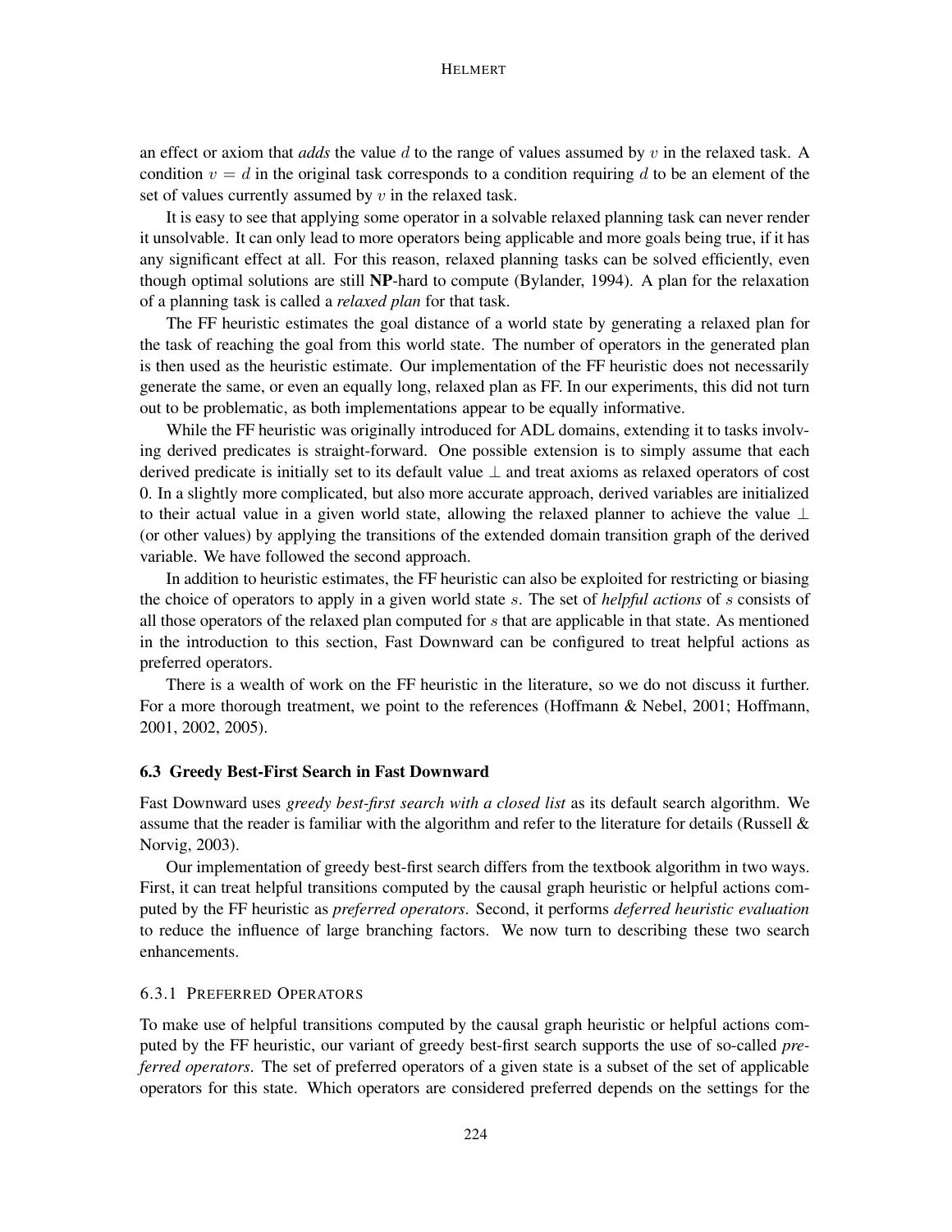an effect or axiom that *adds* the value $d$ to the range of values assumed by $v$ in the relaxed task. A condition $v = d$ in the original task corresponds to a condition requiring $d$ to be an element of the set of values currently assumed by $v$ in the relaxed task.

It is easy to see that applying some operator in a solvable relaxed planning task can never render it unsolvable. It can only lead to more operators being applicable and more goals being true, if it has any significant effect at all. For this reason, relaxed planning tasks can be solved efficiently, even though optimal solutions are still **NP**-hard to compute (Bylander, 1994). A plan for the relaxation of a planning task is called a *relaxed plan* for that task.

The FF heuristic estimates the goal distance of a world state by generating a relaxed plan for the task of reaching the goal from this world state. The number of operators in the generated plan is then used as the heuristic estimate. Our implementation of the FF heuristic does not necessarily generate the same, or even an equally long, relaxed plan as FF. In our experiments, this did not turn out to be problematic, as both implementations appear to be equally informative.

While the FF heuristic was originally introduced for ADL domains, extending it to tasks involving derived predicates is straight-forward. One possible extension is to simply assume that each derived predicate is initially set to its default value $\perp$ and treat axioms as relaxed operators of cost 0. In a slightly more complicated, but also more accurate approach, derived variables are initialized to their actual value in a given world state, allowing the relaxed planner to achieve the value $\perp$ (or other values) by applying the transitions of the extended domain transition graph of the derived variable. We have followed the second approach.

In addition to heuristic estimates, the FF heuristic can also be exploited for restricting or biasing the choice of operators to apply in a given world state $s$. The set of *helpful actions* of $s$ consists of all those operators of the relaxed plan computed for $s$ that are applicable in that state. As mentioned in the introduction to this section, Fast Downward can be configured to treat helpful actions as preferred operators.

There is a wealth of work on the FF heuristic in the literature, so we do not discuss it further. For a more thorough treatment, we point to the references (Hoffmann & Nebel, 2001; Hoffmann, 2001, 2002, 2005).

### 6.3 Greedy Best-First Search in Fast Downward

Fast Downward uses *greedy best-first search with a closed list* as its default search algorithm. We assume that the reader is familiar with the algorithm and refer to the literature for details (Russell & Norvig, 2003).

Our implementation of greedy best-first search differs from the textbook algorithm in two ways. First, it can treat helpful transitions computed by the causal graph heuristic or helpful actions computed by the FF heuristic as *preferred operators*. Second, it performs *deferred heuristic evaluation* to reduce the influence of large branching factors. We now turn to describing these two search enhancements.

#### 6.3.1 Preferred Operators

To make use of helpful transitions computed by the causal graph heuristic or helpful actions computed by the FF heuristic, our variant of greedy best-first search supports the use of so-called *preferred operators*. The set of preferred operators of a given state is a subset of the set of applicable operators for this state. Which operators are considered preferred depends on the settings for the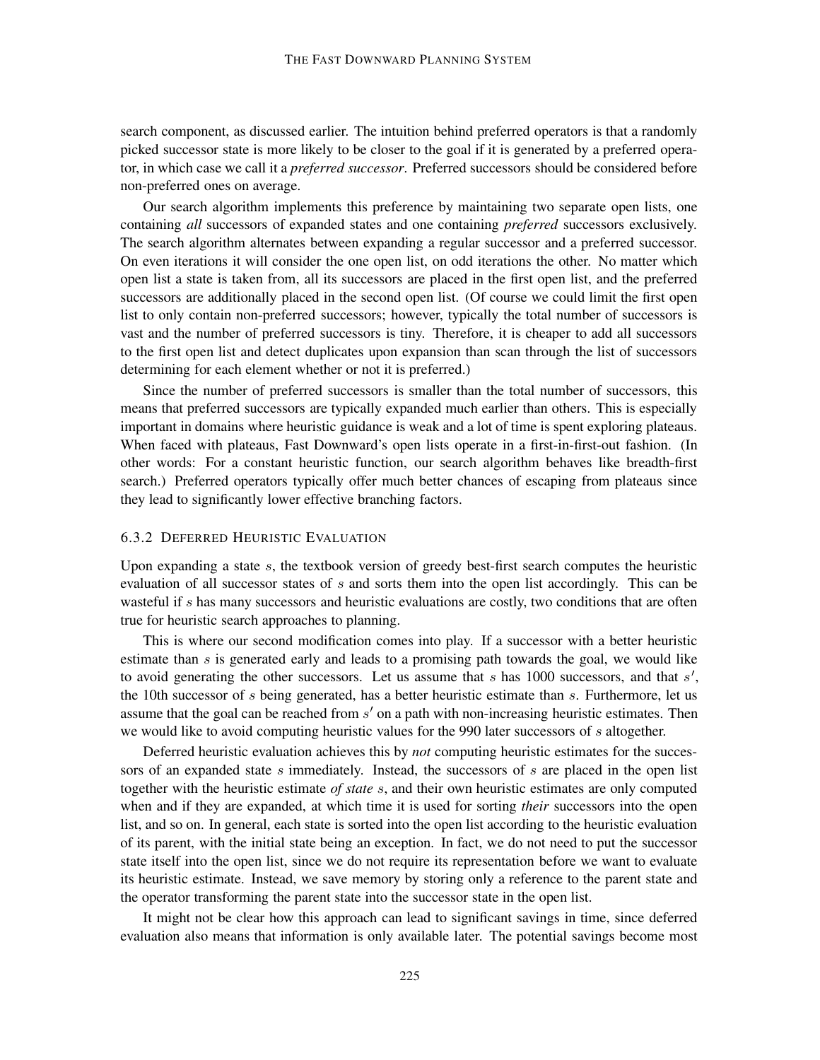search component, as discussed earlier. The intuition behind preferred operators is that a randomly picked successor state is more likely to be closer to the goal if it is generated by a preferred operator, in which case we call it a *preferred successor*. Preferred successors should be considered before non-preferred ones on average.

Our search algorithm implements this preference by maintaining two separate open lists, one containing *all* successors of expanded states and one containing *preferred* successors exclusively. The search algorithm alternates between expanding a regular successor and a preferred successor. On even iterations it will consider the one open list, on odd iterations the other. No matter which open list a state is taken from, all its successors are placed in the first open list, and the preferred successors are additionally placed in the second open list. (Of course we could limit the first open list to only contain non-preferred successors; however, typically the total number of successors is vast and the number of preferred successors is tiny. Therefore, it is cheaper to add all successors to the first open list and detect duplicates upon expansion than scan through the list of successors determining for each element whether or not it is preferred.)

Since the number of preferred successors is smaller than the total number of successors, this means that preferred successors are typically expanded much earlier than others. This is especially important in domains where heuristic guidance is weak and a lot of time is spent exploring plateaus. When faced with plateaus, Fast Downward's open lists operate in a first-in-first-out fashion. (In other words: For a constant heuristic function, our search algorithm behaves like breadth-first search.) Preferred operators typically offer much better chances of escaping from plateaus since they lead to significantly lower effective branching factors.

#### 6.3.2 Deferred Heuristic Evaluation

Upon expanding a state $s$, the textbook version of greedy best-first search computes the heuristic evaluation of all successor states of $s$ and sorts them into the open list accordingly. This can be wasteful if $s$ has many successors and heuristic evaluations are costly, two conditions that are often true for heuristic search approaches to planning.

This is where our second modification comes into play. If a successor with a better heuristic estimate than $s$ is generated early and leads to a promising path towards the goal, we would like to avoid generating the other successors. Let us assume that $s$ has 1000 successors, and that $s'$, the 10th successor of $s$ being generated, has a better heuristic estimate than $s$. Furthermore, let us assume that the goal can be reached from $s'$ on a path with non-increasing heuristic estimates. Then we would like to avoid computing heuristic values for the 990 later successors of $s$ altogether.

Deferred heuristic evaluation achieves this by *not* computing heuristic estimates for the successors of an expanded state $s$ immediately. Instead, the successors of $s$ are placed in the open list together with the heuristic estimate *of state* $s$, and their own heuristic estimates are only computed when and if they are expanded, at which time it is used for sorting *their* successors into the open list, and so on. In general, each state is sorted into the open list according to the heuristic evaluation of its parent, with the initial state being an exception. In fact, we do not need to put the successor state itself into the open list, since we do not require its representation before we want to evaluate its heuristic estimate. Instead, we save memory by storing only a reference to the parent state and the operator transforming the parent state into the successor state in the open list.

It might not be clear how this approach can lead to significant savings in time, since deferred evaluation also means that information is only available later. The potential savings become most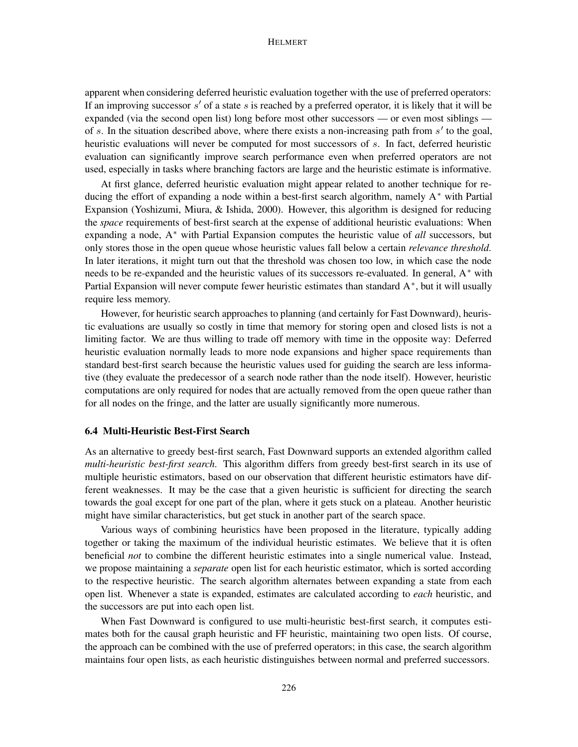apparent when considering deferred heuristic evaluation together with the use of preferred operators: If an improving successor $s'$ of a state $s$ is reached by a preferred operator, it is likely that it will be expanded (via the second open list) long before most other successors — or even most siblings — of $s$. In the situation described above, where there exists a non-increasing path from $s'$ to the goal, heuristic evaluations will never be computed for most successors of $s$. In fact, deferred heuristic evaluation can significantly improve search performance even when preferred operators are not used, especially in tasks where branching factors are large and the heuristic estimate is informative.

At first glance, deferred heuristic evaluation might appear related to another technique for reducing the effort of expanding a node within a best-first search algorithm, namely A$^*$ with Partial Expansion (Yoshizumi, Miura, & Ishida, 2000). However, this algorithm is designed for reducing the *space* requirements of best-first search at the expense of additional heuristic evaluations: When expanding a node, A$^*$ with Partial Expansion computes the heuristic value of *all* successors, but only stores those in the open queue whose heuristic values fall below a certain *relevance threshold*. In later iterations, it might turn out that the threshold was chosen too low, in which case the node needs to be re-expanded and the heuristic values of its successors re-evaluated. In general, A$^*$ with Partial Expansion will never compute fewer heuristic estimates than standard A$^*$, but it will usually require less memory.

However, for heuristic search approaches to planning (and certainly for Fast Downward), heuristic evaluations are usually so costly in time that memory for storing open and closed lists is not a limiting factor. We are thus willing to trade off memory with time in the opposite way: Deferred heuristic evaluation normally leads to more node expansions and higher space requirements than standard best-first search because the heuristic values used for guiding the search are less informative (they evaluate the predecessor of a search node rather than the node itself). However, heuristic computations are only required for nodes that are actually removed from the open queue rather than for all nodes on the fringe, and the latter are usually significantly more numerous.

### 6.4 Multi-Heuristic Best-First Search

As an alternative to greedy best-first search, Fast Downward supports an extended algorithm called *multi-heuristic best-first search*. This algorithm differs from greedy best-first search in its use of multiple heuristic estimators, based on our observation that different heuristic estimators have different weaknesses. It may be the case that a given heuristic is sufficient for directing the search towards the goal except for one part of the plan, where it gets stuck on a plateau. Another heuristic might have similar characteristics, but get stuck in another part of the search space.

Various ways of combining heuristics have been proposed in the literature, typically adding together or taking the maximum of the individual heuristic estimates. We believe that it is often beneficial *not* to combine the different heuristic estimates into a single numerical value. Instead, we propose maintaining a *separate* open list for each heuristic estimator, which is sorted according to the respective heuristic. The search algorithm alternates between expanding a state from each open list. Whenever a state is expanded, estimates are calculated according to *each* heuristic, and the successors are put into each open list.

When Fast Downward is configured to use multi-heuristic best-first search, it computes estimates both for the causal graph heuristic and FF heuristic, maintaining two open lists. Of course, the approach can be combined with the use of preferred operators; in this case, the search algorithm maintains four open lists, as each heuristic distinguishes between normal and preferred successors.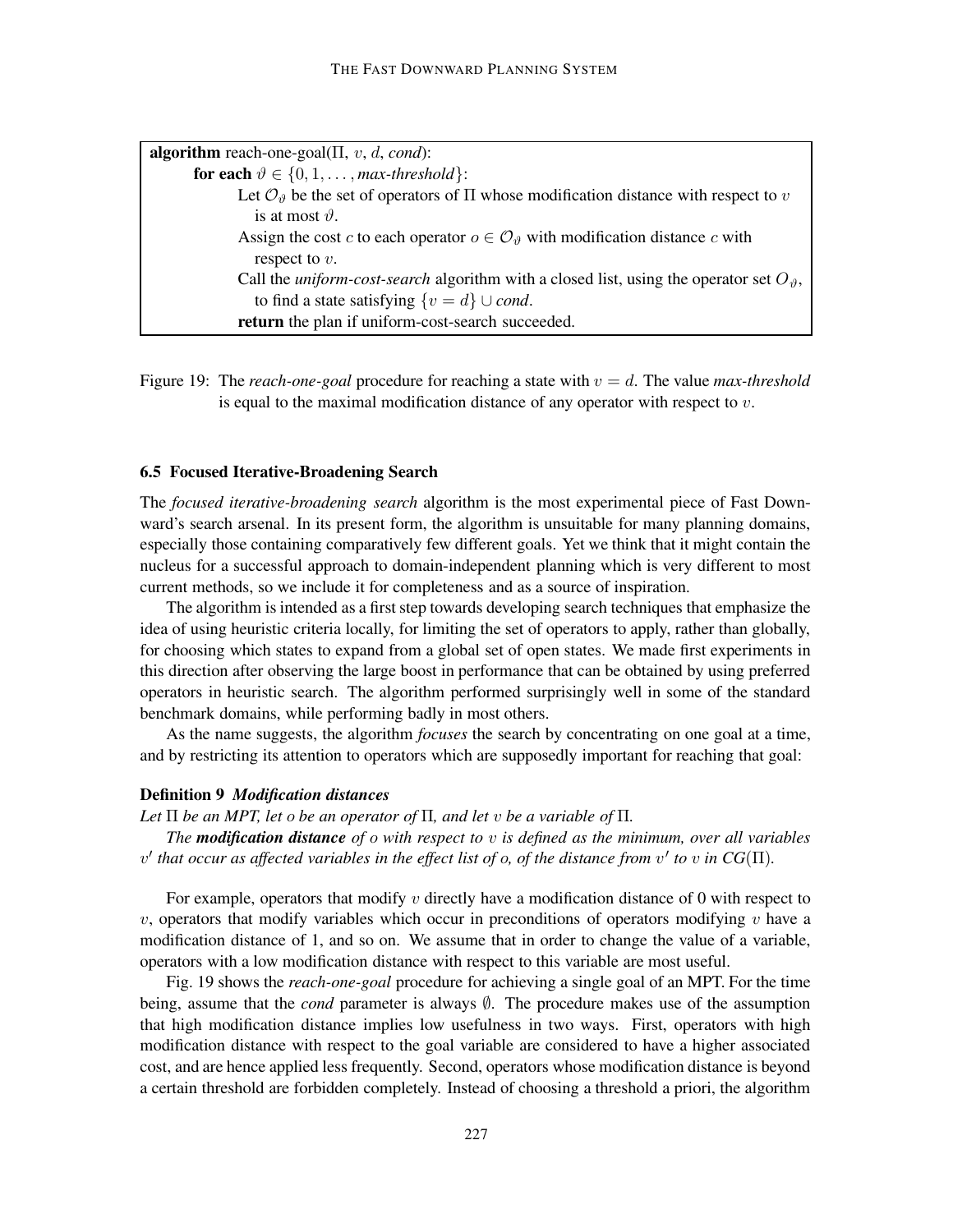```
algorithm reach-one-goal(Π, v, d, cond):
    for each ϑ ∈ {0, 1, ..., max-threshold}:
        Let O_ϑ be the set of operators of Π whose modification distance with respect to v
            is at most ϑ.
        Assign the cost c to each operator o ∈ O_ϑ with modification distance c with
            respect to v.
        Call the uniform-cost-search algorithm with a closed list, using the operator set O_ϑ,
            to find a state satisfying {v = d} ∪ cond.
        return the plan if uniform-cost-search succeeded.
```

Figure 19: The *reach-one-goal* procedure for reaching a state with $v = d$. The value *max-threshold* is equal to the maximal modification distance of any operator with respect to $v$.

### 6.5 Focused Iterative-Broadening Search

The *focused iterative-broadening search* algorithm is the most experimental piece of Fast Downward's search arsenal. In its present form, the algorithm is unsuitable for many planning domains, especially those containing comparatively few different goals. Yet we think that it might contain the nucleus for a successful approach to domain-independent planning which is very different to most current methods, so we include it for completeness and as a source of inspiration.

The algorithm is intended as a first step towards developing search techniques that emphasize the idea of using heuristic criteria locally, for limiting the set of operators to apply, rather than globally, for choosing which states to expand from a global set of open states. We made first experiments in this direction after observing the large boost in performance that can be obtained by using preferred operators in heuristic search. The algorithm performed surprisingly well in some of the standard benchmark domains, while performing badly in most others.

As the name suggests, the algorithm *focuses* the search by concentrating on one goal at a time, and by restricting its attention to operators which are supposedly important for reaching that goal:

**Definition 9** ***Modification distances***

*Let $\Pi$ be an MPT, let $o$ be an operator of $\Pi$, and let $v$ be a variable of $\Pi$.*

*The **modification distance** of $o$ with respect to $v$ is defined as the minimum, over all variables $v'$ that occur as affected variables in the effect list of $o$, of the distance from $v'$ to $v$ in $CG(\Pi)$.*

For example, operators that modify $v$ directly have a modification distance of 0 with respect to $v$, operators that modify variables which occur in preconditions of operators modifying $v$ have a modification distance of 1, and so on. We assume that in order to change the value of a variable, operators with a low modification distance with respect to this variable are most useful.

Fig. 19 shows the *reach-one-goal* procedure for achieving a single goal of an MPT. For the time being, assume that the *cond* parameter is always $\emptyset$. The procedure makes use of the assumption that high modification distance implies low usefulness in two ways. First, operators with high modification distance with respect to the goal variable are considered to have a higher associated cost, and are hence applied less frequently. Second, operators whose modification distance is beyond a certain threshold are forbidden completely. Instead of choosing a threshold a priori, the algorithm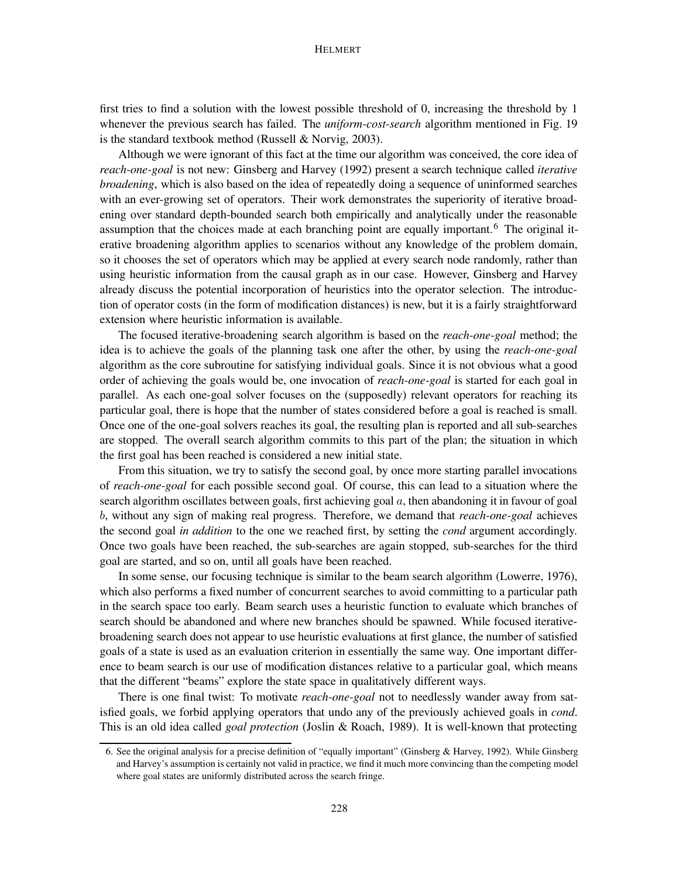first tries to find a solution with the lowest possible threshold of 0, increasing the threshold by 1 whenever the previous search has failed. The *uniform-cost-search* algorithm mentioned in Fig. 19 is the standard textbook method (Russell & Norvig, 2003).

Although we were ignorant of this fact at the time our algorithm was conceived, the core idea of *reach-one-goal* is not new: Ginsberg and Harvey (1992) present a search technique called *iterative broadening*, which is also based on the idea of repeatedly doing a sequence of uninformed searches with an ever-growing set of operators. Their work demonstrates the superiority of iterative broadening over standard depth-bounded search both empirically and analytically under the reasonable assumption that the choices made at each branching point are equally important.[6] The original iterative broadening algorithm applies to scenarios without any knowledge of the problem domain, so it chooses the set of operators which may be applied at every search node randomly, rather than using heuristic information from the causal graph as in our case. However, Ginsberg and Harvey already discuss the potential incorporation of heuristics into the operator selection. The introduction of operator costs (in the form of modification distances) is new, but it is a fairly straightforward extension where heuristic information is available.

The focused iterative-broadening search algorithm is based on the *reach-one-goal* method; the idea is to achieve the goals of the planning task one after the other, by using the *reach-one-goal* algorithm as the core subroutine for satisfying individual goals. Since it is not obvious what a good order of achieving the goals would be, one invocation of *reach-one-goal* is started for each goal in parallel. As each one-goal solver focuses on the (supposedly) relevant operators for reaching its particular goal, there is hope that the number of states considered before a goal is reached is small. Once one of the one-goal solvers reaches its goal, the resulting plan is reported and all sub-searches are stopped. The overall search algorithm commits to this part of the plan; the situation in which the first goal has been reached is considered a new initial state.

From this situation, we try to satisfy the second goal, by once more starting parallel invocations of *reach-one-goal* for each possible second goal. Of course, this can lead to a situation where the search algorithm oscillates between goals, first achieving goal $a$, then abandoning it in favour of goal $b$, without any sign of making real progress. Therefore, we demand that *reach-one-goal* achieves the second goal *in addition* to the one we reached first, by setting the *cond* argument accordingly. Once two goals have been reached, the sub-searches are again stopped, sub-searches for the third goal are started, and so on, until all goals have been reached.

In some sense, our focusing technique is similar to the beam search algorithm (Lowerre, 1976), which also performs a fixed number of concurrent searches to avoid committing to a particular path in the search space too early. Beam search uses a heuristic function to evaluate which branches of search should be abandoned and where new branches should be spawned. While focused iterative-broadening search does not appear to use heuristic evaluations at first glance, the number of satisfied goals of a state is used as an evaluation criterion in essentially the same way. One important difference to beam search is our use of modification distances relative to a particular goal, which means that the different "beams" explore the state space in qualitatively different ways.

There is one final twist: To motivate *reach-one-goal* not to needlessly wander away from satisfied goals, we forbid applying operators that undo any of the previously achieved goals in *cond*. This is an old idea called *goal protection* (Joslin & Roach, 1989). It is well-known that protecting

6. See the original analysis for a precise definition of "equally important" (Ginsberg & Harvey, 1992). While Ginsberg and Harvey's assumption is certainly not valid in practice, we find it much more convincing than the competing model where goal states are uniformly distributed across the search fringe.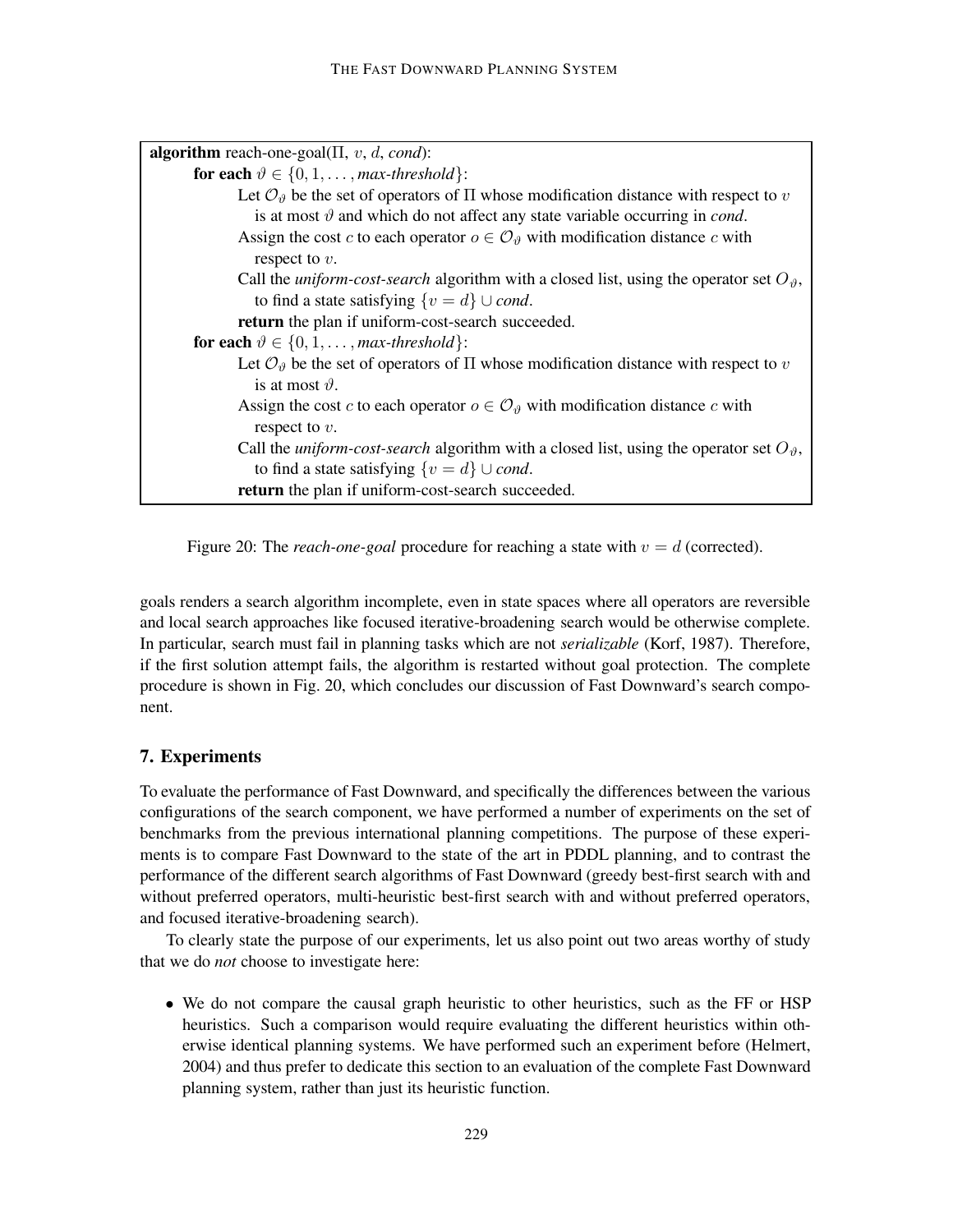```
algorithm reach-one-goal(Π, v, d, cond):
    for each ϑ ∈ {0, 1, ..., max-threshold}:
        Let O_ϑ be the set of operators of Π whose modification distance with respect to v
            is at most ϑ and which do not affect any state variable occurring in cond.
        Assign the cost c to each operator o ∈ O_ϑ with modification distance c with
            respect to v.
        Call the uniform-cost-search algorithm with a closed list, using the operator set O_ϑ,
            to find a state satisfying {v = d} ∪ cond.
        return the plan if uniform-cost-search succeeded.
    for each ϑ ∈ {0, 1, ..., max-threshold}:
        Let O_ϑ be the set of operators of Π whose modification distance with respect to v
            is at most ϑ.
        Assign the cost c to each operator o ∈ O_ϑ with modification distance c with
            respect to v.
        Call the uniform-cost-search algorithm with a closed list, using the operator set O_ϑ,
            to find a state satisfying {v = d} ∪ cond.
        return the plan if uniform-cost-search succeeded.
```

Figure 20: The *reach-one-goal* procedure for reaching a state with $v = d$ (corrected).

goals renders a search algorithm incomplete, even in state spaces where all operators are reversible and local search approaches like focused iterative-broadening search would be otherwise complete. In particular, search must fail in planning tasks which are not *serializable* (Korf, 1987). Therefore, if the first solution attempt fails, the algorithm is restarted without goal protection. The complete procedure is shown in Fig. 20, which concludes our discussion of Fast Downward's search component.

## 7. Experiments

To evaluate the performance of Fast Downward, and specifically the differences between the various configurations of the search component, we have performed a number of experiments on the set of benchmarks from the previous international planning competitions. The purpose of these experiments is to compare Fast Downward to the state of the art in PDDL planning, and to contrast the performance of the different search algorithms of Fast Downward (greedy best-first search with and without preferred operators, multi-heuristic best-first search with and without preferred operators, and focused iterative-broadening search).

To clearly state the purpose of our experiments, let us also point out two areas worthy of study that we do *not* choose to investigate here:

- We do not compare the causal graph heuristic to other heuristics, such as the FF or HSP heuristics. Such a comparison would require evaluating the different heuristics within otherwise identical planning systems. We have performed such an experiment before (Helmert, 2004) and thus prefer to dedicate this section to an evaluation of the complete Fast Downward planning system, rather than just its heuristic function.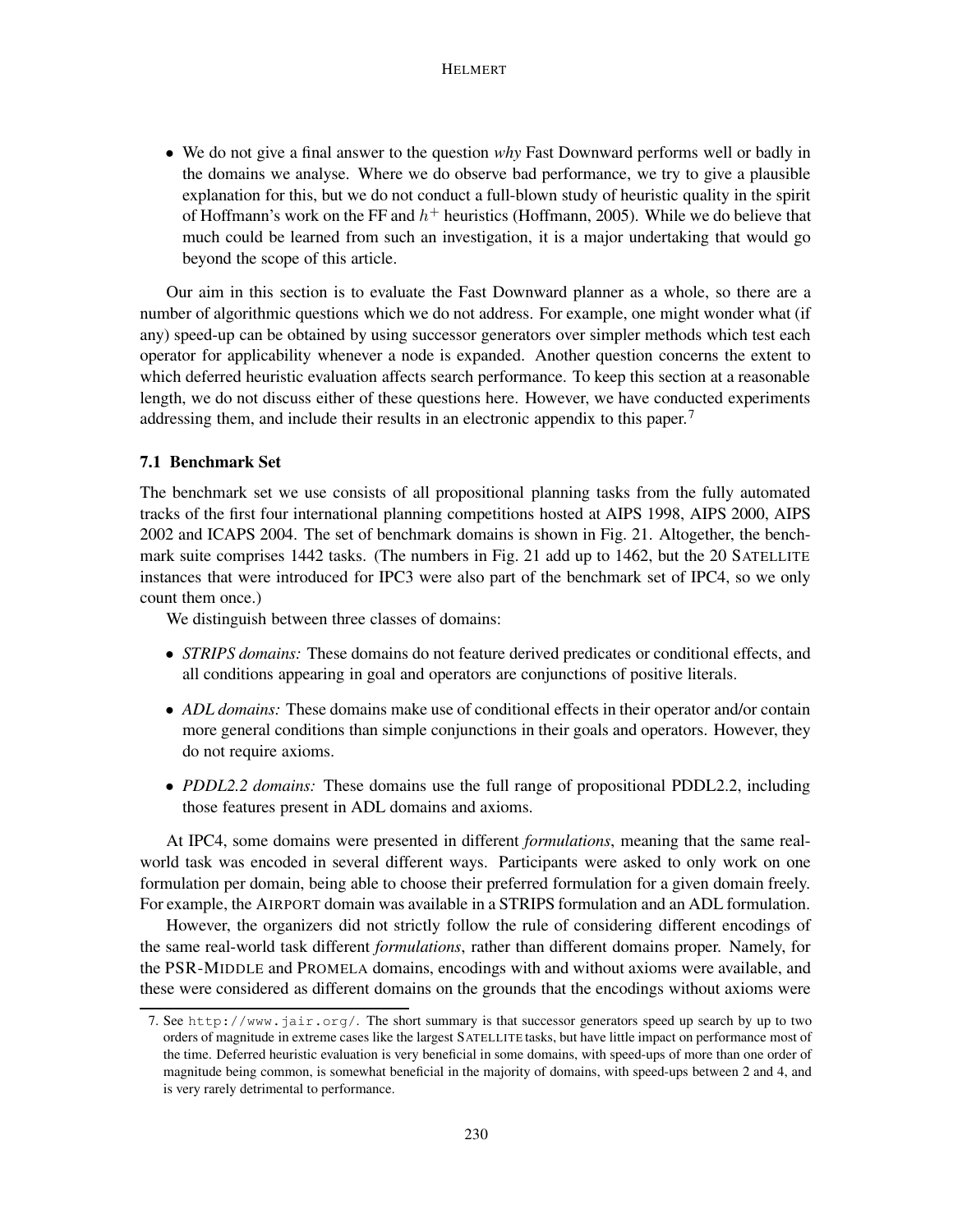- We do not give a final answer to the question *why* Fast Downward performs well or badly in the domains we analyse. Where we do observe bad performance, we try to give a plausible explanation for this, but we do not conduct a full-blown study of heuristic quality in the spirit of Hoffmann's work on the FF and $h^+$ heuristics (Hoffmann, 2005). While we do believe that much could be learned from such an investigation, it is a major undertaking that would go beyond the scope of this article.

Our aim in this section is to evaluate the Fast Downward planner as a whole, so there are a number of algorithmic questions which we do not address. For example, one might wonder what (if any) speed-up can be obtained by using successor generators over simpler methods which test each operator for applicability whenever a node is expanded. Another question concerns the extent to which deferred heuristic evaluation affects search performance. To keep this section at a reasonable length, we do not discuss either of these questions here. However, we have conducted experiments addressing them, and include their results in an electronic appendix to this paper.[7]

### 7.1 Benchmark Set

The benchmark set we use consists of all propositional planning tasks from the fully automated tracks of the first four international planning competitions hosted at AIPS 1998, AIPS 2000, AIPS 2002 and ICAPS 2004. The set of benchmark domains is shown in Fig. 21. Altogether, the benchmark suite comprises 1442 tasks. (The numbers in Fig. 21 add up to 1462, but the 20 SATELLITE instances that were introduced for IPC3 were also part of the benchmark set of IPC4, so we only count them once.)

We distinguish between three classes of domains:

- *STRIPS domains:* These domains do not feature derived predicates or conditional effects, and all conditions appearing in goal and operators are conjunctions of positive literals.
- *ADL domains:* These domains make use of conditional effects in their operator and/or contain more general conditions than simple conjunctions in their goals and operators. However, they do not require axioms.
- *PDDL2.2 domains:* These domains use the full range of propositional PDDL2.2, including those features present in ADL domains and axioms.

At IPC4, some domains were presented in different *formulations*, meaning that the same real-world task was encoded in several different ways. Participants were asked to only work on one formulation per domain, being able to choose their preferred formulation for a given domain freely. For example, the AIRPORT domain was available in a STRIPS formulation and an ADL formulation.

However, the organizers did not strictly follow the rule of considering different encodings of the same real-world task different *formulations*, rather than different domains proper. Namely, for the PSR-MIDDLE and PROMELA domains, encodings with and without axioms were available, and these were considered as different domains on the grounds that the encodings without axioms were

7. See http://www.jair.org/. The short summary is that successor generators speed up search by up to two orders of magnitude in extreme cases like the largest SATELLITE tasks, but have little impact on performance most of the time. Deferred heuristic evaluation is very beneficial in some domains, with speed-ups of more than one order of magnitude being common, is somewhat beneficial in the majority of domains, with speed-ups between 2 and 4, and is very rarely detrimental to performance.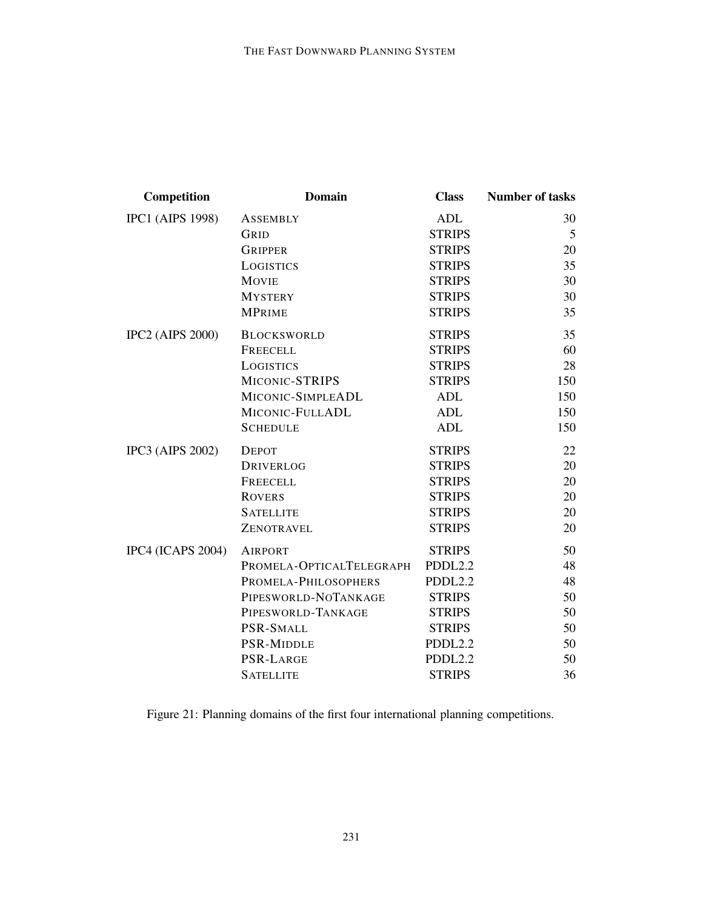| Competition | Domain | Class | Number of tasks |
|---|---|---|---|
| IPC1 (AIPS 1998) | ASSEMBLY | ADL | 30 |
| | GRID | STRIPS | 5 |
| | GRIPPER | STRIPS | 20 |
| | LOGISTICS | STRIPS | 35 |
| | MOVIE | STRIPS | 30 |
| | MYSTERY | STRIPS | 30 |
| | MPRIME | STRIPS | 35 |
| IPC2 (AIPS 2000) | BLOCKSWORLD | STRIPS | 35 |
| | FREECELL | STRIPS | 60 |
| | LOGISTICS | STRIPS | 28 |
| | MICONIC-STRIPS | STRIPS | 150 |
| | MICONIC-SIMPLEADL | ADL | 150 |
| | MICONIC-FULLADL | ADL | 150 |
| | SCHEDULE | ADL | 150 |
| IPC3 (AIPS 2002) | DEPOT | STRIPS | 22 |
| | DRIVERLOG | STRIPS | 20 |
| | FREECELL | STRIPS | 20 |
| | ROVERS | STRIPS | 20 |
| | SATELLITE | STRIPS | 20 |
| | ZENOTRAVEL | STRIPS | 20 |
| IPC4 (ICAPS 2004) | AIRPORT | STRIPS | 50 |
| | PROMELA-OPTICALTELEGRAPH | PDDL2.2 | 48 |
| | PROMELA-PHILOSOPHERS | PDDL2.2 | 48 |
| | PIPESWORLD-NOTANKAGE | STRIPS | 50 |
| | PIPESWORLD-TANKAGE | STRIPS | 50 |
| | PSR-SMALL | STRIPS | 50 |
| | PSR-MIDDLE | PDDL2.2 | 50 |
| | PSR-LARGE | PDDL2.2 | 50 |
| | SATELLITE | STRIPS | 36 |

Figure 21: Planning domains of the first four international planning competitions.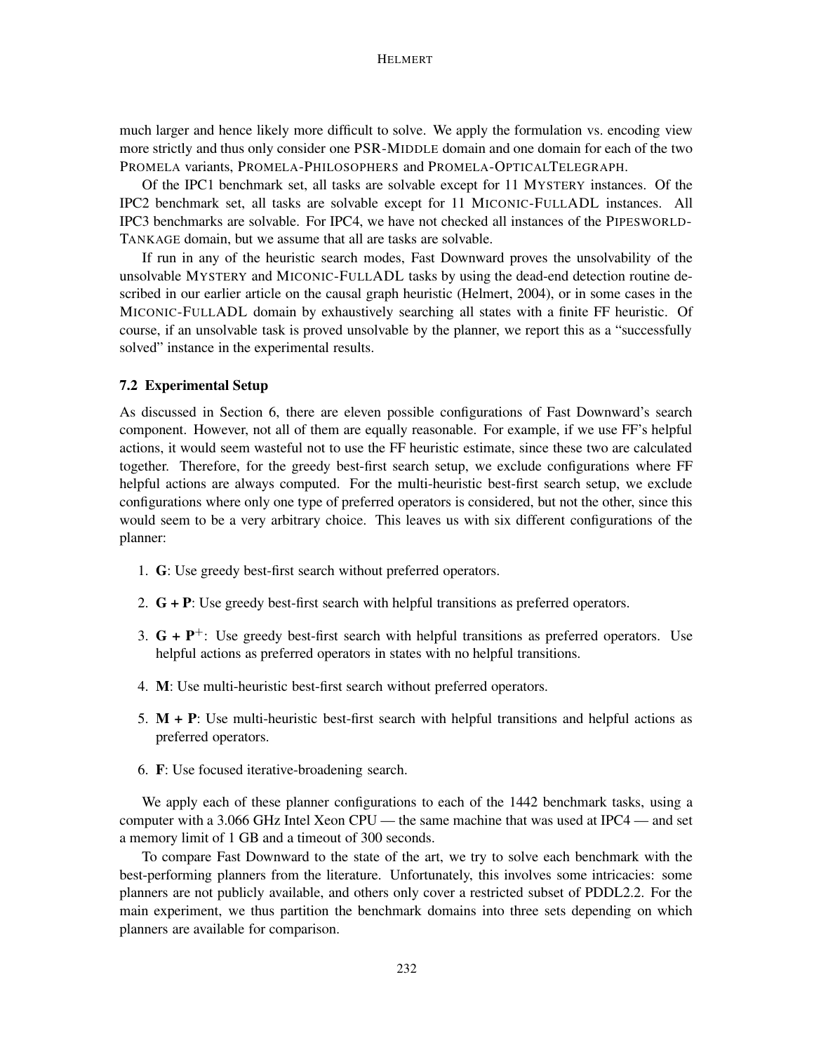much larger and hence likely more difficult to solve. We apply the formulation vs. encoding view more strictly and thus only consider one PSR-MIDDLE domain and one domain for each of the two PROMELA variants, PROMELA-PHILOSOPHERS and PROMELA-OPTICALTELEGRAPH.

Of the IPC1 benchmark set, all tasks are solvable except for 11 MYSTERY instances. Of the IPC2 benchmark set, all tasks are solvable except for 11 MICONIC-FULLADL instances. All IPC3 benchmarks are solvable. For IPC4, we have not checked all instances of the PIPESWORLD-TANKAGE domain, but we assume that all are tasks are solvable.

If run in any of the heuristic search modes, Fast Downward proves the unsolvability of the unsolvable MYSTERY and MICONIC-FULLADL tasks by using the dead-end detection routine described in our earlier article on the causal graph heuristic (Helmert, 2004), or in some cases in the MICONIC-FULLADL domain by exhaustively searching all states with a finite FF heuristic. Of course, if an unsolvable task is proved unsolvable by the planner, we report this as a "successfully solved" instance in the experimental results.

### 7.2 Experimental Setup

As discussed in Section 6, there are eleven possible configurations of Fast Downward's search component. However, not all of them are equally reasonable. For example, if we use FF's helpful actions, it would seem wasteful not to use the FF heuristic estimate, since these two are calculated together. Therefore, for the greedy best-first search setup, we exclude configurations where FF helpful actions are always computed. For the multi-heuristic best-first search setup, we exclude configurations where only one type of preferred operators is considered, but not the other, since this would seem to be a very arbitrary choice. This leaves us with six different configurations of the planner:

1. **G**: Use greedy best-first search without preferred operators.
2. **G + P**: Use greedy best-first search with helpful transitions as preferred operators.
3. **G + P**$^{+}$: Use greedy best-first search with helpful transitions as preferred operators. Use helpful actions as preferred operators in states with no helpful transitions.
4. **M**: Use multi-heuristic best-first search without preferred operators.
5. **M + P**: Use multi-heuristic best-first search with helpful transitions and helpful actions as preferred operators.
6. **F**: Use focused iterative-broadening search.

We apply each of these planner configurations to each of the 1442 benchmark tasks, using a computer with a 3.066 GHz Intel Xeon CPU — the same machine that was used at IPC4 — and set a memory limit of 1 GB and a timeout of 300 seconds.

To compare Fast Downward to the state of the art, we try to solve each benchmark with the best-performing planners from the literature. Unfortunately, this involves some intricacies: some planners are not publicly available, and others only cover a restricted subset of PDDL2.2. For the main experiment, we thus partition the benchmark domains into three sets depending on which planners are available for comparison.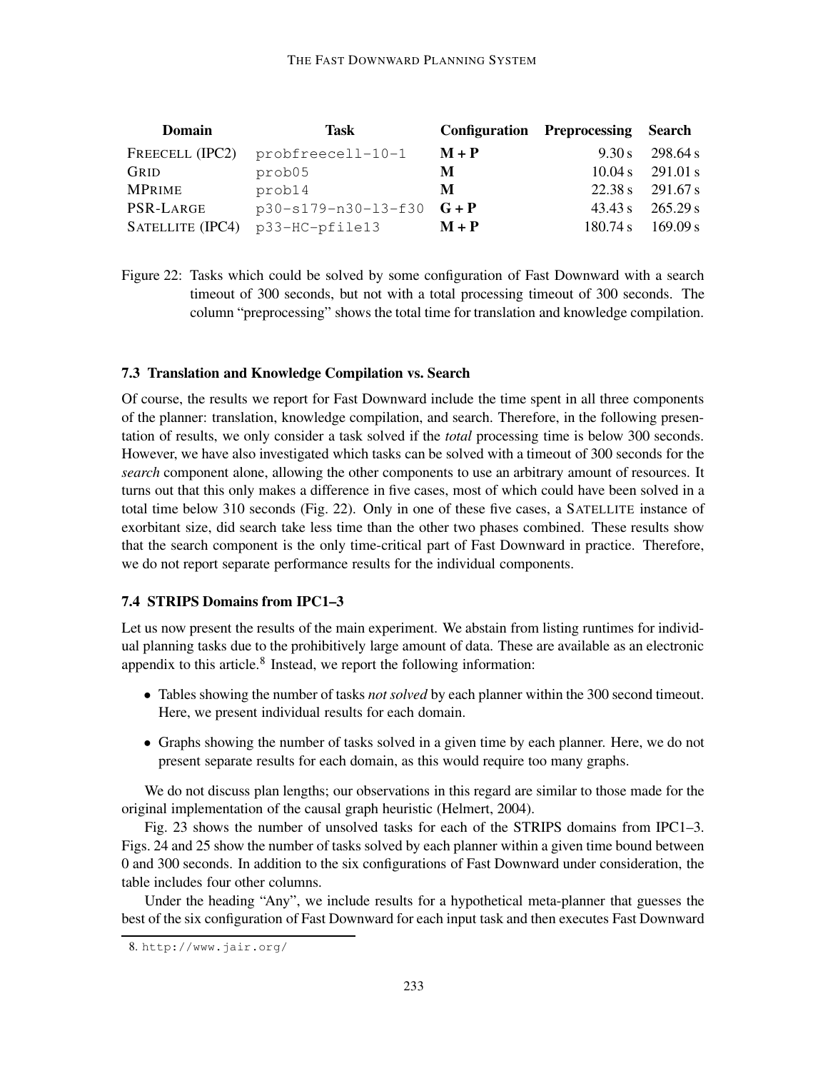| Domain | Task | Configuration | Preprocessing | Search |
|---|---|---|---|---|
| FREECELL (IPC2) | probfreecell-10-1 | **M + P** | 9.30 s | 298.64 s |
| GRID | prob05 | **M** | 10.04 s | 291.01 s |
| MPRIME | prob14 | **M** | 22.38 s | 291.67 s |
| PSR-LARGE | p30-s179-n30-l3-f30 | **G + P** | 43.43 s | 265.29 s |
| SATELLITE (IPC4) | p33-HC-pfile13 | **M + P** | 180.74 s | 169.09 s |

Figure 22: Tasks which could be solved by some configuration of Fast Downward with a search timeout of 300 seconds, but not with a total processing timeout of 300 seconds. The column "preprocessing" shows the total time for translation and knowledge compilation.

### 7.3 Translation and Knowledge Compilation vs. Search

Of course, the results we report for Fast Downward include the time spent in all three components of the planner: translation, knowledge compilation, and search. Therefore, in the following presentation of results, we only consider a task solved if the *total* processing time is below 300 seconds. However, we have also investigated which tasks can be solved with a timeout of 300 seconds for the *search* component alone, allowing the other components to use an arbitrary amount of resources. It turns out that this only makes a difference in five cases, most of which could have been solved in a total time below 310 seconds (Fig. 22). Only in one of these five cases, a SATELLITE instance of exorbitant size, did search take less time than the other two phases combined. These results show that the search component is the only time-critical part of Fast Downward in practice. Therefore, we do not report separate performance results for the individual components.

### 7.4 STRIPS Domains from IPC1–3

Let us now present the results of the main experiment. We abstain from listing runtimes for individual planning tasks due to the prohibitively large amount of data. These are available as an electronic appendix to this article.[8] Instead, we report the following information:

- Tables showing the number of tasks *not solved* by each planner within the 300 second timeout. Here, we present individual results for each domain.
- Graphs showing the number of tasks solved in a given time by each planner. Here, we do not present separate results for each domain, as this would require too many graphs.

We do not discuss plan lengths; our observations in this regard are similar to those made for the original implementation of the causal graph heuristic (Helmert, 2004).

Fig. 23 shows the number of unsolved tasks for each of the STRIPS domains from IPC1–3. Figs. 24 and 25 show the number of tasks solved by each planner within a given time bound between 0 and 300 seconds. In addition to the six configurations of Fast Downward under consideration, the table includes four other columns.

Under the heading "Any", we include results for a hypothetical meta-planner that guesses the best of the six configuration of Fast Downward for each input task and then executes Fast Downward

8. http://www.jair.org/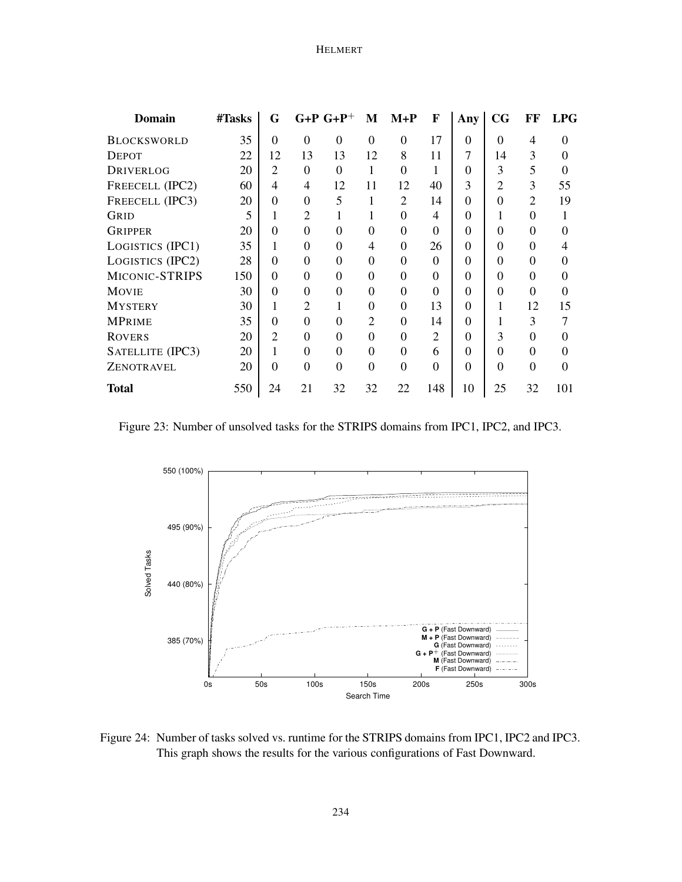| Domain | #Tasks | G | G+P | G+P$^+$ | M | M+P | F | Any | CG | FF | LPG |
|---|---|---|---|---|---|---|---|---|---|---|---|
| BLOCKSWORLD | 35 | 0 | 0 | 0 | 0 | 0 | 17 | 0 | 0 | 4 | 0 |
| DEPOT | 22 | 12 | 13 | 13 | 12 | 8 | 11 | 7 | 14 | 3 | 0 |
| DRIVERLOG | 20 | 2 | 0 | 0 | 1 | 0 | 1 | 0 | 3 | 5 | 0 |
| FREECELL (IPC2) | 60 | 4 | 4 | 12 | 11 | 12 | 40 | 3 | 2 | 3 | 55 |
| FREECELL (IPC3) | 20 | 0 | 0 | 5 | 1 | 2 | 14 | 0 | 0 | 2 | 19 |
| GRID | 5 | 1 | 2 | 1 | 1 | 0 | 4 | 0 | 1 | 0 | 1 |
| GRIPPER | 20 | 0 | 0 | 0 | 0 | 0 | 0 | 0 | 0 | 0 | 0 |
| LOGISTICS (IPC1) | 35 | 1 | 0 | 0 | 4 | 0 | 26 | 0 | 0 | 0 | 4 |
| LOGISTICS (IPC2) | 28 | 0 | 0 | 0 | 0 | 0 | 0 | 0 | 0 | 0 | 0 |
| MICONIC-STRIPS | 150 | 0 | 0 | 0 | 0 | 0 | 0 | 0 | 0 | 0 | 0 |
| MOVIE | 30 | 0 | 0 | 0 | 0 | 0 | 0 | 0 | 0 | 0 | 0 |
| MYSTERY | 30 | 1 | 2 | 1 | 0 | 0 | 13 | 0 | 1 | 12 | 15 |
| MPRIME | 35 | 0 | 0 | 0 | 2 | 0 | 14 | 0 | 1 | 3 | 7 |
| ROVERS | 20 | 2 | 0 | 0 | 0 | 0 | 2 | 0 | 3 | 0 | 0 |
| SATELLITE (IPC3) | 20 | 1 | 0 | 0 | 0 | 0 | 6 | 0 | 0 | 0 | 0 |
| ZENOTRAVEL | 20 | 0 | 0 | 0 | 0 | 0 | 0 | 0 | 0 | 0 | 0 |
| **Total** | 550 | 24 | 21 | 32 | 32 | 22 | 148 | 10 | 25 | 32 | 101 |

Figure 23: Number of unsolved tasks for the STRIPS domains from IPC1, IPC2, and IPC3.

Figure 24: Number of tasks solved vs. runtime for the STRIPS domains from IPC1, IPC2 and IPC3. This graph shows the results for the various configurations of Fast Downward.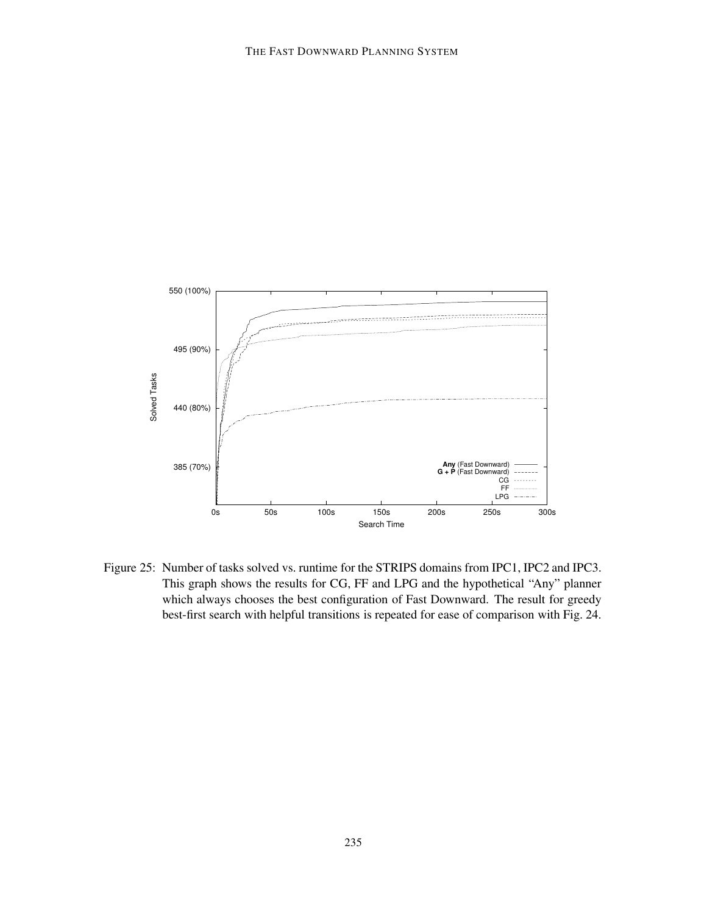Figure 25: Number of tasks solved vs. runtime for the STRIPS domains from IPC1, IPC2 and IPC3. This graph shows the results for CG, FF and LPG and the hypothetical "Any" planner which always chooses the best configuration of Fast Downward. The result for greedy best-first search with helpful transitions is repeated for ease of comparison with Fig. 24.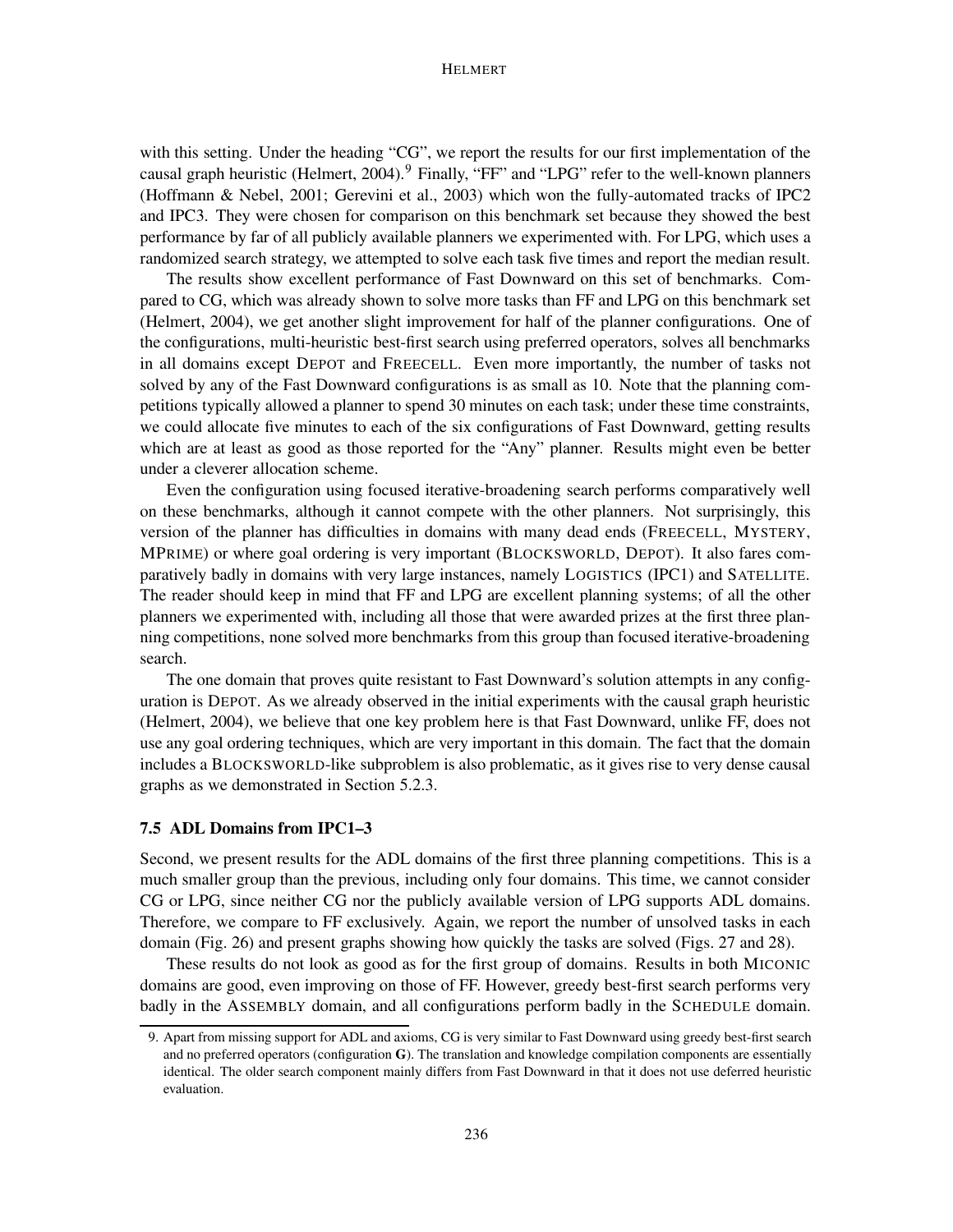with this setting. Under the heading "CG", we report the results for our first implementation of the causal graph heuristic (Helmert, 2004).[9] Finally, "FF" and "LPG" refer to the well-known planners (Hoffmann & Nebel, 2001; Gerevini et al., 2003) which won the fully-automated tracks of IPC2 and IPC3. They were chosen for comparison on this benchmark set because they showed the best performance by far of all publicly available planners we experimented with. For LPG, which uses a randomized search strategy, we attempted to solve each task five times and report the median result.

The results show excellent performance of Fast Downward on this set of benchmarks. Compared to CG, which was already shown to solve more tasks than FF and LPG on this benchmark set (Helmert, 2004), we get another slight improvement for half of the planner configurations. One of the configurations, multi-heuristic best-first search using preferred operators, solves all benchmarks in all domains except DEPOT and FREECELL. Even more importantly, the number of tasks not solved by any of the Fast Downward configurations is as small as 10. Note that the planning competitions typically allowed a planner to spend 30 minutes on each task; under these time constraints, we could allocate five minutes to each of the six configurations of Fast Downward, getting results which are at least as good as those reported for the "Any" planner. Results might even be better under a cleverer allocation scheme.

Even the configuration using focused iterative-broadening search performs comparatively well on these benchmarks, although it cannot compete with the other planners. Not surprisingly, this version of the planner has difficulties in domains with many dead ends (FREECELL, MYSTERY, MPRIME) or where goal ordering is very important (BLOCKSWORLD, DEPOT). It also fares comparatively badly in domains with very large instances, namely LOGISTICS (IPC1) and SATELLITE. The reader should keep in mind that FF and LPG are excellent planning systems; of all the other planners we experimented with, including all those that were awarded prizes at the first three planning competitions, none solved more benchmarks from this group than focused iterative-broadening search.

The one domain that proves quite resistant to Fast Downward's solution attempts in any configuration is DEPOT. As we already observed in the initial experiments with the causal graph heuristic (Helmert, 2004), we believe that one key problem here is that Fast Downward, unlike FF, does not use any goal ordering techniques, which are very important in this domain. The fact that the domain includes a BLOCKSWORLD-like subproblem is also problematic, as it gives rise to very dense causal graphs as we demonstrated in Section 5.2.3.

### 7.5 ADL Domains from IPC1–3

Second, we present results for the ADL domains of the first three planning competitions. This is a much smaller group than the previous, including only four domains. This time, we cannot consider CG or LPG, since neither CG nor the publicly available version of LPG supports ADL domains. Therefore, we compare to FF exclusively. Again, we report the number of unsolved tasks in each domain (Fig. 26) and present graphs showing how quickly the tasks are solved (Figs. 27 and 28).

These results do not look as good as for the first group of domains. Results in both MICONIC domains are good, even improving on those of FF. However, greedy best-first search performs very badly in the ASSEMBLY domain, and all configurations perform badly in the SCHEDULE domain.

[9] Apart from missing support for ADL and axioms, CG is very similar to Fast Downward using greedy best-first search and no preferred operators (configuration **G**). The translation and knowledge compilation components are essentially identical. The older search component mainly differs from Fast Downward in that it does not use deferred heuristic evaluation.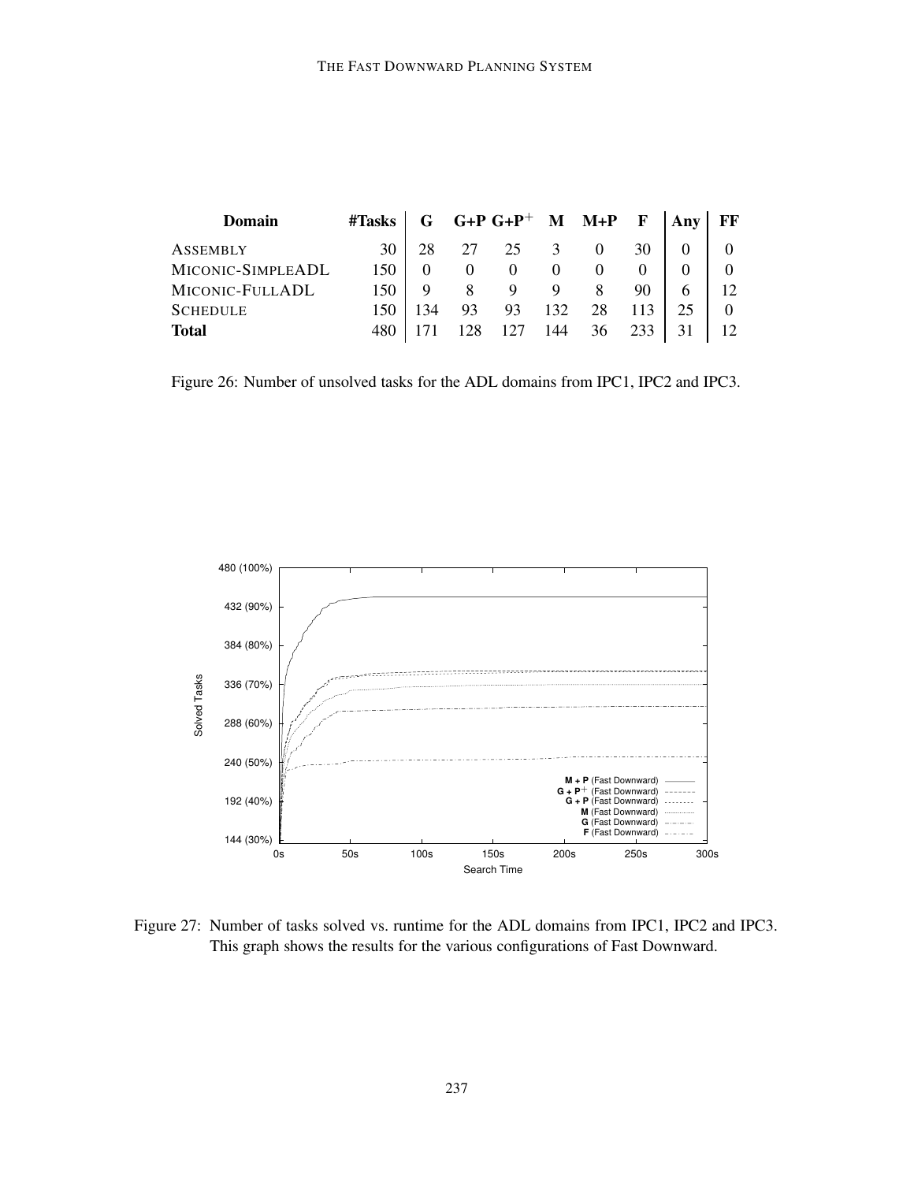| Domain | #Tasks | G | G+P | G+P$^+$ | M | M+P | F | Any | FF |
|---|---|---|---|---|---|---|---|---|---|
| ASSEMBLY | 30 | 28 | 27 | 25 | 3 | 0 | 30 | 0 | 0 |
| MICONIC-SIMPLEADL | 150 | 0 | 0 | 0 | 0 | 0 | 0 | 0 | 0 |
| MICONIC-FULLADL | 150 | 9 | 8 | 9 | 9 | 8 | 90 | 6 | 12 |
| SCHEDULE | 150 | 134 | 93 | 93 | 132 | 28 | 113 | 25 | 0 |
| **Total** | 480 | 171 | 128 | 127 | 144 | 36 | 233 | 31 | 12 |

Figure 26: Number of unsolved tasks for the ADL domains from IPC1, IPC2 and IPC3.

Figure 27: Number of tasks solved vs. runtime for the ADL domains from IPC1, IPC2 and IPC3. This graph shows the results for the various configurations of Fast Downward.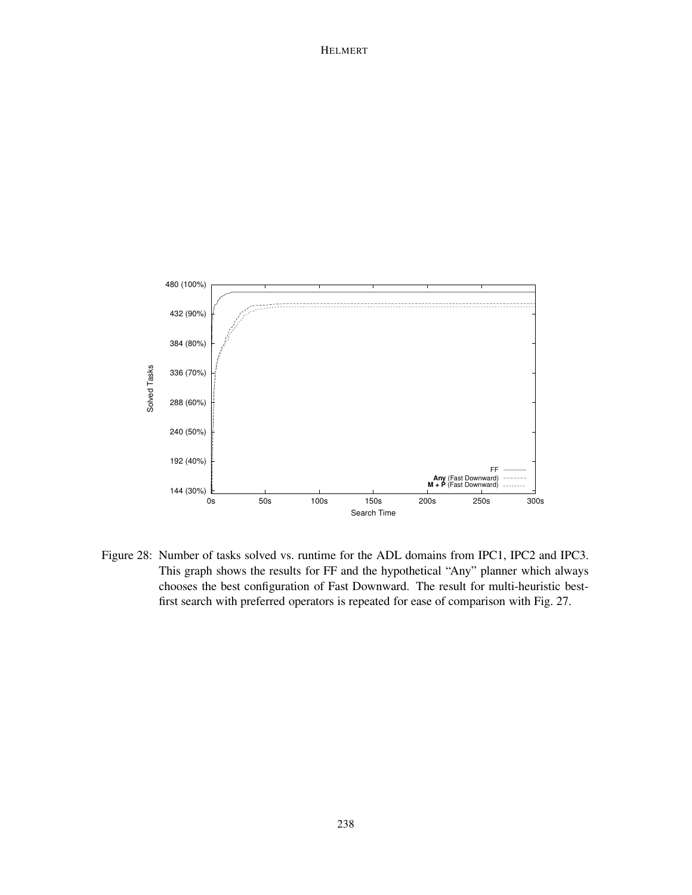Figure 28: Number of tasks solved vs. runtime for the ADL domains from IPC1, IPC2 and IPC3. This graph shows the results for FF and the hypothetical "Any" planner which always chooses the best configuration of Fast Downward. The result for multi-heuristic best-first search with preferred operators is repeated for ease of comparison with Fig. 27.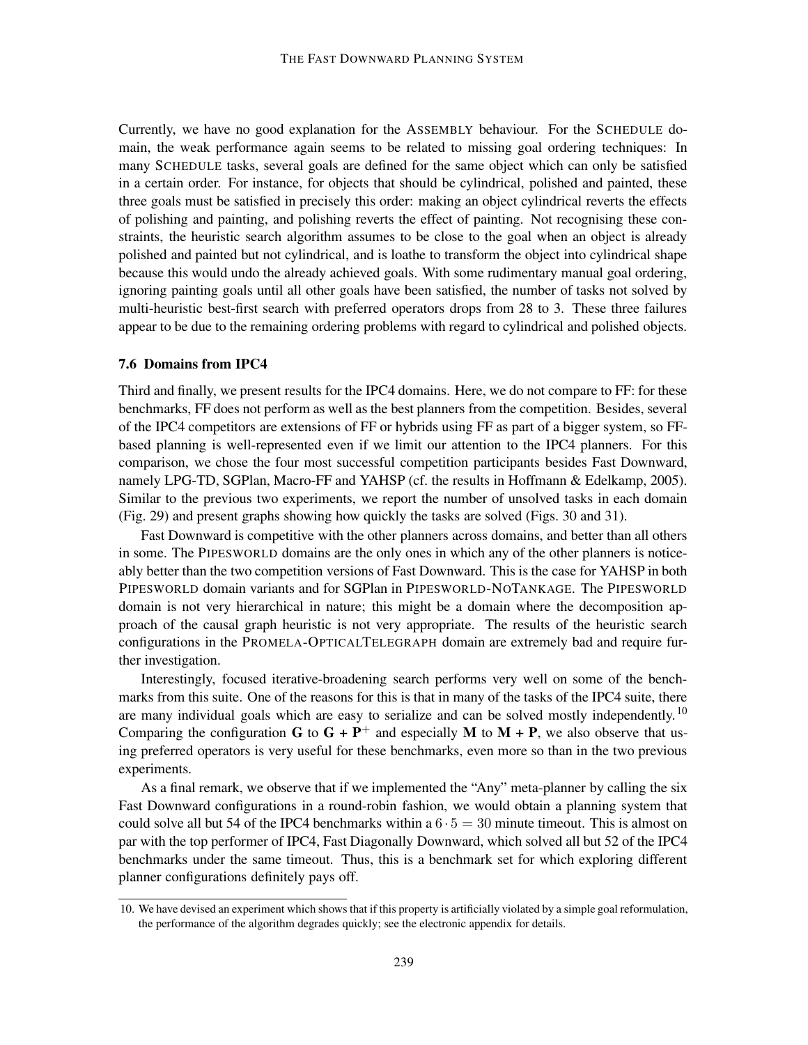Currently, we have no good explanation for the ASSEMBLY behaviour. For the SCHEDULE domain, the weak performance again seems to be related to missing goal ordering techniques: In many SCHEDULE tasks, several goals are defined for the same object which can only be satisfied in a certain order. For instance, for objects that should be cylindrical, polished and painted, these three goals must be satisfied in precisely this order: making an object cylindrical reverts the effects of polishing and painting, and polishing reverts the effect of painting. Not recognising these constraints, the heuristic search algorithm assumes to be close to the goal when an object is already polished and painted but not cylindrical, and is loathe to transform the object into cylindrical shape because this would undo the already achieved goals. With some rudimentary manual goal ordering, ignoring painting goals until all other goals have been satisfied, the number of tasks not solved by multi-heuristic best-first search with preferred operators drops from 28 to 3. These three failures appear to be due to the remaining ordering problems with regard to cylindrical and polished objects.

### 7.6 Domains from IPC4

Third and finally, we present results for the IPC4 domains. Here, we do not compare to FF: for these benchmarks, FF does not perform as well as the best planners from the competition. Besides, several of the IPC4 competitors are extensions of FF or hybrids using FF as part of a bigger system, so FF-based planning is well-represented even if we limit our attention to the IPC4 planners. For this comparison, we chose the four most successful competition participants besides Fast Downward, namely LPG-TD, SGPlan, Macro-FF and YAHSP (cf. the results in Hoffmann & Edelkamp, 2005). Similar to the previous two experiments, we report the number of unsolved tasks in each domain (Fig. 29) and present graphs showing how quickly the tasks are solved (Figs. 30 and 31).

Fast Downward is competitive with the other planners across domains, and better than all others in some. The PIPESWORLD domains are the only ones in which any of the other planners is noticeably better than the two competition versions of Fast Downward. This is the case for YAHSP in both PIPESWORLD domain variants and for SGPlan in PIPESWORLD-NOTANKAGE. The PIPESWORLD domain is not very hierarchical in nature; this might be a domain where the decomposition approach of the causal graph heuristic is not very appropriate. The results of the heuristic search configurations in the PROMELA-OPTICALTELEGRAPH domain are extremely bad and require further investigation.

Interestingly, focused iterative-broadening search performs very well on some of the benchmarks from this suite. One of the reasons for this is that in many of the tasks of the IPC4 suite, there are many individual goals which are easy to serialize and can be solved mostly independently.[10] Comparing the configuration **G** to **G + P**$^{+}$ and especially **M** to **M + P**, we also observe that using preferred operators is very useful for these benchmarks, even more so than in the two previous experiments.

As a final remark, we observe that if we implemented the "Any" meta-planner by calling the six Fast Downward configurations in a round-robin fashion, we would obtain a planning system that could solve all but 54 of the IPC4 benchmarks within a $6 \cdot 5 = 30$ minute timeout. This is almost on par with the top performer of IPC4, Fast Diagonally Downward, which solved all but 52 of the IPC4 benchmarks under the same timeout. Thus, this is a benchmark set for which exploring different planner configurations definitely pays off.

10. We have devised an experiment which shows that if this property is artificially violated by a simple goal reformulation, the performance of the algorithm degrades quickly; see the electronic appendix for details.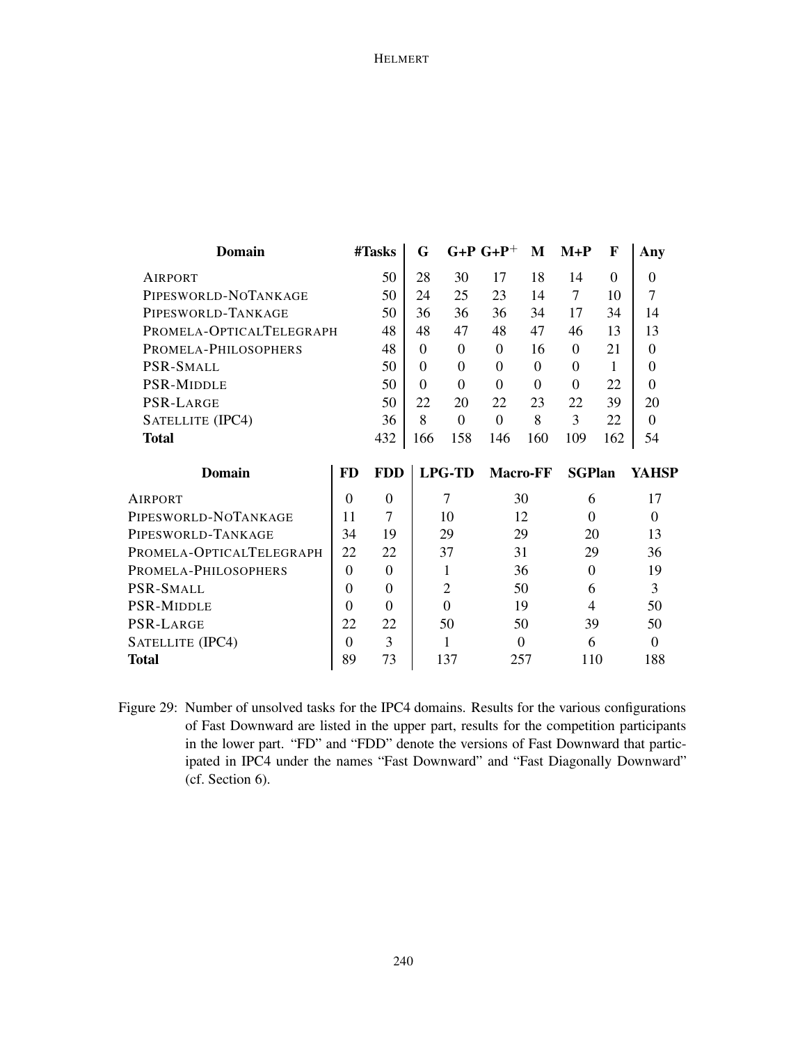| Domain | #Tasks | G | G+P | G+P$^+$ | M | M+P | F | Any |
|---|---|---|---|---|---|---|---|---|
| AIRPORT | 50 | 28 | 30 | 17 | 18 | 14 | 0 | 0 |
| PIPESWORLD-NOTANKAGE | 50 | 24 | 25 | 23 | 14 | 7 | 10 | 7 |
| PIPESWORLD-TANKAGE | 50 | 36 | 36 | 36 | 34 | 17 | 34 | 14 |
| PROMELA-OPTICALTELEGRAPH | 48 | 48 | 47 | 48 | 47 | 46 | 13 | 13 |
| PROMELA-PHILOSOPHERS | 48 | 0 | 0 | 0 | 16 | 0 | 21 | 0 |
| PSR-SMALL | 50 | 0 | 0 | 0 | 0 | 0 | 1 | 0 |
| PSR-MIDDLE | 50 | 0 | 0 | 0 | 0 | 0 | 22 | 0 |
| PSR-LARGE | 50 | 22 | 20 | 22 | 23 | 22 | 39 | 20 |
| SATELLITE (IPC4) | 36 | 8 | 0 | 0 | 8 | 3 | 22 | 0 |
| **Total** | 432 | 166 | 158 | 146 | 160 | 109 | 162 | 54 |

| Domain | FD | FDD | LPG-TD | Macro-FF | SGPlan | YAHSP |
|---|---|---|---|---|---|---|
| AIRPORT | 0 | 0 | 7 | 30 | 6 | 17 |
| PIPESWORLD-NOTANKAGE | 11 | 7 | 10 | 12 | 0 | 0 |
| PIPESWORLD-TANKAGE | 34 | 19 | 29 | 29 | 20 | 13 |
| PROMELA-OPTICALTELEGRAPH | 22 | 22 | 37 | 31 | 29 | 36 |
| PROMELA-PHILOSOPHERS | 0 | 0 | 1 | 36 | 0 | 19 |
| PSR-SMALL | 0 | 0 | 2 | 50 | 6 | 3 |
| PSR-MIDDLE | 0 | 0 | 0 | 19 | 4 | 50 |
| PSR-LARGE | 22 | 22 | 50 | 50 | 39 | 50 |
| SATELLITE (IPC4) | 0 | 3 | 1 | 0 | 6 | 0 |
| **Total** | 89 | 73 | 137 | 257 | 110 | 188 |

Figure 29: Number of unsolved tasks for the IPC4 domains. Results for the various configurations of Fast Downward are listed in the upper part, results for the competition participants in the lower part. "FD" and "FDD" denote the versions of Fast Downward that participated in IPC4 under the names "Fast Downward" and "Fast Diagonally Downward" (cf. Section 6).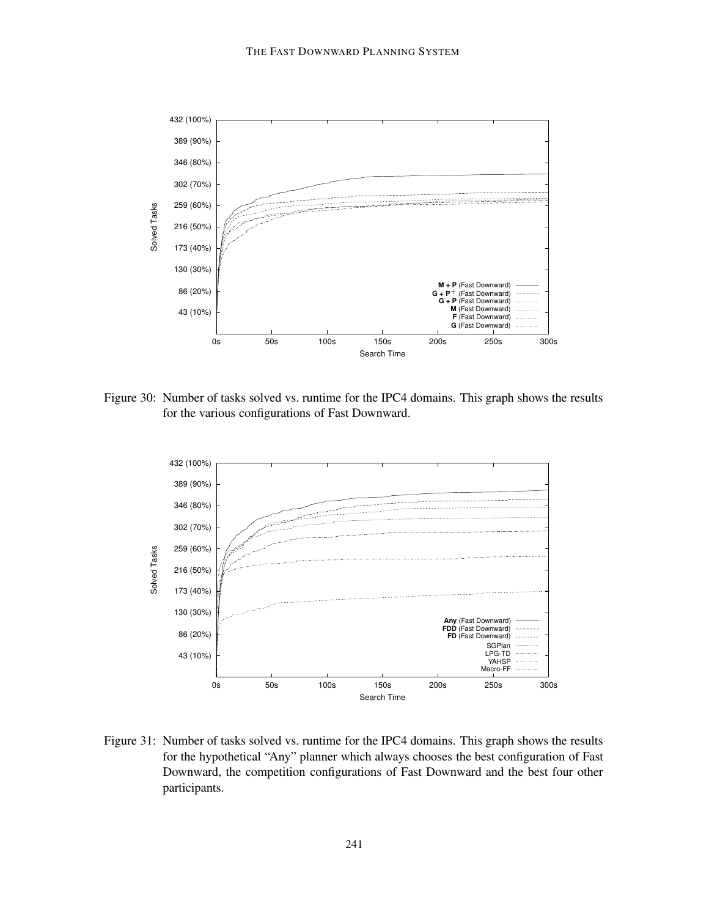Figure 30: Number of tasks solved vs. runtime for the IPC4 domains. This graph shows the results for the various configurations of Fast Downward.

Figure 31: Number of tasks solved vs. runtime for the IPC4 domains. This graph shows the results for the hypothetical "Any" planner which always chooses the best configuration of Fast Downward, the competition configurations of Fast Downward and the best four other participants.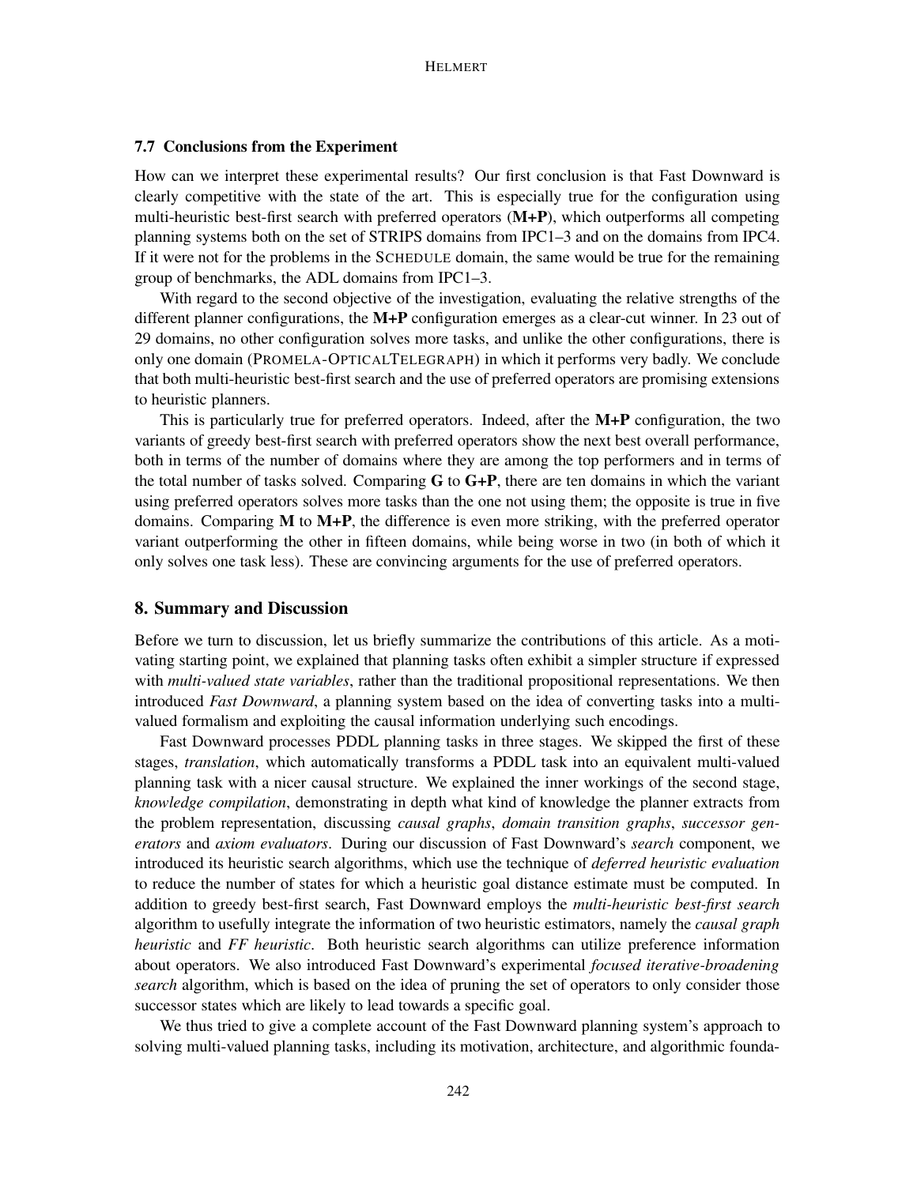### 7.7 Conclusions from the Experiment

How can we interpret these experimental results? Our first conclusion is that Fast Downward is clearly competitive with the state of the art. This is especially true for the configuration using multi-heuristic best-first search with preferred operators (**M+P**), which outperforms all competing planning systems both on the set of STRIPS domains from IPC1–3 and on the domains from IPC4. If it were not for the problems in the SCHEDULE domain, the same would be true for the remaining group of benchmarks, the ADL domains from IPC1–3.

With regard to the second objective of the investigation, evaluating the relative strengths of the different planner configurations, the **M+P** configuration emerges as a clear-cut winner. In 23 out of 29 domains, no other configuration solves more tasks, and unlike the other configurations, there is only one domain (PROMELA-OPTICALTELEGRAPH) in which it performs very badly. We conclude that both multi-heuristic best-first search and the use of preferred operators are promising extensions to heuristic planners.

This is particularly true for preferred operators. Indeed, after the **M+P** configuration, the two variants of greedy best-first search with preferred operators show the next best overall performance, both in terms of the number of domains where they are among the top performers and in terms of the total number of tasks solved. Comparing **G** to **G+P**, there are ten domains in which the variant using preferred operators solves more tasks than the one not using them; the opposite is true in five domains. Comparing **M** to **M+P**, the difference is even more striking, with the preferred operator variant outperforming the other in fifteen domains, while being worse in two (in both of which it only solves one task less). These are convincing arguments for the use of preferred operators.

## 8. Summary and Discussion

Before we turn to discussion, let us briefly summarize the contributions of this article. As a motivating starting point, we explained that planning tasks often exhibit a simpler structure if expressed with *multi-valued state variables*, rather than the traditional propositional representations. We then introduced *Fast Downward*, a planning system based on the idea of converting tasks into a multi-valued formalism and exploiting the causal information underlying such encodings.

Fast Downward processes PDDL planning tasks in three stages. We skipped the first of these stages, *translation*, which automatically transforms a PDDL task into an equivalent multi-valued planning task with a nicer causal structure. We explained the inner workings of the second stage, *knowledge compilation*, demonstrating in depth what kind of knowledge the planner extracts from the problem representation, discussing *causal graphs*, *domain transition graphs*, *successor generators* and *axiom evaluators*. During our discussion of Fast Downward's *search* component, we introduced its heuristic search algorithms, which use the technique of *deferred heuristic evaluation* to reduce the number of states for which a heuristic goal distance estimate must be computed. In addition to greedy best-first search, Fast Downward employs the *multi-heuristic best-first search* algorithm to usefully integrate the information of two heuristic estimators, namely the *causal graph heuristic* and *FF heuristic*. Both heuristic search algorithms can utilize preference information about operators. We also introduced Fast Downward's experimental *focused iterative-broadening search* algorithm, which is based on the idea of pruning the set of operators to only consider those successor states which are likely to lead towards a specific goal.

We thus tried to give a complete account of the Fast Downward planning system's approach to solving multi-valued planning tasks, including its motivation, architecture, and algorithmic founda-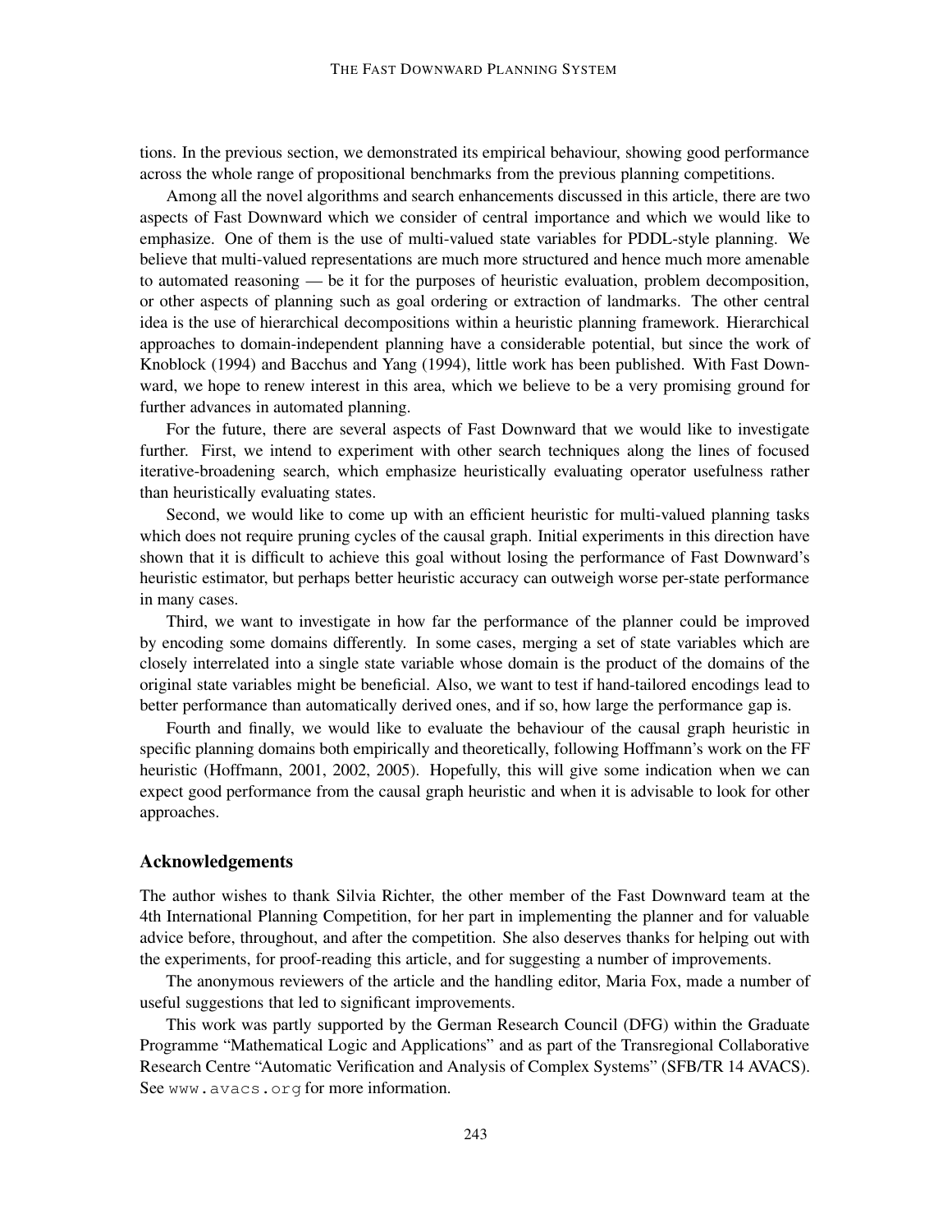tions. In the previous section, we demonstrated its empirical behaviour, showing good performance across the whole range of propositional benchmarks from the previous planning competitions.

Among all the novel algorithms and search enhancements discussed in this article, there are two aspects of Fast Downward which we consider of central importance and which we would like to emphasize. One of them is the use of multi-valued state variables for PDDL-style planning. We believe that multi-valued representations are much more structured and hence much more amenable to automated reasoning — be it for the purposes of heuristic evaluation, problem decomposition, or other aspects of planning such as goal ordering or extraction of landmarks. The other central idea is the use of hierarchical decompositions within a heuristic planning framework. Hierarchical approaches to domain-independent planning have a considerable potential, but since the work of Knoblock (1994) and Bacchus and Yang (1994), little work has been published. With Fast Downward, we hope to renew interest in this area, which we believe to be a very promising ground for further advances in automated planning.

For the future, there are several aspects of Fast Downward that we would like to investigate further. First, we intend to experiment with other search techniques along the lines of focused iterative-broadening search, which emphasize heuristically evaluating operator usefulness rather than heuristically evaluating states.

Second, we would like to come up with an efficient heuristic for multi-valued planning tasks which does not require pruning cycles of the causal graph. Initial experiments in this direction have shown that it is difficult to achieve this goal without losing the performance of Fast Downward's heuristic estimator, but perhaps better heuristic accuracy can outweigh worse per-state performance in many cases.

Third, we want to investigate in how far the performance of the planner could be improved by encoding some domains differently. In some cases, merging a set of state variables which are closely interrelated into a single state variable whose domain is the product of the domains of the original state variables might be beneficial. Also, we want to test if hand-tailored encodings lead to better performance than automatically derived ones, and if so, how large the performance gap is.

Fourth and finally, we would like to evaluate the behaviour of the causal graph heuristic in specific planning domains both empirically and theoretically, following Hoffmann's work on the FF heuristic (Hoffmann, 2001, 2002, 2005). Hopefully, this will give some indication when we can expect good performance from the causal graph heuristic and when it is advisable to look for other approaches.

## Acknowledgements

The author wishes to thank Silvia Richter, the other member of the Fast Downward team at the 4th International Planning Competition, for her part in implementing the planner and for valuable advice before, throughout, and after the competition. She also deserves thanks for helping out with the experiments, for proof-reading this article, and for suggesting a number of improvements.

The anonymous reviewers of the article and the handling editor, Maria Fox, made a number of useful suggestions that led to significant improvements.

This work was partly supported by the German Research Council (DFG) within the Graduate Programme "Mathematical Logic and Applications" and as part of the Transregional Collaborative Research Centre "Automatic Verification and Analysis of Complex Systems" (SFB/TR 14 AVACS). See `www.avacs.org` for more information.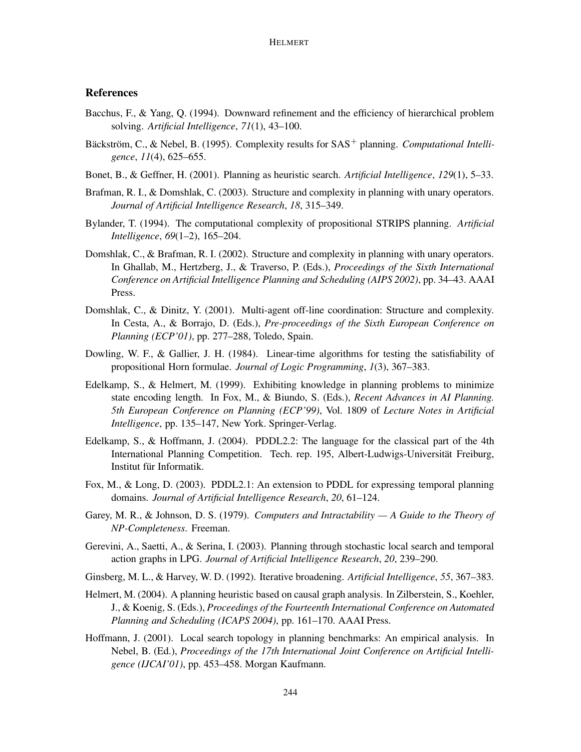## References

Bacchus, F., & Yang, Q. (1994). Downward refinement and the efficiency of hierarchical problem solving. *Artificial Intelligence*, *71*(1), 43–100.

Bäckström, C., & Nebel, B. (1995). Complexity results for SAS$^+$ planning. *Computational Intelligence*, *11*(4), 625–655.

Bonet, B., & Geffner, H. (2001). Planning as heuristic search. *Artificial Intelligence*, *129*(1), 5–33.

Brafman, R. I., & Domshlak, C. (2003). Structure and complexity in planning with unary operators. *Journal of Artificial Intelligence Research*, *18*, 315–349.

Bylander, T. (1994). The computational complexity of propositional STRIPS planning. *Artificial Intelligence*, *69*(1–2), 165–204.

Domshlak, C., & Brafman, R. I. (2002). Structure and complexity in planning with unary operators. In Ghallab, M., Hertzberg, J., & Traverso, P. (Eds.), *Proceedings of the Sixth International Conference on Artificial Intelligence Planning and Scheduling (AIPS 2002)*, pp. 34–43. AAAI Press.

Domshlak, C., & Dinitz, Y. (2001). Multi-agent off-line coordination: Structure and complexity. In Cesta, A., & Borrajo, D. (Eds.), *Pre-proceedings of the Sixth European Conference on Planning (ECP'01)*, pp. 277–288, Toledo, Spain.

Dowling, W. F., & Gallier, J. H. (1984). Linear-time algorithms for testing the satisfiability of propositional Horn formulae. *Journal of Logic Programming*, *1*(3), 367–383.

Edelkamp, S., & Helmert, M. (1999). Exhibiting knowledge in planning problems to minimize state encoding length. In Fox, M., & Biundo, S. (Eds.), *Recent Advances in AI Planning. 5th European Conference on Planning (ECP'99)*, Vol. 1809 of *Lecture Notes in Artificial Intelligence*, pp. 135–147, New York. Springer-Verlag.

Edelkamp, S., & Hoffmann, J. (2004). PDDL2.2: The language for the classical part of the 4th International Planning Competition. Tech. rep. 195, Albert-Ludwigs-Universität Freiburg, Institut für Informatik.

Fox, M., & Long, D. (2003). PDDL2.1: An extension to PDDL for expressing temporal planning domains. *Journal of Artificial Intelligence Research*, *20*, 61–124.

Garey, M. R., & Johnson, D. S. (1979). *Computers and Intractability — A Guide to the Theory of NP-Completeness*. Freeman.

Gerevini, A., Saetti, A., & Serina, I. (2003). Planning through stochastic local search and temporal action graphs in LPG. *Journal of Artificial Intelligence Research*, *20*, 239–290.

Ginsberg, M. L., & Harvey, W. D. (1992). Iterative broadening. *Artificial Intelligence*, *55*, 367–383.

Helmert, M. (2004). A planning heuristic based on causal graph analysis. In Zilberstein, S., Koehler, J., & Koenig, S. (Eds.), *Proceedings of the Fourteenth International Conference on Automated Planning and Scheduling (ICAPS 2004)*, pp. 161–170. AAAI Press.

Hoffmann, J. (2001). Local search topology in planning benchmarks: An empirical analysis. In Nebel, B. (Ed.), *Proceedings of the 17th International Joint Conference on Artificial Intelligence (IJCAI'01)*, pp. 453–458. Morgan Kaufmann.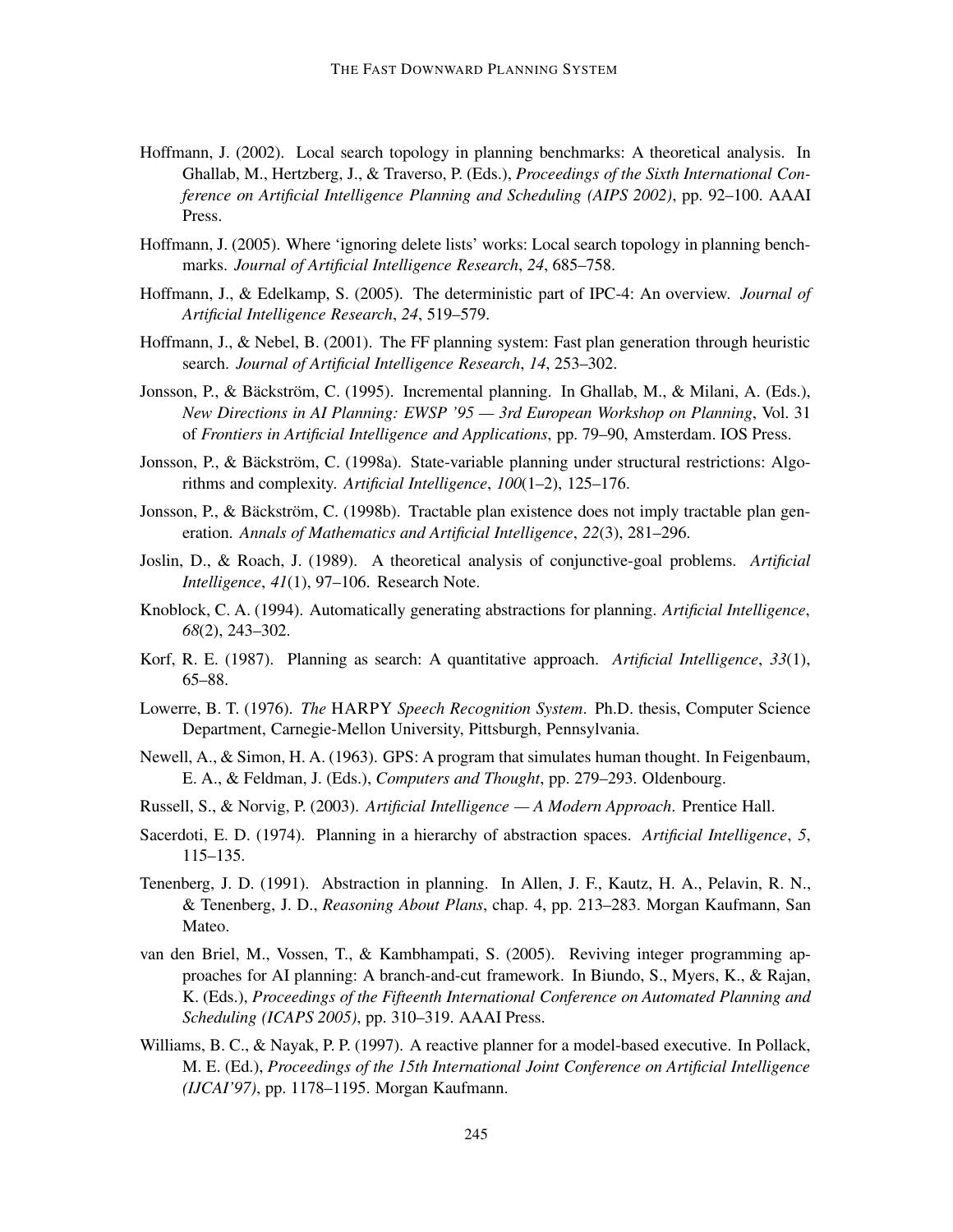Hoffmann, J. (2002). Local search topology in planning benchmarks: A theoretical analysis. In Ghallab, M., Hertzberg, J., & Traverso, P. (Eds.), *Proceedings of the Sixth International Conference on Artificial Intelligence Planning and Scheduling (AIPS 2002)*, pp. 92–100. AAAI Press.

Hoffmann, J. (2005). Where 'ignoring delete lists' works: Local search topology in planning benchmarks. *Journal of Artificial Intelligence Research*, *24*, 685–758.

Hoffmann, J., & Edelkamp, S. (2005). The deterministic part of IPC-4: An overview. *Journal of Artificial Intelligence Research*, *24*, 519–579.

Hoffmann, J., & Nebel, B. (2001). The FF planning system: Fast plan generation through heuristic search. *Journal of Artificial Intelligence Research*, *14*, 253–302.

Jonsson, P., & Bäckström, C. (1995). Incremental planning. In Ghallab, M., & Milani, A. (Eds.), *New Directions in AI Planning: EWSP '95 — 3rd European Workshop on Planning*, Vol. 31 of *Frontiers in Artificial Intelligence and Applications*, pp. 79–90, Amsterdam. IOS Press.

Jonsson, P., & Bäckström, C. (1998a). State-variable planning under structural restrictions: Algorithms and complexity. *Artificial Intelligence*, *100*(1–2), 125–176.

Jonsson, P., & Bäckström, C. (1998b). Tractable plan existence does not imply tractable plan generation. *Annals of Mathematics and Artificial Intelligence*, *22*(3), 281–296.

Joslin, D., & Roach, J. (1989). A theoretical analysis of conjunctive-goal problems. *Artificial Intelligence*, *41*(1), 97–106. Research Note.

Knoblock, C. A. (1994). Automatically generating abstractions for planning. *Artificial Intelligence*, *68*(2), 243–302.

Korf, R. E. (1987). Planning as search: A quantitative approach. *Artificial Intelligence*, *33*(1), 65–88.

Lowerre, B. T. (1976). *The* HARPY *Speech Recognition System*. Ph.D. thesis, Computer Science Department, Carnegie-Mellon University, Pittsburgh, Pennsylvania.

Newell, A., & Simon, H. A. (1963). GPS: A program that simulates human thought. In Feigenbaum, E. A., & Feldman, J. (Eds.), *Computers and Thought*, pp. 279–293. Oldenbourg.

Russell, S., & Norvig, P. (2003). *Artificial Intelligence — A Modern Approach*. Prentice Hall.

Sacerdoti, E. D. (1974). Planning in a hierarchy of abstraction spaces. *Artificial Intelligence*, *5*, 115–135.

Tenenberg, J. D. (1991). Abstraction in planning. In Allen, J. F., Kautz, H. A., Pelavin, R. N., & Tenenberg, J. D., *Reasoning About Plans*, chap. 4, pp. 213–283. Morgan Kaufmann, San Mateo.

van den Briel, M., Vossen, T., & Kambhampati, S. (2005). Reviving integer programming approaches for AI planning: A branch-and-cut framework. In Biundo, S., Myers, K., & Rajan, K. (Eds.), *Proceedings of the Fifteenth International Conference on Automated Planning and Scheduling (ICAPS 2005)*, pp. 310–319. AAAI Press.

Williams, B. C., & Nayak, P. P. (1997). A reactive planner for a model-based executive. In Pollack, M. E. (Ed.), *Proceedings of the 15th International Joint Conference on Artificial Intelligence (IJCAI'97)*, pp. 1178–1195. Morgan Kaufmann.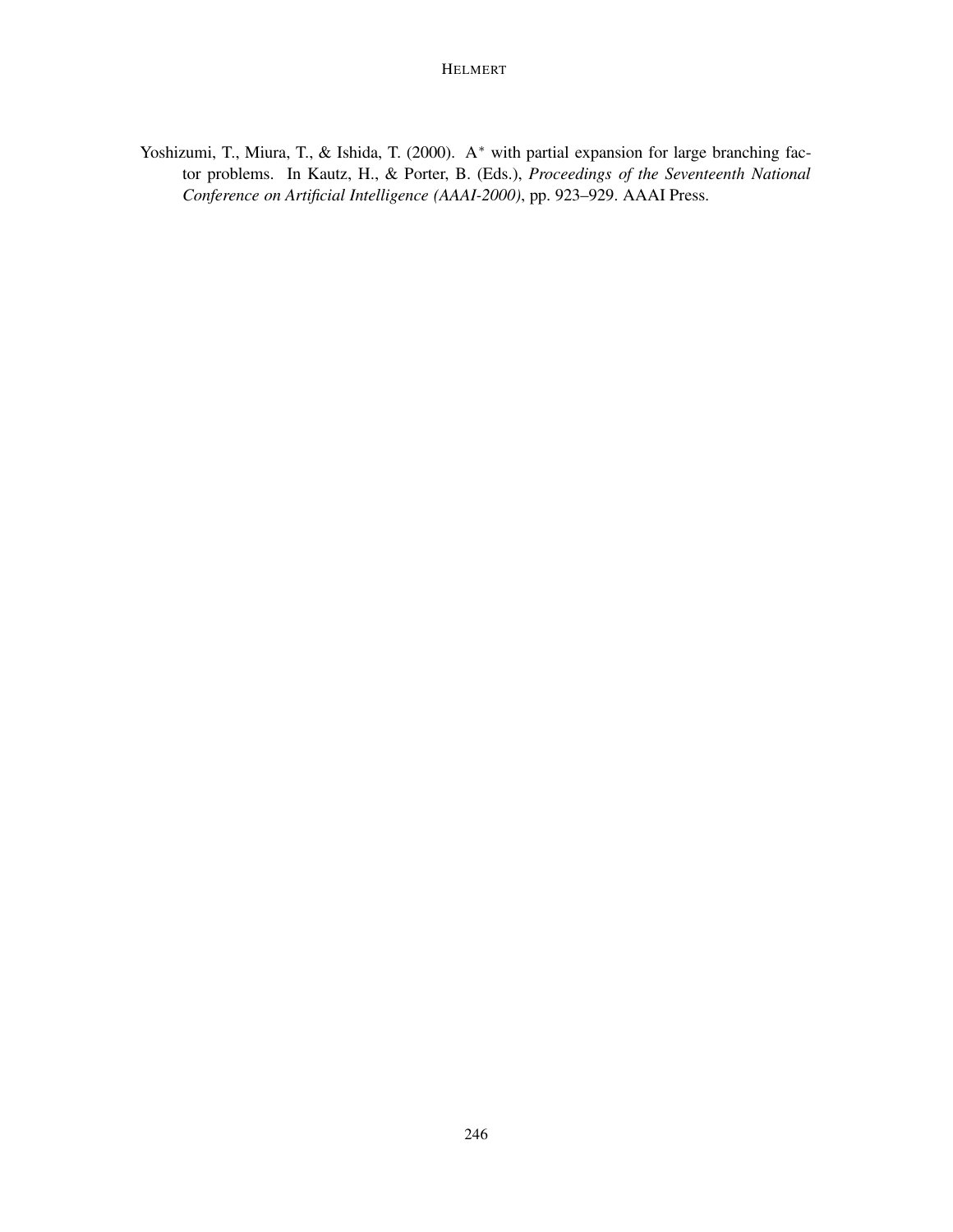Yoshizumi, T., Miura, T., & Ishida, T. (2000). A$^*$ with partial expansion for large branching factor problems. In Kautz, H., & Porter, B. (Eds.), *Proceedings of the Seventeenth National Conference on Artificial Intelligence (AAAI-2000)*, pp. 923–929. AAAI Press.